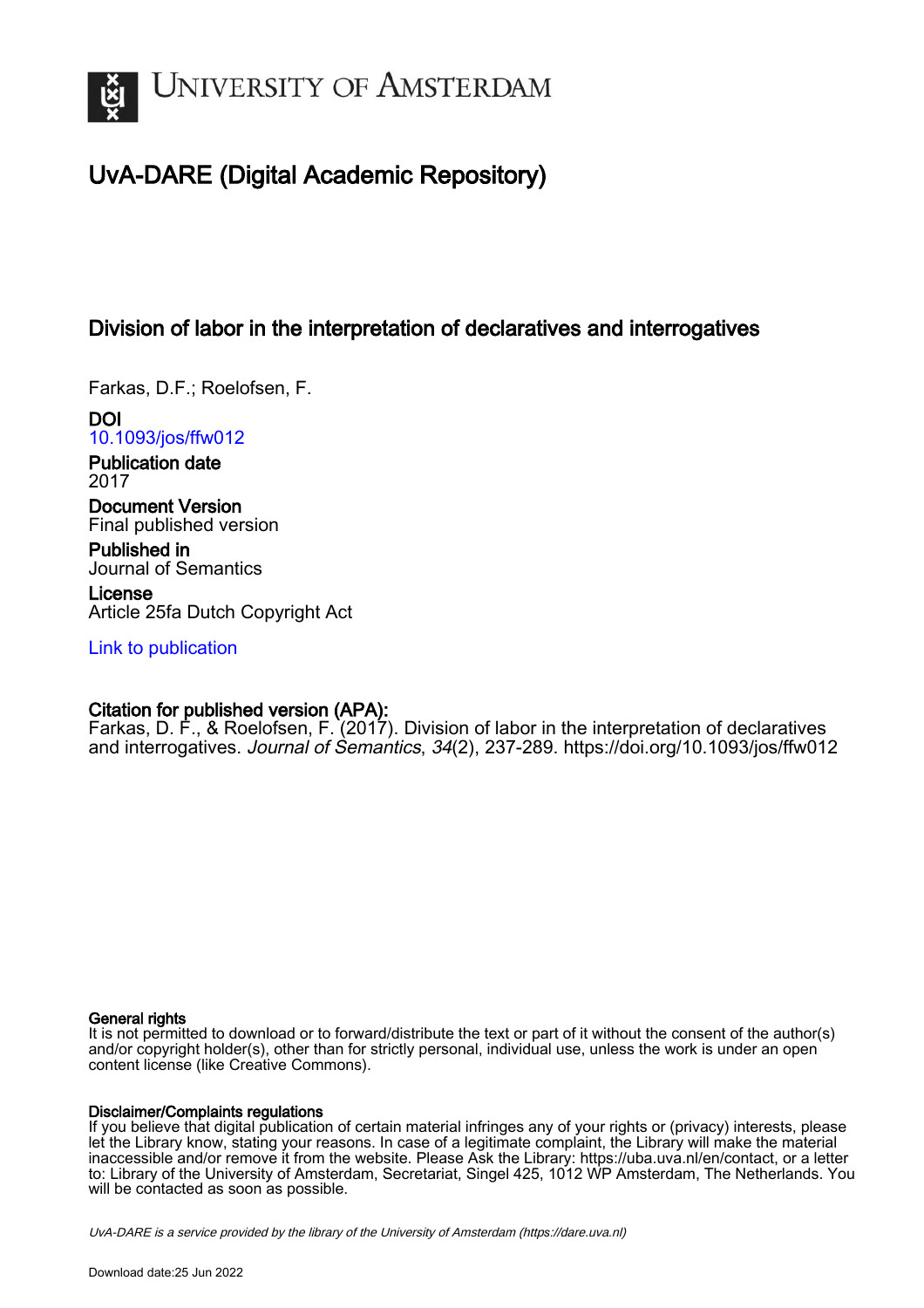# UNIVERSITY OF AMSTERDAM

## UvA-DARE (Digital Academic Repository)

### Division of labor in the interpretation of declaratives and interrogatives

Farkas, D.F.; Roelofsen, F.

**DOI**
10.1093/jos/ffw012

**Publication date**
2017

**Document Version**
Final published version

**Published in**
Journal of Semantics

**License**
Article 25fa Dutch Copyright Act

Link to publication

**Citation for published version (APA):**
Farkas, D. F., & Roelofsen, F. (2017). Division of labor in the interpretation of declaratives and interrogatives. *Journal of Semantics*, *34*(2), 237-289. https://doi.org/10.1093/jos/ffw012

**General rights**
It is not permitted to download or to forward/distribute the text or part of it without the consent of the author(s) and/or copyright holder(s), other than for strictly personal, individual use, unless the work is under an open content license (like Creative Commons).

**Disclaimer/Complaints regulations**
If you believe that digital publication of certain material infringes any of your rights or (privacy) interests, please let the Library know, stating your reasons. In case of a legitimate complaint, the Library will make the material inaccessible and/or remove it from the website. Please Ask the Library: https://uba.uva.nl/en/contact, or a letter to: Library of the University of Amsterdam, Secretariat, Singel 425, 1012 WP Amsterdam, The Netherlands. You will be contacted as soon as possible.

*UvA-DARE is a service provided by the library of the University of Amsterdam (https://dare.uva.nl)*

Download date:25 Jun 2022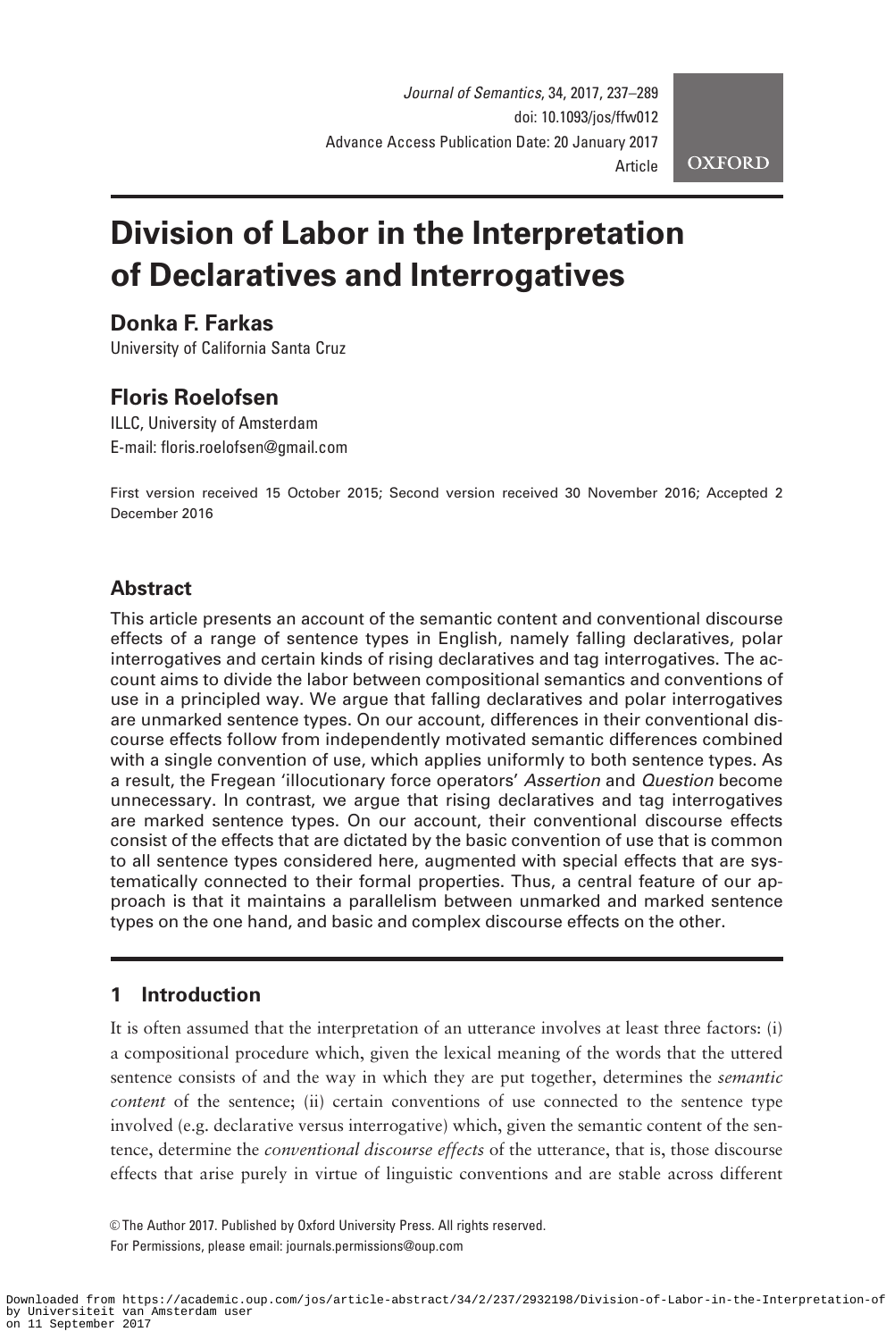# Division of Labor in the Interpretation of Declaratives and Interrogatives

## Donka F. Farkas

University of California Santa Cruz

## Floris Roelofsen

ILLC, University of Amsterdam

E-mail: floris.roelofsen@gmail.com

First version received 15 October 2015; Second version received 30 November 2016; Accepted 2 December 2016

## Abstract

This article presents an account of the semantic content and conventional discourse effects of a range of sentence types in English, namely falling declaratives, polar interrogatives and certain kinds of rising declaratives and tag interrogatives. The account aims to divide the labor between compositional semantics and conventions of use in a principled way. We argue that falling declaratives and polar interrogatives are unmarked sentence types. On our account, differences in their conventional discourse effects follow from independently motivated semantic differences combined with a single convention of use, which applies uniformly to both sentence types. As a result, the Fregean 'illocutionary force operators' *Assertion* and *Question* become unnecessary. In contrast, we argue that rising declaratives and tag interrogatives are marked sentence types. On our account, their conventional discourse effects consist of the effects that are dictated by the basic convention of use that is common to all sentence types considered here, augmented with special effects that are systematically connected to their formal properties. Thus, a central feature of our approach is that it maintains a parallelism between unmarked and marked sentence types on the one hand, and basic and complex discourse effects on the other.

## 1 Introduction

It is often assumed that the interpretation of an utterance involves at least three factors: (i) a compositional procedure which, given the lexical meaning of the words that the uttered sentence consists of and the way in which they are put together, determines the *semantic content* of the sentence; (ii) certain conventions of use connected to the sentence type involved (e.g. declarative versus interrogative) which, given the semantic content of the sentence, determine the *conventional discourse effects* of the utterance, that is, those discourse effects that arise purely in virtue of linguistic conventions and are stable across different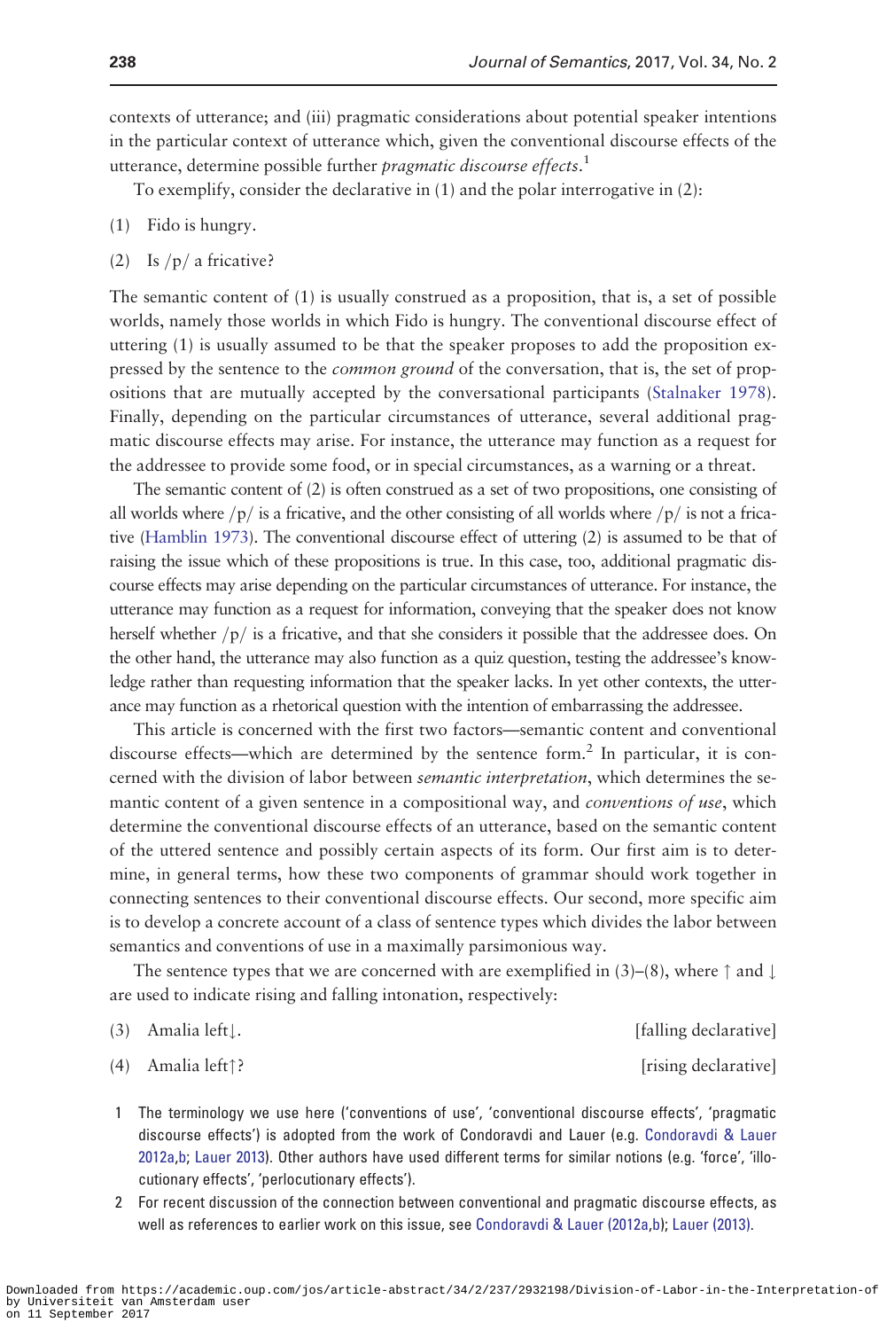contexts of utterance; and (iii) pragmatic considerations about potential speaker intentions in the particular context of utterance which, given the conventional discourse effects of the utterance, determine possible further *pragmatic discourse effects*.[1]

To exemplify, consider the declarative in (1) and the polar interrogative in (2):

(1) Fido is hungry.

(2) Is /p/ a fricative?

The semantic content of (1) is usually construed as a proposition, that is, a set of possible worlds, namely those worlds in which Fido is hungry. The conventional discourse effect of uttering (1) is usually assumed to be that the speaker proposes to add the proposition expressed by the sentence to the *common ground* of the conversation, that is, the set of propositions that are mutually accepted by the conversational participants (Stalnaker 1978). Finally, depending on the particular circumstances of utterance, several additional pragmatic discourse effects may arise. For instance, the utterance may function as a request for the addressee to provide some food, or in special circumstances, as a warning or a threat.

The semantic content of (2) is often construed as a set of two propositions, one consisting of all worlds where /p/ is a fricative, and the other consisting of all worlds where /p/ is not a fricative (Hamblin 1973). The conventional discourse effect of uttering (2) is assumed to be that of raising the issue which of these propositions is true. In this case, too, additional pragmatic discourse effects may arise depending on the particular circumstances of utterance. For instance, the utterance may function as a request for information, conveying that the speaker does not know herself whether /p/ is a fricative, and that she considers it possible that the addressee does. On the other hand, the utterance may also function as a quiz question, testing the addressee's knowledge rather than requesting information that the speaker lacks. In yet other contexts, the utterance may function as a rhetorical question with the intention of embarrassing the addressee.

This article is concerned with the first two factors—semantic content and conventional discourse effects—which are determined by the sentence form.[2] In particular, it is concerned with the division of labor between *semantic interpretation*, which determines the semantic content of a given sentence in a compositional way, and *conventions of use*, which determine the conventional discourse effects of an utterance, based on the semantic content of the uttered sentence and possibly certain aspects of its form. Our first aim is to determine, in general terms, how these two components of grammar should work together in connecting sentences to their conventional discourse effects. Our second, more specific aim is to develop a concrete account of a class of sentence types which divides the labor between semantics and conventions of use in a maximally parsimonious way.

The sentence types that we are concerned with are exemplified in (3)–(8), where ↑ and ↓ are used to indicate rising and falling intonation, respectively:

(3) Amalia left↓. [falling declarative]

(4) Amalia left↑? [rising declarative]

1 The terminology we use here ('conventions of use', 'conventional discourse effects', 'pragmatic discourse effects') is adopted from the work of Condoravdi and Lauer (e.g. Condoravdi & Lauer 2012a,b; Lauer 2013). Other authors have used different terms for similar notions (e.g. 'force', 'illocutionary effects', 'perlocutionary effects').

2 For recent discussion of the connection between conventional and pragmatic discourse effects, as well as references to earlier work on this issue, see Condoravdi & Lauer (2012a,b); Lauer (2013).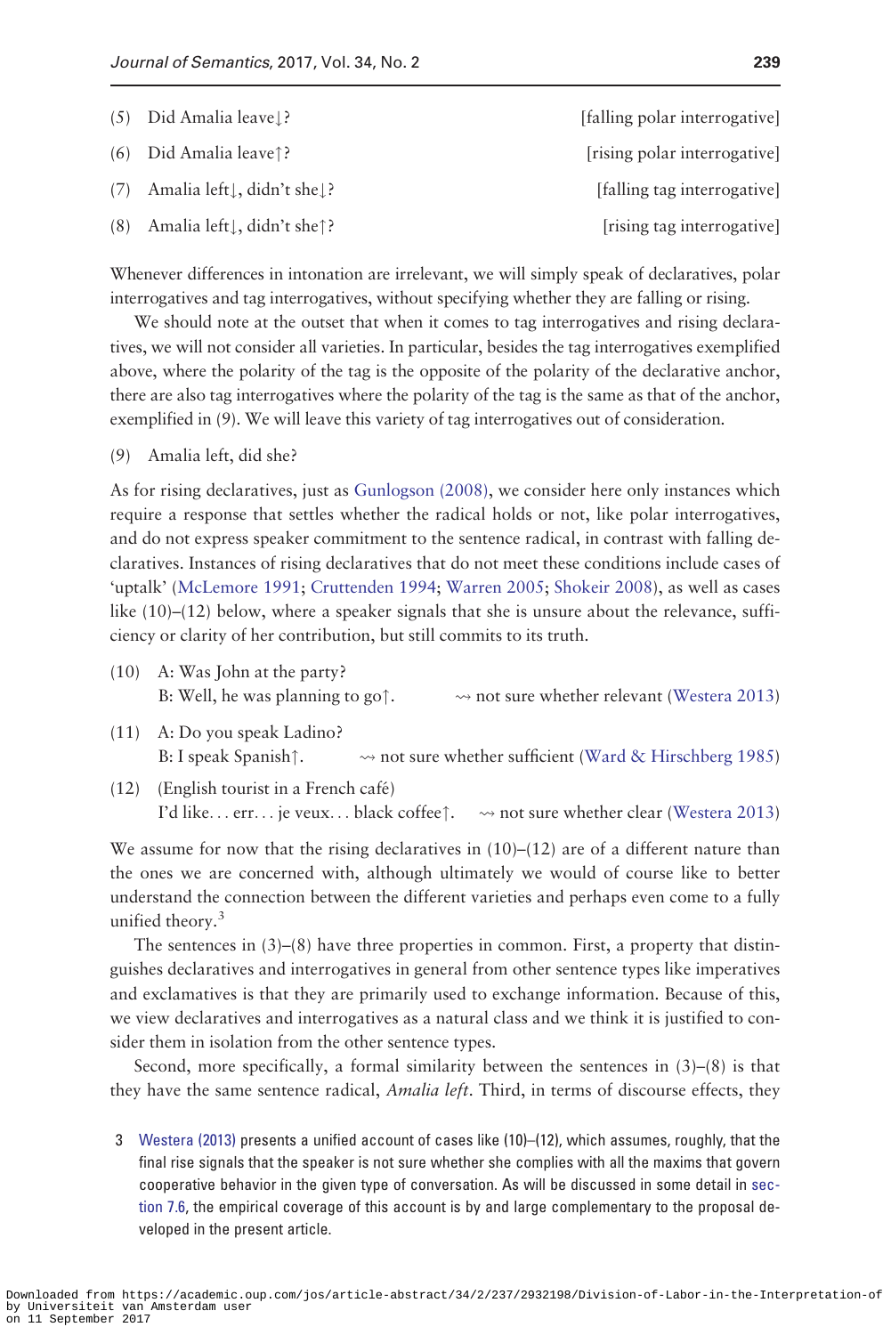(5) Did Amalia leave↓? [falling polar interrogative]

(6) Did Amalia leave↑? [rising polar interrogative]

(7) Amalia left↓, didn't she↓? [falling tag interrogative]

(8) Amalia left↓, didn't she↑? [rising tag interrogative]

Whenever differences in intonation are irrelevant, we will simply speak of declaratives, polar interrogatives and tag interrogatives, without specifying whether they are falling or rising.

We should note at the outset that when it comes to tag interrogatives and rising declaratives, we will not consider all varieties. In particular, besides the tag interrogatives exemplified above, where the polarity of the tag is the opposite of the polarity of the declarative anchor, there are also tag interrogatives where the polarity of the tag is the same as that of the anchor, exemplified in (9). We will leave this variety of tag interrogatives out of consideration.

(9) Amalia left, did she?

As for rising declaratives, just as Gunlogson (2008), we consider here only instances which require a response that settles whether the radical holds or not, like polar interrogatives, and do not express speaker commitment to the sentence radical, in contrast with falling declaratives. Instances of rising declaratives that do not meet these conditions include cases of 'uptalk' (McLemore 1991; Cruttenden 1994; Warren 2005; Shokeir 2008), as well as cases like (10)–(12) below, where a speaker signals that she is unsure about the relevance, sufficiency or clarity of her contribution, but still commits to its truth.

(10) A: Was John at the party?
B: Well, he was planning to go↑. ⇝ not sure whether relevant (Westera 2013)

(11) A: Do you speak Ladino?
B: I speak Spanish↑. ⇝ not sure whether sufficient (Ward & Hirschberg 1985)

(12) (English tourist in a French café)
I'd like... err... je veux... black coffee↑. ⇝ not sure whether clear (Westera 2013)

We assume for now that the rising declaratives in (10)–(12) are of a different nature than the ones we are concerned with, although ultimately we would of course like to better understand the connection between the different varieties and perhaps even come to a fully unified theory.[3]

The sentences in (3)–(8) have three properties in common. First, a property that distinguishes declaratives and interrogatives in general from other sentence types like imperatives and exclamatives is that they are primarily used to exchange information. Because of this, we view declaratives and interrogatives as a natural class and we think it is justified to consider them in isolation from the other sentence types.

Second, more specifically, a formal similarity between the sentences in (3)–(8) is that they have the same sentence radical, *Amalia left*. Third, in terms of discourse effects, they

[3] Westera (2013) presents a unified account of cases like (10)–(12), which assumes, roughly, that the final rise signals that the speaker is not sure whether she complies with all the maxims that govern cooperative behavior in the given type of conversation. As will be discussed in some detail in section 7.6, the empirical coverage of this account is by and large complementary to the proposal developed in the present article.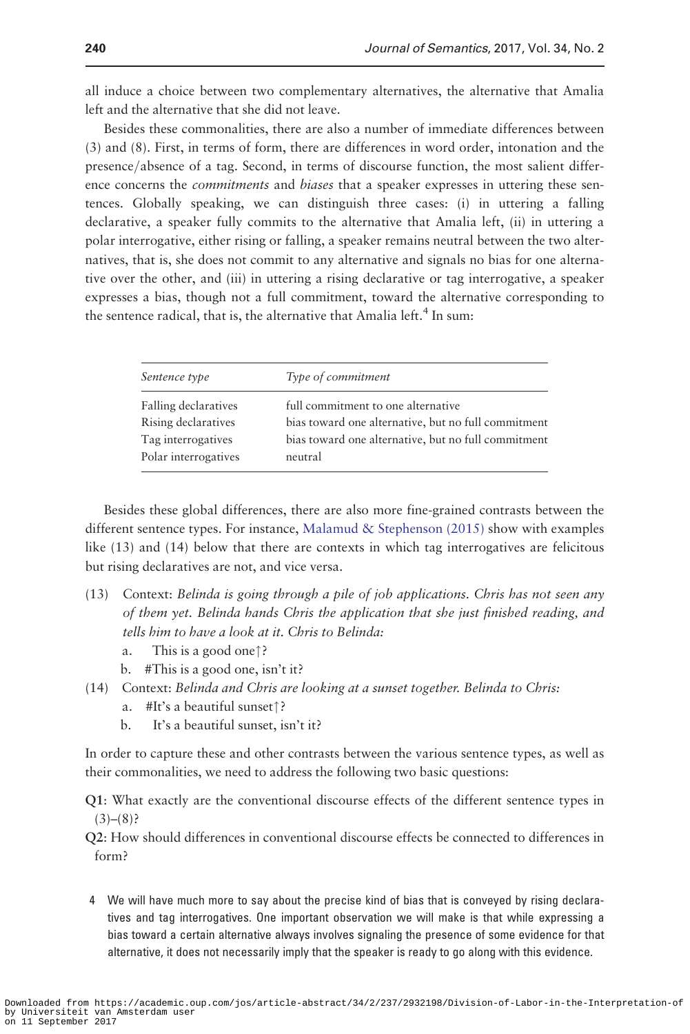all induce a choice between two complementary alternatives, the alternative that Amalia left and the alternative that she did not leave.

Besides these commonalities, there are also a number of immediate differences between (3) and (8). First, in terms of form, there are differences in word order, intonation and the presence/absence of a tag. Second, in terms of discourse function, the most salient difference concerns the *commitments* and *biases* that a speaker expresses in uttering these sentences. Globally speaking, we can distinguish three cases: (i) in uttering a falling declarative, a speaker fully commits to the alternative that Amalia left, (ii) in uttering a polar interrogative, either rising or falling, a speaker remains neutral between the two alternatives, that is, she does not commit to any alternative and signals no bias for one alternative over the other, and (iii) in uttering a rising declarative or tag interrogative, a speaker expresses a bias, though not a full commitment, toward the alternative corresponding to the sentence radical, that is, the alternative that Amalia left.[4] In sum:

| *Sentence type* | *Type of commitment* |
|---|---|
| Falling declaratives | full commitment to one alternative |
| Rising declaratives | bias toward one alternative, but no full commitment |
| Tag interrogatives | bias toward one alternative, but no full commitment |
| Polar interrogatives | neutral |

Besides these global differences, there are also more fine-grained contrasts between the different sentence types. For instance, Malamud & Stephenson (2015) show with examples like (13) and (14) below that there are contexts in which tag interrogatives are felicitous but rising declaratives are not, and vice versa.

(13) Context: *Belinda is going through a pile of job applications. Chris has not seen any of them yet. Belinda hands Chris the application that she just finished reading, and tells him to have a look at it. Chris to Belinda:*
  a. This is a good one↑?
  b. #This is a good one, isn't it?

(14) Context: *Belinda and Chris are looking at a sunset together. Belinda to Chris:*
  a. #It's a beautiful sunset↑?
  b. It's a beautiful sunset, isn't it?

In order to capture these and other contrasts between the various sentence types, as well as their commonalities, we need to address the following two basic questions:

**Q1**: What exactly are the conventional discourse effects of the different sentence types in (3)–(8)?

**Q2**: How should differences in conventional discourse effects be connected to differences in form?

4 We will have much more to say about the precise kind of bias that is conveyed by rising declaratives and tag interrogatives. One important observation we will make is that while expressing a bias toward a certain alternative always involves signaling the presence of some evidence for that alternative, it does not necessarily imply that the speaker is ready to go along with this evidence.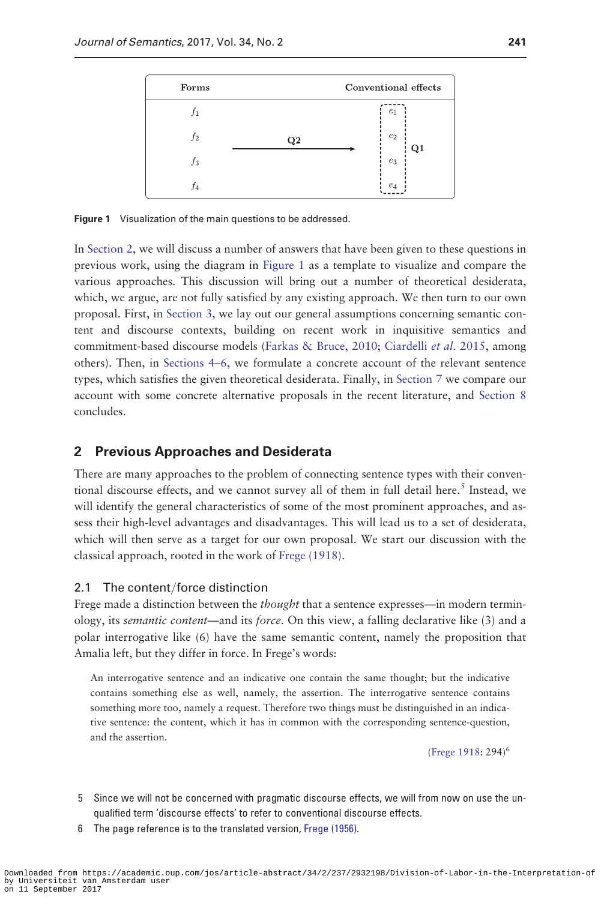Forms

Conventional effects

$f_1$

$f_2$

$f_3$

$f_4$

Q2

$e_1$

$e_2$

$e_3$

$e_4$

Q1

**Figure 1** Visualization of the main questions to be addressed.

In Section 2, we will discuss a number of answers that have been given to these questions in previous work, using the diagram in Figure 1 as a template to visualize and compare the various approaches. This discussion will bring out a number of theoretical desiderata, which, we argue, are not fully satisfied by any existing approach. We then turn to our own proposal. First, in Section 3, we lay out our general assumptions concerning semantic content and discourse contexts, building on recent work in inquisitive semantics and commitment-based discourse models (Farkas & Bruce, 2010; Ciardelli *et al*. 2015, among others). Then, in Sections 4–6, we formulate a concrete account of the relevant sentence types, which satisfies the given theoretical desiderata. Finally, in Section 7 we compare our account with some concrete alternative proposals in the recent literature, and Section 8 concludes.

## 2 Previous Approaches and Desiderata

There are many approaches to the problem of connecting sentence types with their conventional discourse effects, and we cannot survey all of them in full detail here.[5] Instead, we will identify the general characteristics of some of the most prominent approaches, and assess their high-level advantages and disadvantages. This will lead us to a set of desiderata, which will then serve as a target for our own proposal. We start our discussion with the classical approach, rooted in the work of Frege (1918).

### 2.1 The content/force distinction

Frege made a distinction between the *thought* that a sentence expresses—in modern terminology, its *semantic content*—and its *force*. On this view, a falling declarative like (3) and a polar interrogative like (6) have the same semantic content, namely the proposition that Amalia left, but they differ in force. In Frege's words:

> An interrogative sentence and an indicative one contain the same thought; but the indicative contains something else as well, namely, the assertion. The interrogative sentence contains something more too, namely a request. Therefore two things must be distinguished in an indicative sentence: the content, which it has in common with the corresponding sentence-question, and the assertion.
>
> (Frege 1918: 294)[6]

5 Since we will not be concerned with pragmatic discourse effects, we will from now on use the unqualified term 'discourse effects' to refer to conventional discourse effects.

6 The page reference is to the translated version, Frege (1956).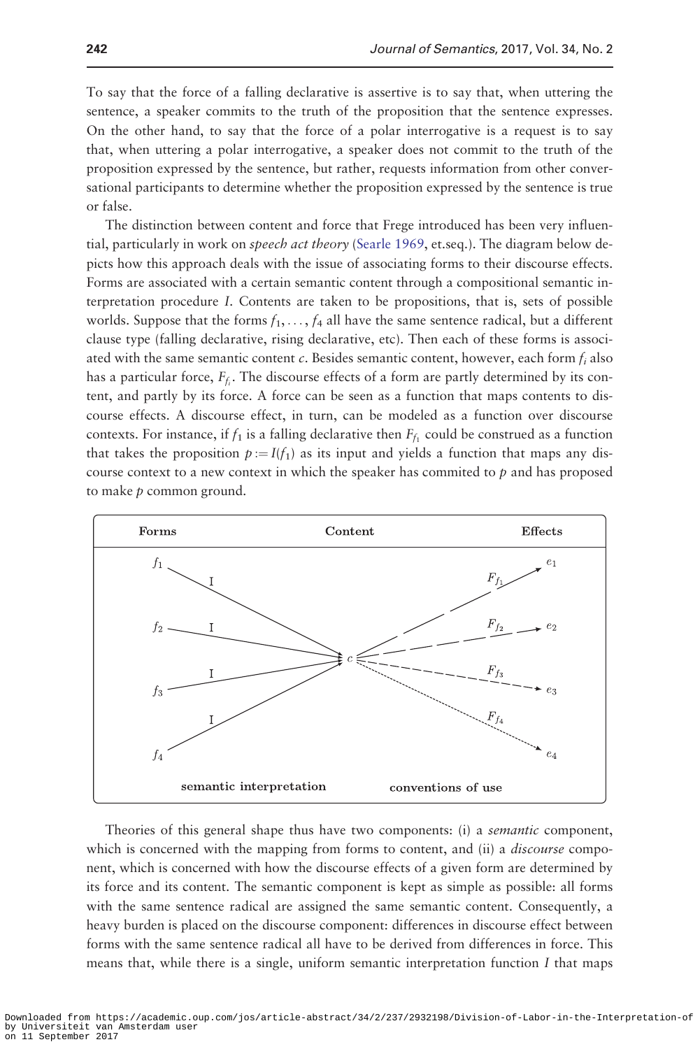To say that the force of a falling declarative is assertive is to say that, when uttering the sentence, a speaker commits to the truth of the proposition that the sentence expresses. On the other hand, to say that the force of a polar interrogative is a request is to say that, when uttering a polar interrogative, a speaker does not commit to the truth of the proposition expressed by the sentence, but rather, requests information from other conversational participants to determine whether the proposition expressed by the sentence is true or false.

The distinction between content and force that Frege introduced has been very influential, particularly in work on *speech act theory* (Searle 1969, et.seq.). The diagram below depicts how this approach deals with the issue of associating forms to their discourse effects. Forms are associated with a certain semantic content through a compositional semantic interpretation procedure *I*. Contents are taken to be propositions, that is, sets of possible worlds. Suppose that the forms $f_1, \ldots, f_4$ all have the same sentence radical, but a different clause type (falling declarative, rising declarative, etc). Then each of these forms is associated with the same semantic content *c*. Besides semantic content, however, each form $f_i$ also has a particular force, $F_{f_i}$. The discourse effects of a form are partly determined by its content, and partly by its force. A force can be seen as a function that maps contents to discourse effects. A discourse effect, in turn, can be modeled as a function over discourse contexts. For instance, if $f_1$ is a falling declarative then $F_{f_1}$ could be construed as a function that takes the proposition $p := I(f_1)$ as its input and yields a function that maps any discourse context to a new context in which the speaker has commited to *p* and has proposed to make *p* common ground.

Forms
Content
Effects
$f_1$
$f_2$
$f_3$
$f_4$
I
I
I
I
$c$
$F_{f_1}$
$F_{f_2}$
$F_{f_3}$
$F_{f_4}$
$e_1$
$e_2$
$e_3$
$e_4$
semantic interpretation
conventions of use

Theories of this general shape thus have two components: (i) a *semantic* component, which is concerned with the mapping from forms to content, and (ii) a *discourse* component, which is concerned with how the discourse effects of a given form are determined by its force and its content. The semantic component is kept as simple as possible: all forms with the same sentence radical are assigned the same semantic content. Consequently, a heavy burden is placed on the discourse component: differences in discourse effect between forms with the same sentence radical all have to be derived from differences in force. This means that, while there is a single, uniform semantic interpretation function *I* that maps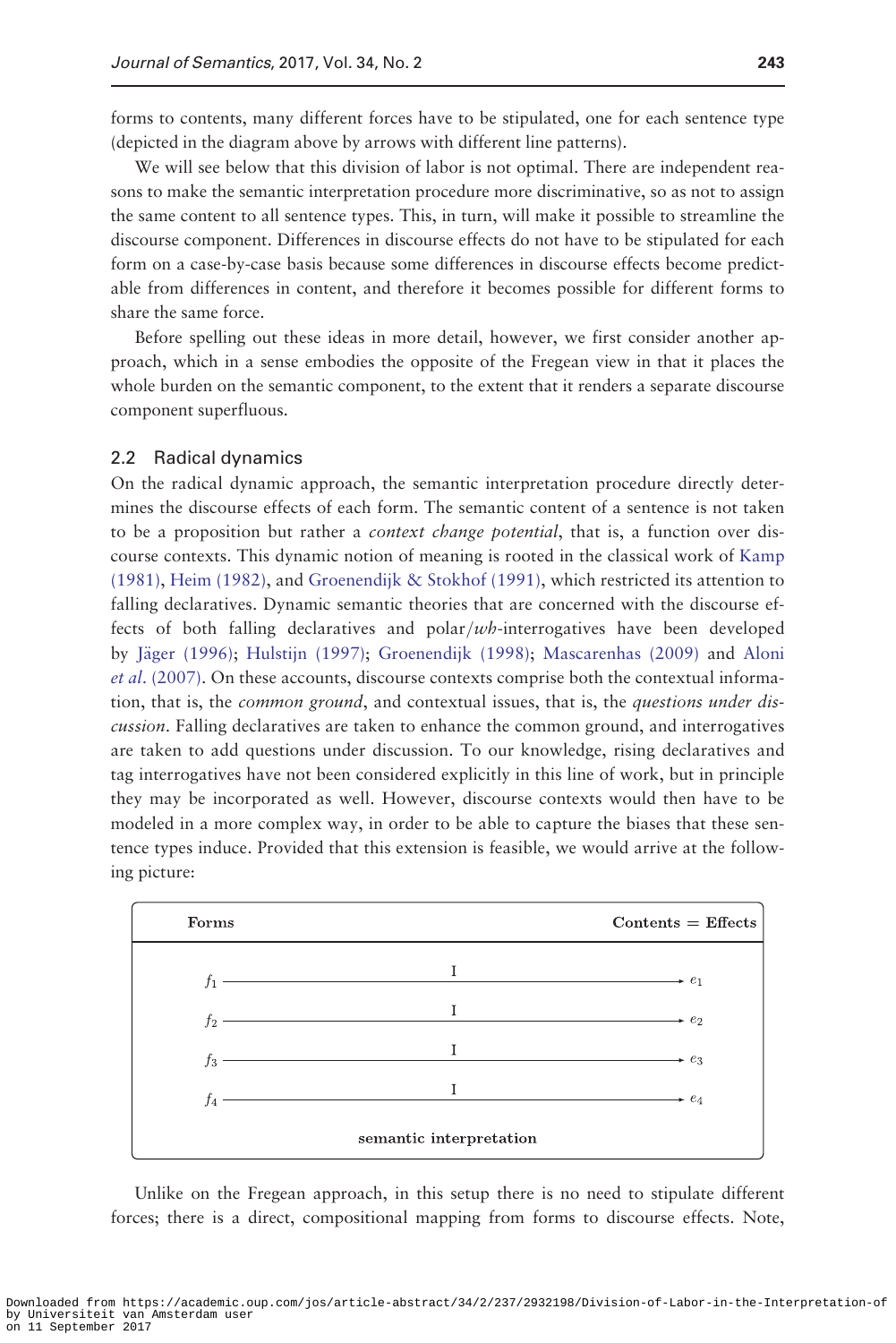forms to contents, many different forces have to be stipulated, one for each sentence type (depicted in the diagram above by arrows with different line patterns).

We will see below that this division of labor is not optimal. There are independent reasons to make the semantic interpretation procedure more discriminative, so as not to assign the same content to all sentence types. This, in turn, will make it possible to streamline the discourse component. Differences in discourse effects do not have to be stipulated for each form on a case-by-case basis because some differences in discourse effects become predictable from differences in content, and therefore it becomes possible for different forms to share the same force.

Before spelling out these ideas in more detail, however, we first consider another approach, which in a sense embodies the opposite of the Fregean view in that it places the whole burden on the semantic component, to the extent that it renders a separate discourse component superfluous.

## 2.2 Radical dynamics

On the radical dynamic approach, the semantic interpretation procedure directly determines the discourse effects of each form. The semantic content of a sentence is not taken to be a proposition but rather a *context change potential*, that is, a function over discourse contexts. This dynamic notion of meaning is rooted in the classical work of Kamp (1981), Heim (1982), and Groenendijk & Stokhof (1991), which restricted its attention to falling declaratives. Dynamic semantic theories that are concerned with the discourse effects of both falling declaratives and polar/*wh*-interrogatives have been developed by Jäger (1996); Hulstijn (1997); Groenendijk (1998); Mascarenhas (2009) and Aloni *et al*. (2007). On these accounts, discourse contexts comprise both the contextual information, that is, the *common ground*, and contextual issues, that is, the *questions under discussion*. Falling declaratives are taken to enhance the common ground, and interrogatives are taken to add questions under discussion. To our knowledge, rising declaratives and tag interrogatives have not been considered explicitly in this line of work, but in principle they may be incorporated as well. However, discourse contexts would then have to be modeled in a more complex way, in order to be able to capture the biases that these sentence types induce. Provided that this extension is feasible, we would arrive at the following picture:

**Forms** **Contents = Effects**

$f_1$ —— I ——→ $e_1$

$f_2$ —— I ——→ $e_2$

$f_3$ —— I ——→ $e_3$

$f_4$ —— I ——→ $e_4$

**semantic interpretation**

Unlike on the Fregean approach, in this setup there is no need to stipulate different forces; there is a direct, compositional mapping from forms to discourse effects. Note,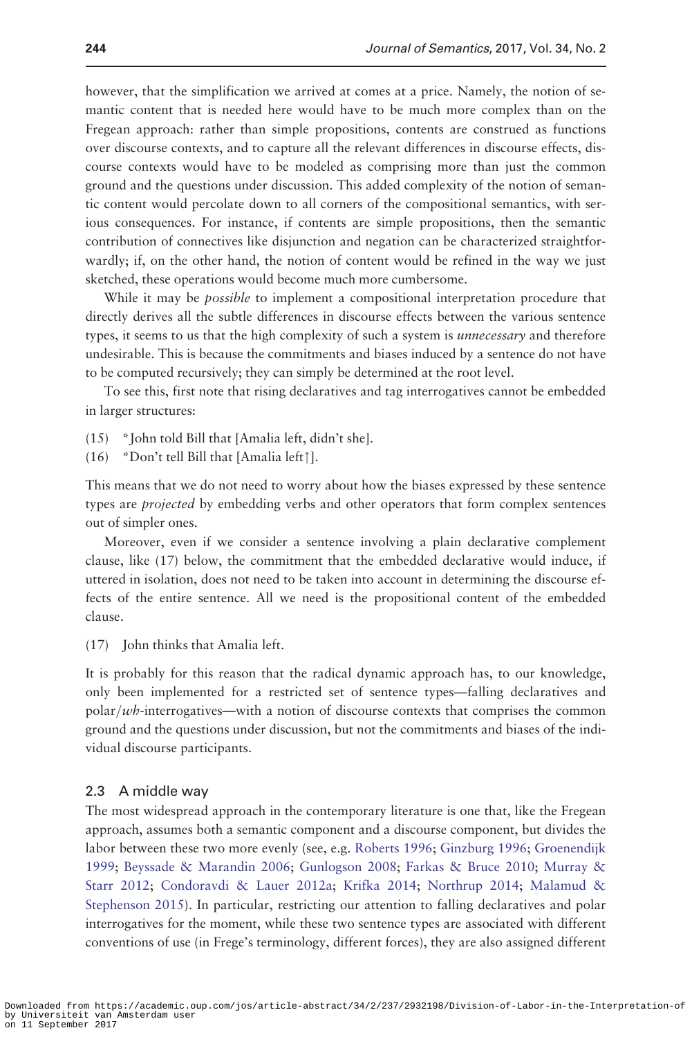however, that the simplification we arrived at comes at a price. Namely, the notion of semantic content that is needed here would have to be much more complex than on the Fregean approach: rather than simple propositions, contents are construed as functions over discourse contexts, and to capture all the relevant differences in discourse effects, discourse contexts would have to be modeled as comprising more than just the common ground and the questions under discussion. This added complexity of the notion of semantic content would percolate down to all corners of the compositional semantics, with serious consequences. For instance, if contents are simple propositions, then the semantic contribution of connectives like disjunction and negation can be characterized straightforwardly; if, on the other hand, the notion of content would be refined in the way we just sketched, these operations would become much more cumbersome.

While it may be *possible* to implement a compositional interpretation procedure that directly derives all the subtle differences in discourse effects between the various sentence types, it seems to us that the high complexity of such a system is *unnecessary* and therefore undesirable. This is because the commitments and biases induced by a sentence do not have to be computed recursively; they can simply be determined at the root level.

To see this, first note that rising declaratives and tag interrogatives cannot be embedded in larger structures:

(15) *John told Bill that [Amalia left, didn't she].

(16) *Don't tell Bill that [Amalia left↑].

This means that we do not need to worry about how the biases expressed by these sentence types are *projected* by embedding verbs and other operators that form complex sentences out of simpler ones.

Moreover, even if we consider a sentence involving a plain declarative complement clause, like (17) below, the commitment that the embedded declarative would induce, if uttered in isolation, does not need to be taken into account in determining the discourse effects of the entire sentence. All we need is the propositional content of the embedded clause.

(17) John thinks that Amalia left.

It is probably for this reason that the radical dynamic approach has, to our knowledge, only been implemented for a restricted set of sentence types—falling declaratives and polar/*wh*-interrogatives—with a notion of discourse contexts that comprises the common ground and the questions under discussion, but not the commitments and biases of the individual discourse participants.

### 2.3 A middle way

The most widespread approach in the contemporary literature is one that, like the Fregean approach, assumes both a semantic component and a discourse component, but divides the labor between these two more evenly (see, e.g. Roberts 1996; Ginzburg 1996; Groenendijk 1999; Beyssade & Marandin 2006; Gunlogson 2008; Farkas & Bruce 2010; Murray & Starr 2012; Condoravdi & Lauer 2012a; Krifka 2014; Northrup 2014; Malamud & Stephenson 2015). In particular, restricting our attention to falling declaratives and polar interrogatives for the moment, while these two sentence types are associated with different conventions of use (in Frege's terminology, different forces), they are also assigned different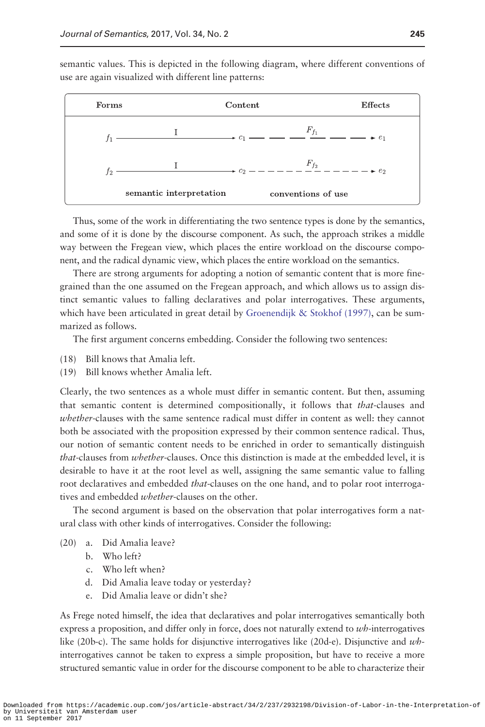semantic values. This is depicted in the following diagram, where different conventions of use are again visualized with different line patterns:

Forms Content Effects

$f_1$ I $c_1$ $F_{f_1}$ $e_1$

$f_2$ I $c_2$ $F_{f_2}$ $e_2$

semantic interpretation conventions of use

Thus, some of the work in differentiating the two sentence types is done by the semantics, and some of it is done by the discourse component. As such, the approach strikes a middle way between the Fregean view, which places the entire workload on the discourse component, and the radical dynamic view, which places the entire workload on the semantics.

There are strong arguments for adopting a notion of semantic content that is more fine-grained than the one assumed on the Fregean approach, and which allows us to assign distinct semantic values to falling declaratives and polar interrogatives. These arguments, which have been articulated in great detail by Groenendijk & Stokhof (1997), can be summarized as follows.

The first argument concerns embedding. Consider the following two sentences:

(18) Bill knows that Amalia left.

(19) Bill knows whether Amalia left.

Clearly, the two sentences as a whole must differ in semantic content. But then, assuming that semantic content is determined compositionally, it follows that *that*-clauses and *whether*-clauses with the same sentence radical must differ in content as well: they cannot both be associated with the proposition expressed by their common sentence radical. Thus, our notion of semantic content needs to be enriched in order to semantically distinguish *that*-clauses from *whether*-clauses. Once this distinction is made at the embedded level, it is desirable to have it at the root level as well, assigning the same semantic value to falling root declaratives and embedded *that*-clauses on the one hand, and to polar root interrogatives and embedded *whether*-clauses on the other.

The second argument is based on the observation that polar interrogatives form a natural class with other kinds of interrogatives. Consider the following:

(20) a. Did Amalia leave?
  b. Who left?
  c. Who left when?
  d. Did Amalia leave today or yesterday?
  e. Did Amalia leave or didn't she?

As Frege noted himself, the idea that declaratives and polar interrogatives semantically both express a proposition, and differ only in force, does not naturally extend to *wh*-interrogatives like (20b-c). The same holds for disjunctive interrogatives like (20d-e). Disjunctive and *wh*-interrogatives cannot be taken to express a simple proposition, but have to receive a more structured semantic value in order for the discourse component to be able to characterize their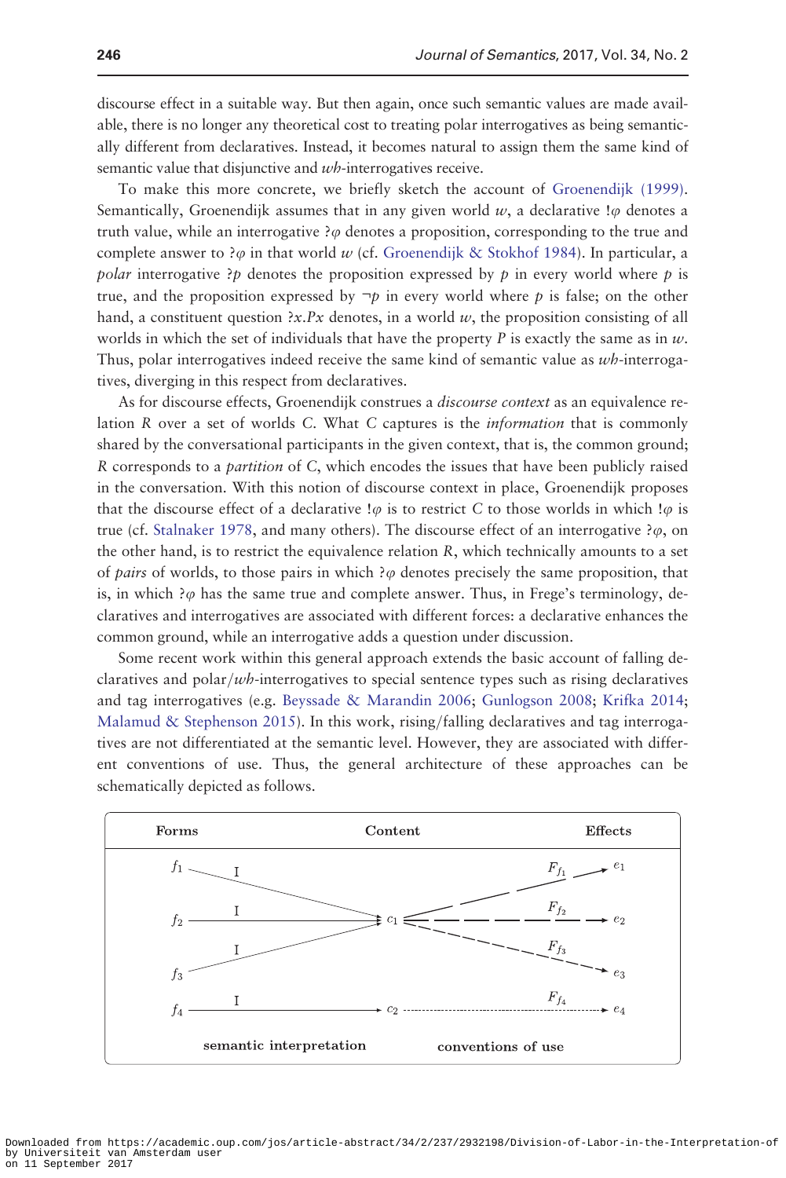discourse effect in a suitable way. But then again, once such semantic values are made available, there is no longer any theoretical cost to treating polar interrogatives as being semantically different from declaratives. Instead, it becomes natural to assign them the same kind of semantic value that disjunctive and *wh*-interrogatives receive.

To make this more concrete, we briefly sketch the account of Groenendijk (1999). Semantically, Groenendijk assumes that in any given world $w$, a declarative $!\varphi$ denotes a truth value, while an interrogative $?\varphi$ denotes a proposition, corresponding to the true and complete answer to $?\varphi$ in that world $w$ (cf. Groenendijk & Stokhof 1984). In particular, a *polar* interrogative $?p$ denotes the proposition expressed by $p$ in every world where $p$ is true, and the proposition expressed by $\neg p$ in every world where $p$ is false; on the other hand, a constituent question $?x.Px$ denotes, in a world $w$, the proposition consisting of all worlds in which the set of individuals that have the property $P$ is exactly the same as in $w$. Thus, polar interrogatives indeed receive the same kind of semantic value as *wh*-interrogatives, diverging in this respect from declaratives.

As for discourse effects, Groenendijk construes a *discourse context* as an equivalence relation $R$ over a set of worlds $C$. What $C$ captures is the *information* that is commonly shared by the conversational participants in the given context, that is, the common ground; $R$ corresponds to a *partition* of $C$, which encodes the issues that have been publicly raised in the conversation. With this notion of discourse context in place, Groenendijk proposes that the discourse effect of a declarative $!\varphi$ is to restrict $C$ to those worlds in which $!\varphi$ is true (cf. Stalnaker 1978, and many others). The discourse effect of an interrogative $?\varphi$, on the other hand, is to restrict the equivalence relation $R$, which technically amounts to a set of *pairs* of worlds, to those pairs in which $?\varphi$ denotes precisely the same proposition, that is, in which $?\varphi$ has the same true and complete answer. Thus, in Frege's terminology, declaratives and interrogatives are associated with different forces: a declarative enhances the common ground, while an interrogative adds a question under discussion.

Some recent work within this general approach extends the basic account of falling declaratives and polar/*wh*-interrogatives to special sentence types such as rising declaratives and tag interrogatives (e.g. Beyssade & Marandin 2006; Gunlogson 2008; Krifka 2014; Malamud & Stephenson 2015). In this work, rising/falling declaratives and tag interrogatives are not differentiated at the semantic level. However, they are associated with different conventions of use. Thus, the general architecture of these approaches can be schematically depicted as follows.

Forms
Content
Effects
$f_1$
$f_2$
$f_3$
$f_4$
I
I
I
I
$c_1$
$c_2$
$F_{f_1}$
$F_{f_2}$
$F_{f_3}$
$F_{f_4}$
$e_1$
$e_2$
$e_3$
$e_4$
semantic interpretation
conventions of use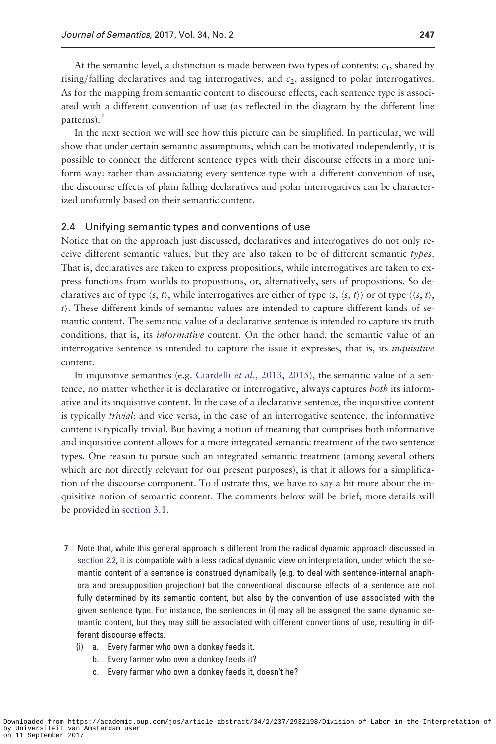At the semantic level, a distinction is made between two types of contents: $c_1$, shared by rising/falling declaratives and tag interrogatives, and $c_2$, assigned to polar interrogatives. As for the mapping from semantic content to discourse effects, each sentence type is associated with a different convention of use (as reflected in the diagram by the different line patterns).[7]

In the next section we will see how this picture can be simplified. In particular, we will show that under certain semantic assumptions, which can be motivated independently, it is possible to connect the different sentence types with their discourse effects in a more uniform way: rather than associating every sentence type with a different convention of use, the discourse effects of plain falling declaratives and polar interrogatives can be characterized uniformly based on their semantic content.

## 2.4 Unifying semantic types and conventions of use

Notice that on the approach just discussed, declaratives and interrogatives do not only receive different semantic values, but they are also taken to be of different semantic *types*. That is, declaratives are taken to express propositions, while interrogatives are taken to express functions from worlds to propositions, or, alternatively, sets of propositions. So declaratives are of type $\langle s, t\rangle$, while interrogatives are either of type $\langle s, \langle s, t\rangle\rangle$ or of type $\langle\langle s, t\rangle, t\rangle$. These different kinds of semantic values are intended to capture different kinds of semantic content. The semantic value of a declarative sentence is intended to capture its truth conditions, that is, its *informative* content. On the other hand, the semantic value of an interrogative sentence is intended to capture the issue it expresses, that is, its *inquisitive* content.

In inquisitive semantics (e.g. Ciardelli *et al*., 2013, 2015), the semantic value of a sentence, no matter whether it is declarative or interrogative, always captures *both* its informative and its inquisitive content. In the case of a declarative sentence, the inquisitive content is typically *trivial*; and vice versa, in the case of an interrogative sentence, the informative content is typically trivial. But having a notion of meaning that comprises both informative and inquisitive content allows for a more integrated semantic treatment of the two sentence types. One reason to pursue such an integrated semantic treatment (among several others which are not directly relevant for our present purposes), is that it allows for a simplification of the discourse component. To illustrate this, we have to say a bit more about the inquisitive notion of semantic content. The comments below will be brief; more details will be provided in section 3.1.

7 Note that, while this general approach is different from the radical dynamic approach discussed in section 2.2, it is compatible with a less radical dynamic view on interpretation, under which the semantic content of a sentence is construed dynamically (e.g. to deal with sentence-internal anaphora and presupposition projection) but the conventional discourse effects of a sentence are not fully determined by its semantic content, but also by the convention of use associated with the given sentence type. For instance, the sentences in (i) may all be assigned the same dynamic semantic content, but they may still be associated with different conventions of use, resulting in different discourse effects.

(i) a. Every farmer who own a donkey feeds it.
    b. Every farmer who own a donkey feeds it?
    c. Every farmer who own a donkey feeds it, doesn't he?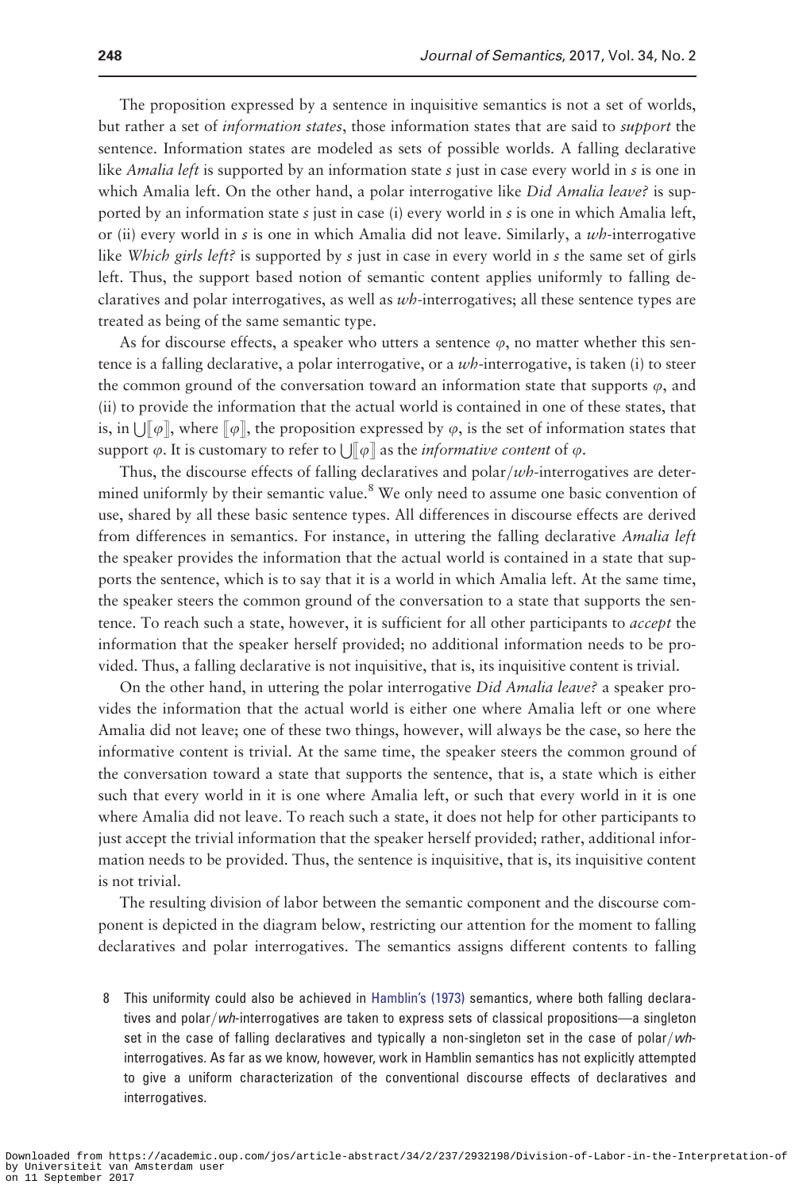The proposition expressed by a sentence in inquisitive semantics is not a set of worlds, but rather a set of *information states*, those information states that are said to *support* the sentence. Information states are modeled as sets of possible worlds. A falling declarative like *Amalia left* is supported by an information state $s$ just in case every world in $s$ is one in which Amalia left. On the other hand, a polar interrogative like *Did Amalia leave?* is supported by an information state $s$ just in case (i) every world in $s$ is one in which Amalia left, or (ii) every world in $s$ is one in which Amalia did not leave. Similarly, a *wh*-interrogative like *Which girls left?* is supported by $s$ just in case in every world in $s$ the same set of girls left. Thus, the support based notion of semantic content applies uniformly to falling declaratives and polar interrogatives, as well as *wh*-interrogatives; all these sentence types are treated as being of the same semantic type.

As for discourse effects, a speaker who utters a sentence $\varphi$, no matter whether this sentence is a falling declarative, a polar interrogative, or a *wh*-interrogative, is taken (i) to steer the common ground of the conversation toward an information state that supports $\varphi$, and (ii) to provide the information that the actual world is contained in one of these states, that is, in $\bigcup[\![\varphi]\!]$, where $[\![\varphi]\!]$, the proposition expressed by $\varphi$, is the set of information states that support $\varphi$. It is customary to refer to $\bigcup[\![\varphi]\!]$ as the *informative content* of $\varphi$.

Thus, the discourse effects of falling declaratives and polar/*wh*-interrogatives are determined uniformly by their semantic value.[8] We only need to assume one basic convention of use, shared by all these basic sentence types. All differences in discourse effects are derived from differences in semantics. For instance, in uttering the falling declarative *Amalia left* the speaker provides the information that the actual world is contained in a state that supports the sentence, which is to say that it is a world in which Amalia left. At the same time, the speaker steers the common ground of the conversation to a state that supports the sentence. To reach such a state, however, it is sufficient for all other participants to *accept* the information that the speaker herself provided; no additional information needs to be provided. Thus, a falling declarative is not inquisitive, that is, its inquisitive content is trivial.

On the other hand, in uttering the polar interrogative *Did Amalia leave?* a speaker provides the information that the actual world is either one where Amalia left or one where Amalia did not leave; one of these two things, however, will always be the case, so here the informative content is trivial. At the same time, the speaker steers the common ground of the conversation toward a state that supports the sentence, that is, a state which is either such that every world in it is one where Amalia left, or such that every world in it is one where Amalia did not leave. To reach such a state, it does not help for other participants to just accept the trivial information that the speaker herself provided; rather, additional information needs to be provided. Thus, the sentence is inquisitive, that is, its inquisitive content is not trivial.

The resulting division of labor between the semantic component and the discourse component is depicted in the diagram below, restricting our attention for the moment to falling declaratives and polar interrogatives. The semantics assigns different contents to falling

8 This uniformity could also be achieved in Hamblin's (1973) semantics, where both falling declaratives and polar/*wh*-interrogatives are taken to express sets of classical propositions—a singleton set in the case of falling declaratives and typically a non-singleton set in the case of polar/*wh*-interrogatives. As far as we know, however, work in Hamblin semantics has not explicitly attempted to give a uniform characterization of the conventional discourse effects of declaratives and interrogatives.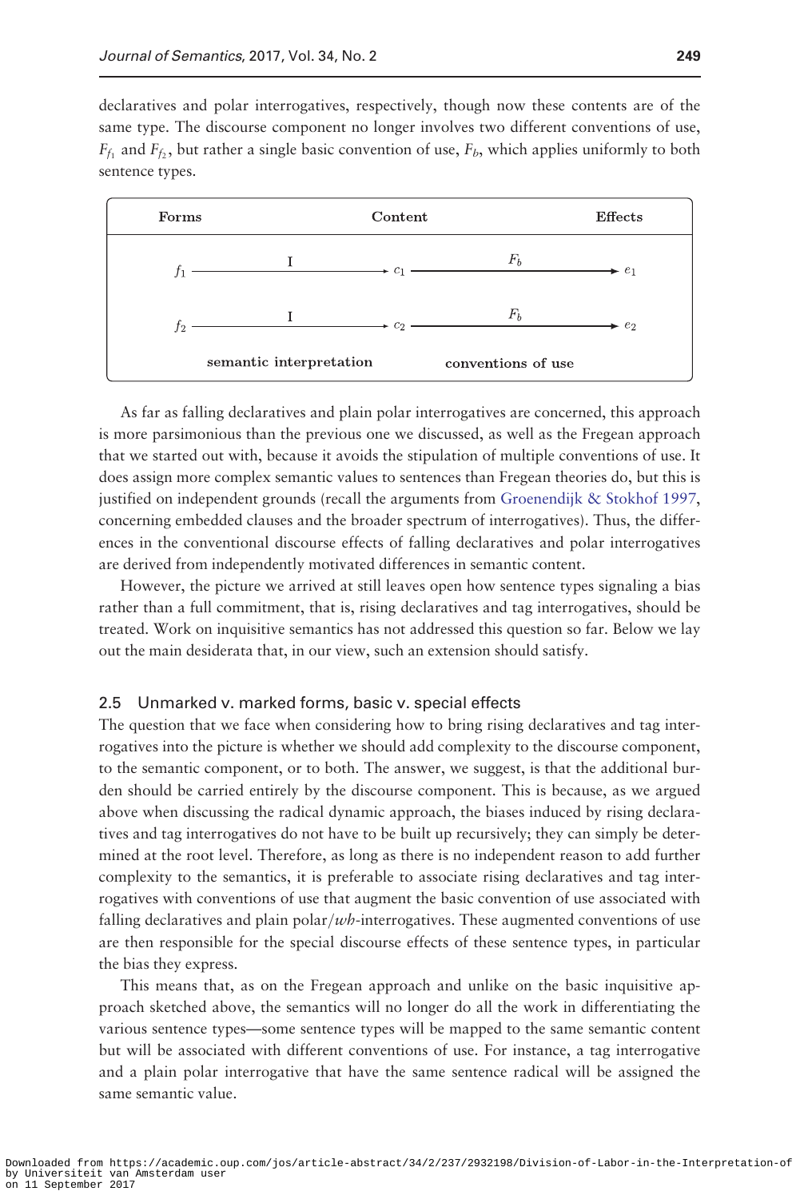declaratives and polar interrogatives, respectively, though now these contents are of the same type. The discourse component no longer involves two different conventions of use, $F_{f_1}$ and $F_{f_2}$, but rather a single basic convention of use, $F_b$, which applies uniformly to both sentence types.

**Forms** **Content** **Effects**

$$f_1 \xrightarrow{\quad\text{I}\quad} c_1 \xrightarrow{\quad F_b \quad} e_1$$

$$f_2 \xrightarrow{\quad\text{I}\quad} c_2 \xrightarrow{\quad F_b \quad} e_2$$

**semantic interpretation** **conventions of use**

As far as falling declaratives and plain polar interrogatives are concerned, this approach is more parsimonious than the previous one we discussed, as well as the Fregean approach that we started out with, because it avoids the stipulation of multiple conventions of use. It does assign more complex semantic values to sentences than Fregean theories do, but this is justified on independent grounds (recall the arguments from Groenendijk & Stokhof 1997, concerning embedded clauses and the broader spectrum of interrogatives). Thus, the differences in the conventional discourse effects of falling declaratives and polar interrogatives are derived from independently motivated differences in semantic content.

However, the picture we arrived at still leaves open how sentence types signaling a bias rather than a full commitment, that is, rising declaratives and tag interrogatives, should be treated. Work on inquisitive semantics has not addressed this question so far. Below we lay out the main desiderata that, in our view, such an extension should satisfy.

## 2.5 Unmarked v. marked forms, basic v. special effects

The question that we face when considering how to bring rising declaratives and tag interrogatives into the picture is whether we should add complexity to the discourse component, to the semantic component, or to both. The answer, we suggest, is that the additional burden should be carried entirely by the discourse component. This is because, as we argued above when discussing the radical dynamic approach, the biases induced by rising declaratives and tag interrogatives do not have to be built up recursively; they can simply be determined at the root level. Therefore, as long as there is no independent reason to add further complexity to the semantics, it is preferable to associate rising declaratives and tag interrogatives with conventions of use that augment the basic convention of use associated with falling declaratives and plain polar/*wh*-interrogatives. These augmented conventions of use are then responsible for the special discourse effects of these sentence types, in particular the bias they express.

This means that, as on the Fregean approach and unlike on the basic inquisitive approach sketched above, the semantics will no longer do all the work in differentiating the various sentence types—some sentence types will be mapped to the same semantic content but will be associated with different conventions of use. For instance, a tag interrogative and a plain polar interrogative that have the same sentence radical will be assigned the same semantic value.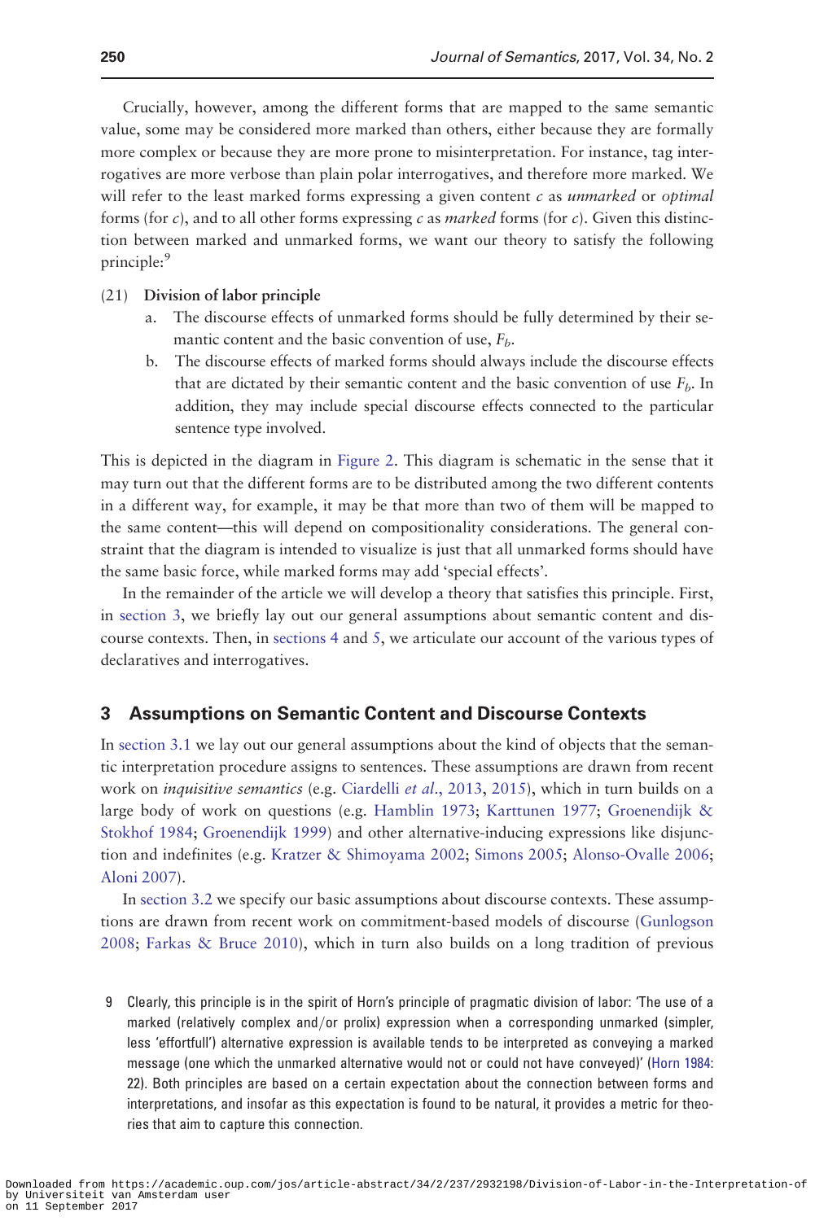Crucially, however, among the different forms that are mapped to the same semantic value, some may be considered more marked than others, either because they are formally more complex or because they are more prone to misinterpretation. For instance, tag interrogatives are more verbose than plain polar interrogatives, and therefore more marked. We will refer to the least marked forms expressing a given content *c* as *unmarked* or *optimal* forms (for *c*), and to all other forms expressing *c* as *marked* forms (for *c*). Given this distinction between marked and unmarked forms, we want our theory to satisfy the following principle:[9]

(21) **Division of labor principle**

a. The discourse effects of unmarked forms should be fully determined by their semantic content and the basic convention of use, $F_b$.

b. The discourse effects of marked forms should always include the discourse effects that are dictated by their semantic content and the basic convention of use $F_b$. In addition, they may include special discourse effects connected to the particular sentence type involved.

This is depicted in the diagram in Figure 2. This diagram is schematic in the sense that it may turn out that the different forms are to be distributed among the two different contents in a different way, for example, it may be that more than two of them will be mapped to the same content—this will depend on compositionality considerations. The general constraint that the diagram is intended to visualize is just that all unmarked forms should have the same basic force, while marked forms may add 'special effects'.

In the remainder of the article we will develop a theory that satisfies this principle. First, in section 3, we briefly lay out our general assumptions about semantic content and discourse contexts. Then, in sections 4 and 5, we articulate our account of the various types of declaratives and interrogatives.

## 3 Assumptions on Semantic Content and Discourse Contexts

In section 3.1 we lay out our general assumptions about the kind of objects that the semantic interpretation procedure assigns to sentences. These assumptions are drawn from recent work on *inquisitive semantics* (e.g. Ciardelli *et al*., 2013, 2015), which in turn builds on a large body of work on questions (e.g. Hamblin 1973; Karttunen 1977; Groenendijk & Stokhof 1984; Groenendijk 1999) and other alternative-inducing expressions like disjunction and indefinites (e.g. Kratzer & Shimoyama 2002; Simons 2005; Alonso-Ovalle 2006; Aloni 2007).

In section 3.2 we specify our basic assumptions about discourse contexts. These assumptions are drawn from recent work on commitment-based models of discourse (Gunlogson 2008; Farkas & Bruce 2010), which in turn also builds on a long tradition of previous

9 Clearly, this principle is in the spirit of Horn's principle of pragmatic division of labor: 'The use of a marked (relatively complex and/or prolix) expression when a corresponding unmarked (simpler, less 'effortfull') alternative expression is available tends to be interpreted as conveying a marked message (one which the unmarked alternative would not or could not have conveyed)' (Horn 1984: 22). Both principles are based on a certain expectation about the connection between forms and interpretations, and insofar as this expectation is found to be natural, it provides a metric for theories that aim to capture this connection.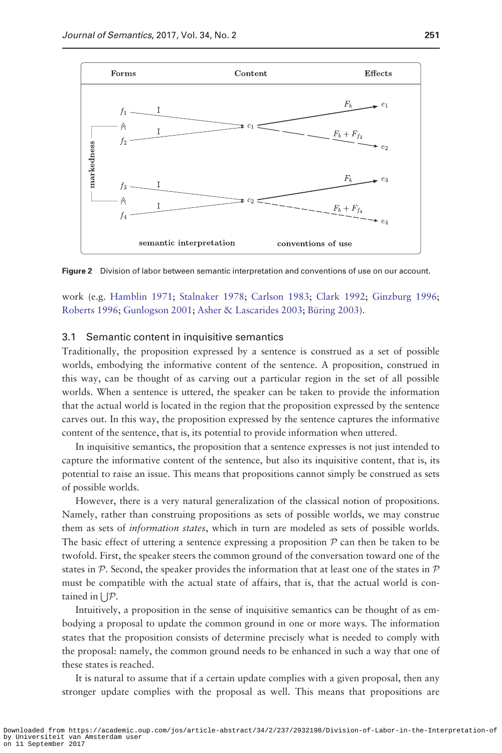Forms

Content

Effects

$f_1$

$f_2$

$f_3$

$f_4$

markedness

I

$c_1$

$c_2$

$F_b$

$F_b + F_{f_2}$

$F_b + F_{f_4}$

$e_1$

$e_2$

$e_3$

$e_4$

semantic interpretation

conventions of use

**Figure 2** Division of labor between semantic interpretation and conventions of use on our account.

work (e.g. Hamblin 1971; Stalnaker 1978; Carlson 1983; Clark 1992; Ginzburg 1996; Roberts 1996; Gunlogson 2001; Asher & Lascarides 2003; Büring 2003).

### 3.1 Semantic content in inquisitive semantics

Traditionally, the proposition expressed by a sentence is construed as a set of possible worlds, embodying the informative content of the sentence. A proposition, construed in this way, can be thought of as carving out a particular region in the set of all possible worlds. When a sentence is uttered, the speaker can be taken to provide the information that the actual world is located in the region that the proposition expressed by the sentence carves out. In this way, the proposition expressed by the sentence captures the informative content of the sentence, that is, its potential to provide information when uttered.

In inquisitive semantics, the proposition that a sentence expresses is not just intended to capture the informative content of the sentence, but also its inquisitive content, that is, its potential to raise an issue. This means that propositions cannot simply be construed as sets of possible worlds.

However, there is a very natural generalization of the classical notion of propositions. Namely, rather than construing propositions as sets of possible worlds, we may construe them as sets of *information states*, which in turn are modeled as sets of possible worlds. The basic effect of uttering a sentence expressing a proposition $\mathcal{P}$ can then be taken to be twofold. First, the speaker steers the common ground of the conversation toward one of the states in $\mathcal{P}$. Second, the speaker provides the information that at least one of the states in $\mathcal{P}$ must be compatible with the actual state of affairs, that is, that the actual world is contained in $\bigcup\mathcal{P}$.

Intuitively, a proposition in the sense of inquisitive semantics can be thought of as embodying a proposal to update the common ground in one or more ways. The information states that the proposition consists of determine precisely what is needed to comply with the proposal: namely, the common ground needs to be enhanced in such a way that one of these states is reached.

It is natural to assume that if a certain update complies with a given proposal, then any stronger update complies with the proposal as well. This means that propositions are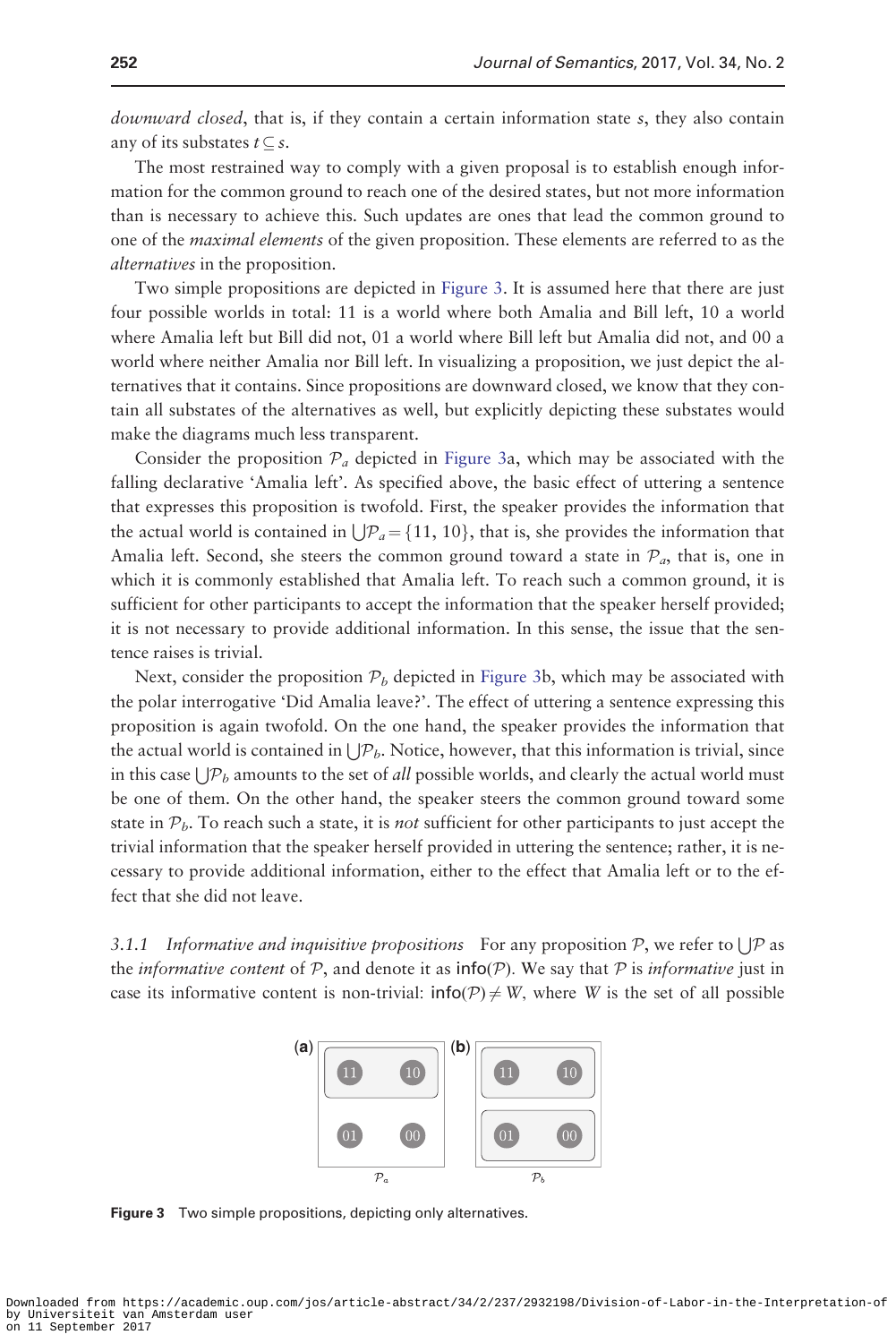*downward closed*, that is, if they contain a certain information state $s$, they also contain any of its substates $t \subseteq s$.

The most restrained way to comply with a given proposal is to establish enough information for the common ground to reach one of the desired states, but not more information than is necessary to achieve this. Such updates are ones that lead the common ground to one of the *maximal elements* of the given proposition. These elements are referred to as the *alternatives* in the proposition.

Two simple propositions are depicted in Figure 3. It is assumed here that there are just four possible worlds in total: 11 is a world where both Amalia and Bill left, 10 a world where Amalia left but Bill did not, 01 a world where Bill left but Amalia did not, and 00 a world where neither Amalia nor Bill left. In visualizing a proposition, we just depict the alternatives that it contains. Since propositions are downward closed, we know that they contain all substates of the alternatives as well, but explicitly depicting these substates would make the diagrams much less transparent.

Consider the proposition $\mathcal{P}_a$ depicted in Figure 3a, which may be associated with the falling declarative 'Amalia left'. As specified above, the basic effect of uttering a sentence that expresses this proposition is twofold. First, the speaker provides the information that the actual world is contained in $\bigcup \mathcal{P}_a = \{11, 10\}$, that is, she provides the information that Amalia left. Second, she steers the common ground toward a state in $\mathcal{P}_a$, that is, one in which it is commonly established that Amalia left. To reach such a common ground, it is sufficient for other participants to accept the information that the speaker herself provided; it is not necessary to provide additional information. In this sense, the issue that the sentence raises is trivial.

Next, consider the proposition $\mathcal{P}_b$ depicted in Figure 3b, which may be associated with the polar interrogative 'Did Amalia leave?'. The effect of uttering a sentence expressing this proposition is again twofold. On the one hand, the speaker provides the information that the actual world is contained in $\bigcup \mathcal{P}_b$. Notice, however, that this information is trivial, since in this case $\bigcup \mathcal{P}_b$ amounts to the set of *all* possible worlds, and clearly the actual world must be one of them. On the other hand, the speaker steers the common ground toward some state in $\mathcal{P}_b$. To reach such a state, it is *not* sufficient for other participants to just accept the trivial information that the speaker herself provided in uttering the sentence; rather, it is necessary to provide additional information, either to the effect that Amalia left or to the effect that she did not leave.

*3.1.1 Informative and inquisitive propositions* For any proposition $\mathcal{P}$, we refer to $\bigcup \mathcal{P}$ as the *informative content* of $\mathcal{P}$, and denote it as $\mathsf{info}(\mathcal{P})$. We say that $\mathcal{P}$ is *informative* just in case its informative content is non-trivial: $\mathsf{info}(\mathcal{P}) \neq W$, where $W$ is the set of all possible

(a)
11 10
01 00
$\mathcal{P}_a$

(b)
11 10
01 00
$\mathcal{P}_b$

**Figure 3** Two simple propositions, depicting only alternatives.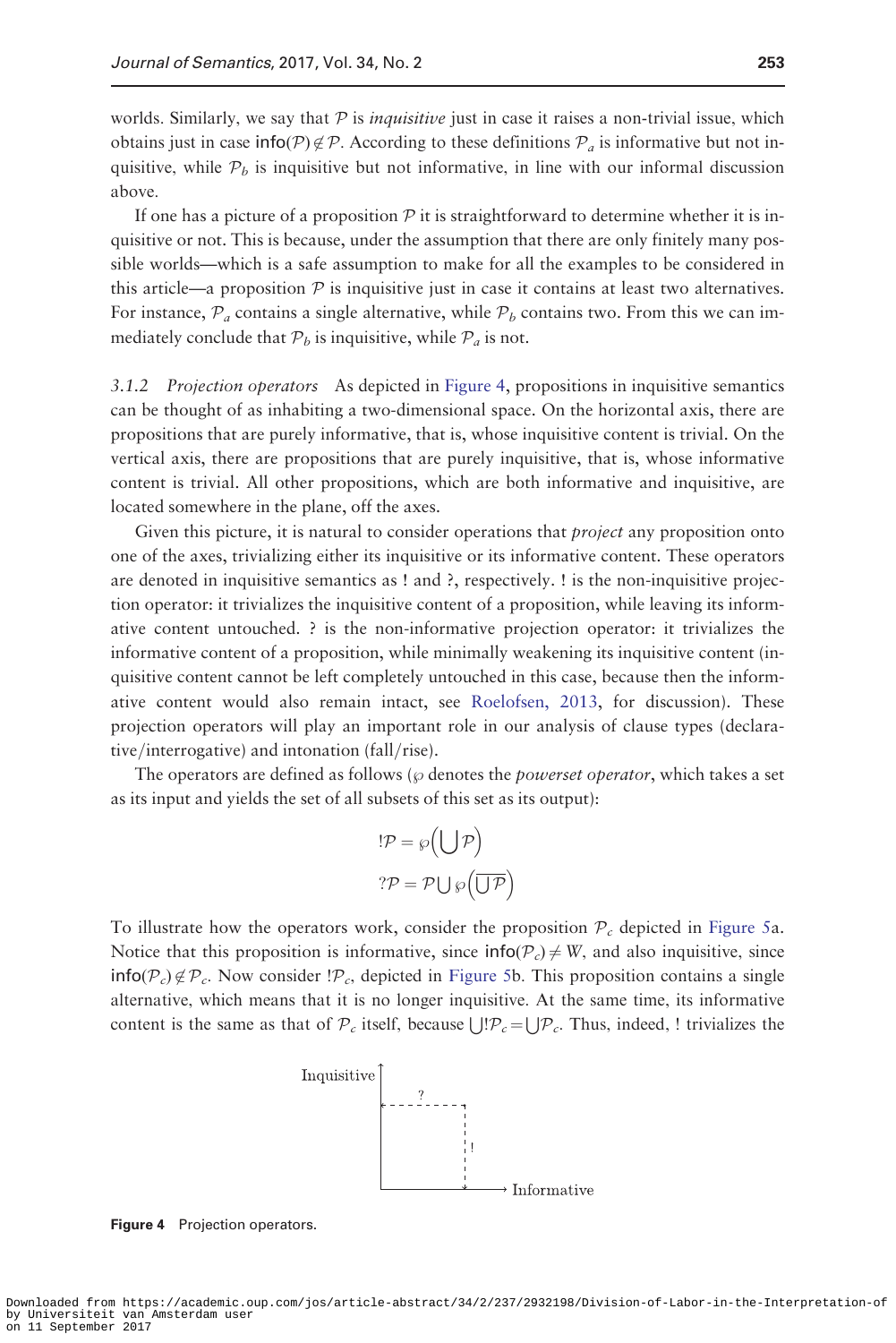worlds. Similarly, we say that $\mathcal{P}$ is *inquisitive* just in case it raises a non-trivial issue, which obtains just in case $\mathsf{info}(\mathcal{P}) \notin \mathcal{P}$. According to these definitions $\mathcal{P}_a$ is informative but not inquisitive, while $\mathcal{P}_b$ is inquisitive but not informative, in line with our informal discussion above.

If one has a picture of a proposition $\mathcal{P}$ it is straightforward to determine whether it is inquisitive or not. This is because, under the assumption that there are only finitely many possible worlds—which is a safe assumption to make for all the examples to be considered in this article—a proposition $\mathcal{P}$ is inquisitive just in case it contains at least two alternatives. For instance, $\mathcal{P}_a$ contains a single alternative, while $\mathcal{P}_b$ contains two. From this we can immediately conclude that $\mathcal{P}_b$ is inquisitive, while $\mathcal{P}_a$ is not.

3.1.2 *Projection operators* As depicted in Figure 4, propositions in inquisitive semantics can be thought of as inhabiting a two-dimensional space. On the horizontal axis, there are propositions that are purely informative, that is, whose inquisitive content is trivial. On the vertical axis, there are propositions that are purely inquisitive, that is, whose informative content is trivial. All other propositions, which are both informative and inquisitive, are located somewhere in the plane, off the axes.

Given this picture, it is natural to consider operations that *project* any proposition onto one of the axes, trivializing either its inquisitive or its informative content. These operators are denoted in inquisitive semantics as ! and ?, respectively. ! is the non-inquisitive projection operator: it trivializes the inquisitive content of a proposition, while leaving its informative content untouched. ? is the non-informative projection operator: it trivializes the informative content of a proposition, while minimally weakening its inquisitive content (inquisitive content cannot be left completely untouched in this case, because then the informative content would also remain intact, see Roelofsen, 2013, for discussion). These projection operators will play an important role in our analysis of clause types (declarative/interrogative) and intonation (fall/rise).

The operators are defined as follows ($\wp$ denotes the *powerset operator*, which takes a set as its input and yields the set of all subsets of this set as its output):

$$!\mathcal{P} = \wp\left(\bigcup \mathcal{P}\right)$$

$$?\mathcal{P} = \mathcal{P} \bigcup \wp\left(\overline{\bigcup \mathcal{P}}\right)$$

To illustrate how the operators work, consider the proposition $\mathcal{P}_c$ depicted in Figure 5a. Notice that this proposition is informative, since $\mathsf{info}(\mathcal{P}_c) \neq W$, and also inquisitive, since $\mathsf{info}(\mathcal{P}_c) \notin \mathcal{P}_c$. Now consider $!\mathcal{P}_c$, depicted in Figure 5b. This proposition contains a single alternative, which means that it is no longer inquisitive. At the same time, its informative content is the same as that of $\mathcal{P}_c$ itself, because $\bigcup !\mathcal{P}_c = \bigcup \mathcal{P}_c$. Thus, indeed, ! trivializes the

Inquisitive

?

!

Informative

**Figure 4** Projection operators.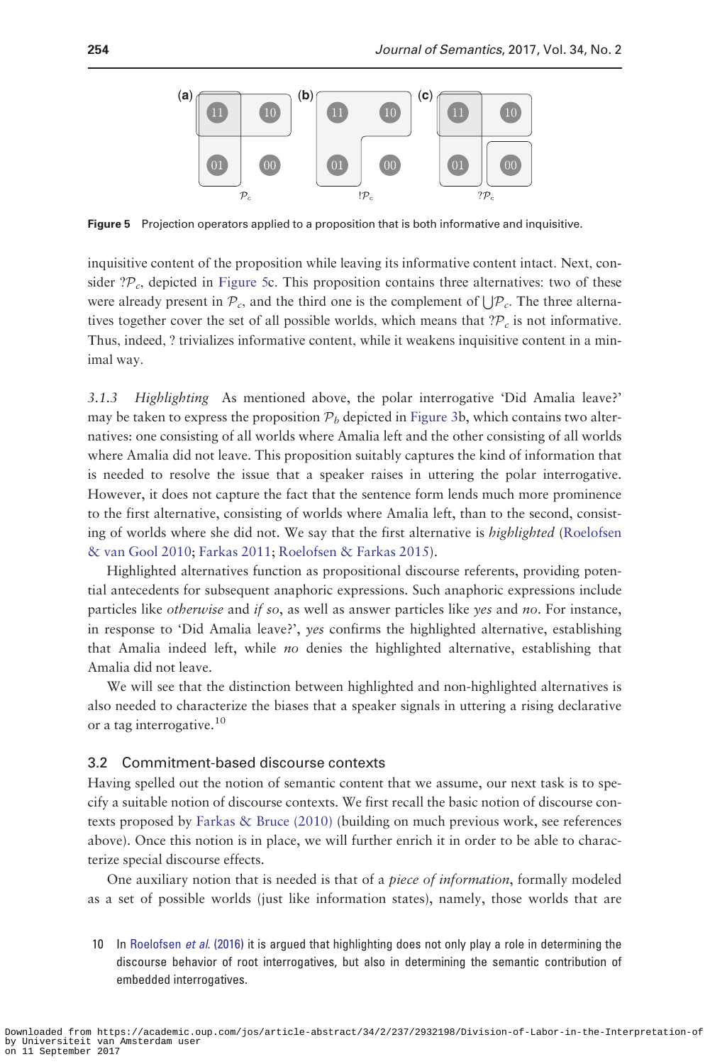(a) 11 10 01 00 $\mathcal{P}_c$

(b) 11 10 01 00 $!\mathcal{P}_c$

(c) 11 10 01 00 $?\mathcal{P}_c$

**Figure 5** Projection operators applied to a proposition that is both informative and inquisitive.

inquisitive content of the proposition while leaving its informative content intact. Next, consider $?\mathcal{P}_c$, depicted in Figure 5c. This proposition contains three alternatives: two of these were already present in $\mathcal{P}_c$, and the third one is the complement of $\bigcup\mathcal{P}_c$. The three alternatives together cover the set of all possible worlds, which means that $?\mathcal{P}_c$ is not informative. Thus, indeed, ? trivializes informative content, while it weakens inquisitive content in a minimal way.

*3.1.3 Highlighting* As mentioned above, the polar interrogative 'Did Amalia leave?' may be taken to express the proposition $\mathcal{P}_b$ depicted in Figure 3b, which contains two alternatives: one consisting of all worlds where Amalia left and the other consisting of all worlds where Amalia did not leave. This proposition suitably captures the kind of information that is needed to resolve the issue that a speaker raises in uttering the polar interrogative. However, it does not capture the fact that the sentence form lends much more prominence to the first alternative, consisting of worlds where Amalia left, than to the second, consisting of worlds where she did not. We say that the first alternative is *highlighted* (Roelofsen & van Gool 2010; Farkas 2011; Roelofsen & Farkas 2015).

Highlighted alternatives function as propositional discourse referents, providing potential antecedents for subsequent anaphoric expressions. Such anaphoric expressions include particles like *otherwise* and *if so*, as well as answer particles like *yes* and *no*. For instance, in response to 'Did Amalia leave?', *yes* confirms the highlighted alternative, establishing that Amalia indeed left, while *no* denies the highlighted alternative, establishing that Amalia did not leave.

We will see that the distinction between highlighted and non-highlighted alternatives is also needed to characterize the biases that a speaker signals in uttering a rising declarative or a tag interrogative.[10]

## 3.2 Commitment-based discourse contexts

Having spelled out the notion of semantic content that we assume, our next task is to specify a suitable notion of discourse contexts. We first recall the basic notion of discourse contexts proposed by Farkas & Bruce (2010) (building on much previous work, see references above). Once this notion is in place, we will further enrich it in order to be able to characterize special discourse effects.

One auxiliary notion that is needed is that of a *piece of information*, formally modeled as a set of possible worlds (just like information states), namely, those worlds that are

10 In Roelofsen *et al.* (2016) it is argued that highlighting does not only play a role in determining the discourse behavior of root interrogatives, but also in determining the semantic contribution of embedded interrogatives.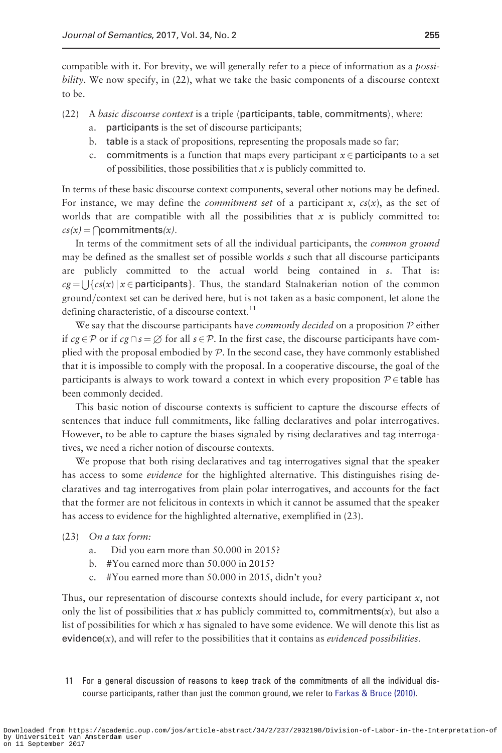compatible with it. For brevity, we will generally refer to a piece of information as a *possibility*. We now specify, in (22), what we take the basic components of a discourse context to be.

(22) A *basic discourse context* is a triple ⟨participants, table, commitments⟩, where:
  a. participants is the set of discourse participants;
  b. table is a stack of propositions, representing the proposals made so far;
  c. commitments is a function that maps every participant $x \in$ participants to a set of possibilities, those possibilities that $x$ is publicly committed to.

In terms of these basic discourse context components, several other notions may be defined. For instance, we may define the *commitment set* of a participant $x$, $cs(x)$, as the set of worlds that are compatible with all the possibilities that $x$ is publicly committed to: $cs(x) = \bigcap \text{commitments}(x)$.

In terms of the commitment sets of all the individual participants, the *common ground* may be defined as the smallest set of possible worlds $s$ such that all discourse participants are publicly committed to the actual world being contained in $s$. That is: $cg = \bigcup\{cs(x) \mid x \in \text{participants}\}$. Thus, the standard Stalnakerian notion of the common ground/context set can be derived here, but is not taken as a basic component, let alone the defining characteristic, of a discourse context.[11]

We say that the discourse participants have *commonly decided* on a proposition $\mathcal{P}$ either if $cg \in \mathcal{P}$ or if $cg \cap s = \emptyset$ for all $s \in \mathcal{P}$. In the first case, the discourse participants have complied with the proposal embodied by $\mathcal{P}$. In the second case, they have commonly established that it is impossible to comply with the proposal. In a cooperative discourse, the goal of the participants is always to work toward a context in which every proposition $\mathcal{P} \in$ table has been commonly decided.

This basic notion of discourse contexts is sufficient to capture the discourse effects of sentences that induce full commitments, like falling declaratives and polar interrogatives. However, to be able to capture the biases signaled by rising declaratives and tag interrogatives, we need a richer notion of discourse contexts.

We propose that both rising declaratives and tag interrogatives signal that the speaker has access to some *evidence* for the highlighted alternative. This distinguishes rising declaratives and tag interrogatives from plain polar interrogatives, and accounts for the fact that the former are not felicitous in contexts in which it cannot be assumed that the speaker has access to evidence for the highlighted alternative, exemplified in (23).

(23) *On a tax form:*
  a. Did you earn more than 50.000 in 2015?
  b. #You earned more than 50.000 in 2015?
  c. #You earned more than 50.000 in 2015, didn't you?

Thus, our representation of discourse contexts should include, for every participant $x$, not only the list of possibilities that $x$ has publicly committed to, commitments($x$), but also a list of possibilities for which $x$ has signaled to have some evidence. We will denote this list as evidence($x$), and will refer to the possibilities that it contains as *evidenced possibilities*.

11 For a general discussion of reasons to keep track of the commitments of all the individual discourse participants, rather than just the common ground, we refer to Farkas & Bruce (2010).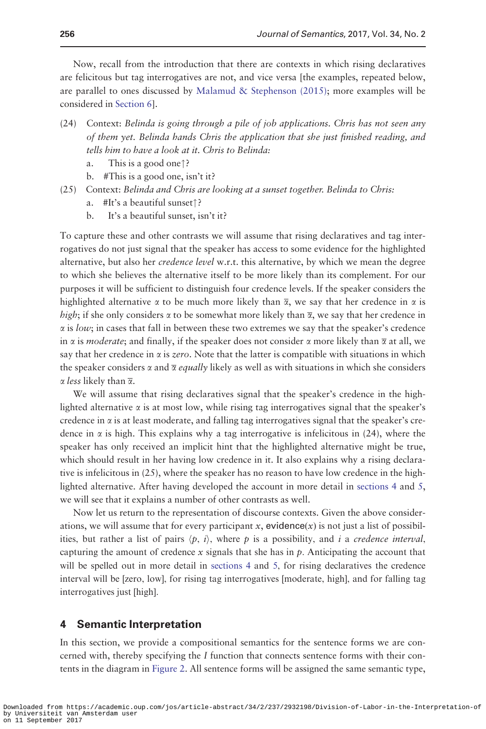Now, recall from the introduction that there are contexts in which rising declaratives are felicitous but tag interrogatives are not, and vice versa [the examples, repeated below, are parallel to ones discussed by Malamud & Stephenson (2015); more examples will be considered in Section 6].

(24) Context: *Belinda is going through a pile of job applications. Chris has not seen any of them yet. Belinda hands Chris the application that she just finished reading, and tells him to have a look at it. Chris to Belinda:*

a. This is a good one↑?

b. #This is a good one, isn't it?

(25) Context: *Belinda and Chris are looking at a sunset together. Belinda to Chris:*

a. #It's a beautiful sunset↑?

b. It's a beautiful sunset, isn't it?

To capture these and other contrasts we will assume that rising declaratives and tag interrogatives do not just signal that the speaker has access to some evidence for the highlighted alternative, but also her *credence level* w.r.t. this alternative, by which we mean the degree to which she believes the alternative itself to be more likely than its complement. For our purposes it will be sufficient to distinguish four credence levels. If the speaker considers the highlighted alternative $\alpha$ to be much more likely than $\overline{\alpha}$, we say that her credence in $\alpha$ is *high*; if she only considers $\alpha$ to be somewhat more likely than $\overline{\alpha}$, we say that her credence in $\alpha$ is *low*; in cases that fall in between these two extremes we say that the speaker's credence in $\alpha$ is *moderate*; and finally, if the speaker does not consider $\alpha$ more likely than $\overline{\alpha}$ at all, we say that her credence in $\alpha$ is *zero*. Note that the latter is compatible with situations in which the speaker considers $\alpha$ and $\overline{\alpha}$ *equally* likely as well as with situations in which she considers $\alpha$ *less* likely than $\overline{\alpha}$.

We will assume that rising declaratives signal that the speaker's credence in the highlighted alternative $\alpha$ is at most low, while rising tag interrogatives signal that the speaker's credence in $\alpha$ is at least moderate, and falling tag interrogatives signal that the speaker's credence in $\alpha$ is high. This explains why a tag interrogative is infelicitous in (24), where the speaker has only received an implicit hint that the highlighted alternative might be true, which should result in her having low credence in it. It also explains why a rising declarative is infelicitous in (25), where the speaker has no reason to have low credence in the highlighted alternative. After having developed the account in more detail in sections 4 and 5, we will see that it explains a number of other contrasts as well.

Now let us return to the representation of discourse contexts. Given the above considerations, we will assume that for every participant $x$, $\mathsf{evidence}(x)$ is not just a list of possibilities, but rather a list of pairs $\langle p, i\rangle$, where $p$ is a possibility, and $i$ a *credence interval*, capturing the amount of credence $x$ signals that she has in $p$. Anticipating the account that will be spelled out in more detail in sections 4 and 5, for rising declaratives the credence interval will be [zero, low], for rising tag interrogatives [moderate, high], and for falling tag interrogatives just [high].

## 4 Semantic Interpretation

In this section, we provide a compositional semantics for the sentence forms we are concerned with, thereby specifying the $I$ function that connects sentence forms with their contents in the diagram in Figure 2. All sentence forms will be assigned the same semantic type,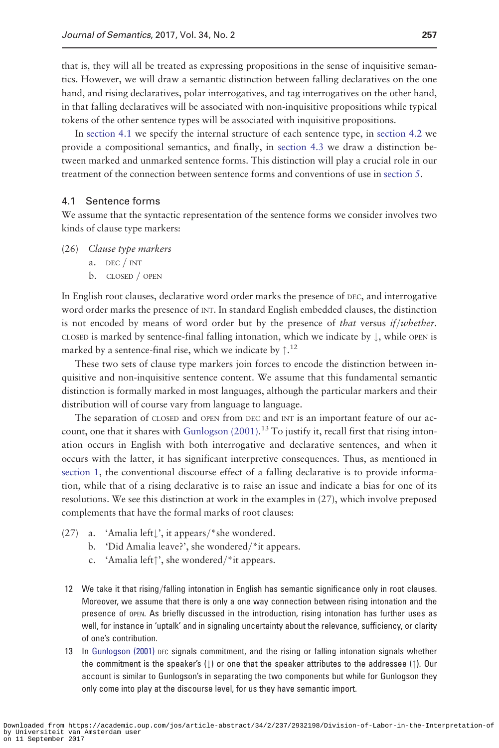that is, they will all be treated as expressing propositions in the sense of inquisitive semantics. However, we will draw a semantic distinction between falling declaratives on the one hand, and rising declaratives, polar interrogatives, and tag interrogatives on the other hand, in that falling declaratives will be associated with non-inquisitive propositions while typical tokens of the other sentence types will be associated with inquisitive propositions.

In section 4.1 we specify the internal structure of each sentence type, in section 4.2 we provide a compositional semantics, and finally, in section 4.3 we draw a distinction between marked and unmarked sentence forms. This distinction will play a crucial role in our treatment of the connection between sentence forms and conventions of use in section 5.

### 4.1 Sentence forms

We assume that the syntactic representation of the sentence forms we consider involves two kinds of clause type markers:

(26) *Clause type markers*
  a. DEC / INT
  b. CLOSED / OPEN

In English root clauses, declarative word order marks the presence of DEC, and interrogative word order marks the presence of INT. In standard English embedded clauses, the distinction is not encoded by means of word order but by the presence of *that* versus *if/whether*. CLOSED is marked by sentence-final falling intonation, which we indicate by ↓, while OPEN is marked by a sentence-final rise, which we indicate by ↑.[12]

These two sets of clause type markers join forces to encode the distinction between inquisitive and non-inquisitive sentence content. We assume that this fundamental semantic distinction is formally marked in most languages, although the particular markers and their distribution will of course vary from language to language.

The separation of CLOSED and OPEN from DEC and INT is an important feature of our account, one that it shares with Gunlogson (2001).[13] To justify it, recall first that rising intonation occurs in English with both interrogative and declarative sentences, and when it occurs with the latter, it has significant interpretive consequences. Thus, as mentioned in section 1, the conventional discourse effect of a falling declarative is to provide information, while that of a rising declarative is to raise an issue and indicate a bias for one of its resolutions. We see this distinction at work in the examples in (27), which involve preposed complements that have the formal marks of root clauses:

(27) a. 'Amalia left↓', it appears/*she wondered.
  b. 'Did Amalia leave?', she wondered/*it appears.
  c. 'Amalia left↑', she wondered/*it appears.

12 We take it that rising/falling intonation in English has semantic significance only in root clauses. Moreover, we assume that there is only a one way connection between rising intonation and the presence of OPEN. As briefly discussed in the introduction, rising intonation has further uses as well, for instance in 'uptalk' and in signaling uncertainty about the relevance, sufficiency, or clarity of one's contribution.

13 In Gunlogson (2001) DEC signals commitment, and the rising or falling intonation signals whether the commitment is the speaker's (↓) or one that the speaker attributes to the addressee (↑). Our account is similar to Gunlogson's in separating the two components but while for Gunlogson they only come into play at the discourse level, for us they have semantic import.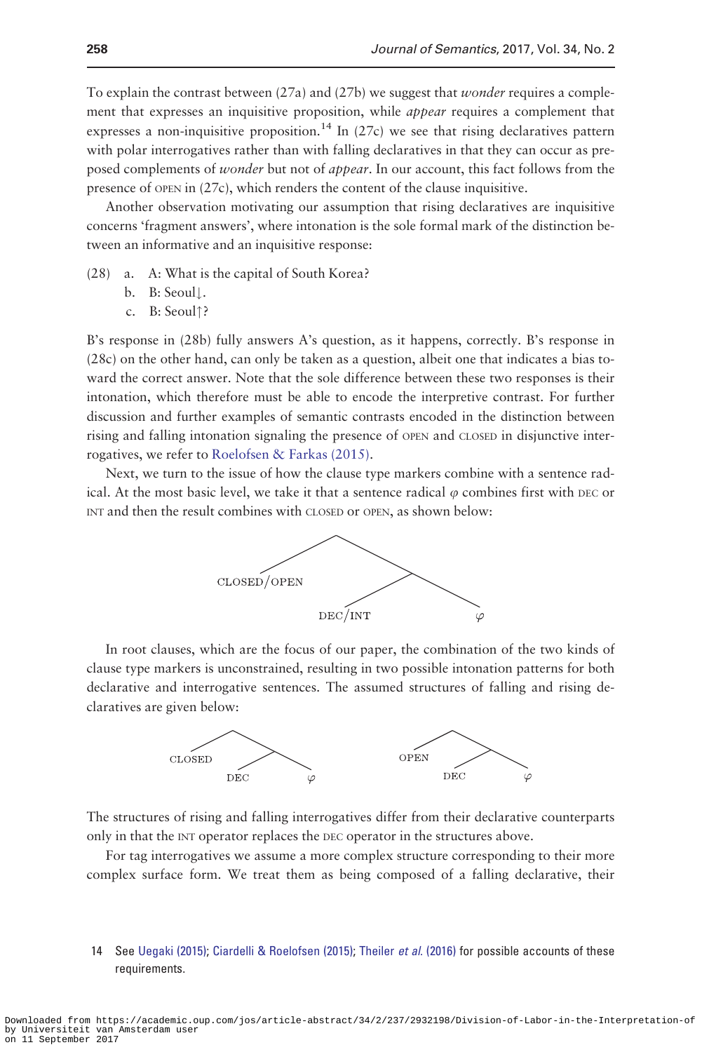To explain the contrast between (27a) and (27b) we suggest that *wonder* requires a complement that expresses an inquisitive proposition, while *appear* requires a complement that expresses a non-inquisitive proposition.[14] In (27c) we see that rising declaratives pattern with polar interrogatives rather than with falling declaratives in that they can occur as preposed complements of *wonder* but not of *appear*. In our account, this fact follows from the presence of OPEN in (27c), which renders the content of the clause inquisitive.

Another observation motivating our assumption that rising declaratives are inquisitive concerns 'fragment answers', where intonation is the sole formal mark of the distinction between an informative and an inquisitive response:

(28) a. A: What is the capital of South Korea?
  b. B: Seoul↓.
  c. B: Seoul↑?

B's response in (28b) fully answers A's question, as it happens, correctly. B's response in (28c) on the other hand, can only be taken as a question, albeit one that indicates a bias toward the correct answer. Note that the sole difference between these two responses is their intonation, which therefore must be able to encode the interpretive contrast. For further discussion and further examples of semantic contrasts encoded in the distinction between rising and falling intonation signaling the presence of OPEN and CLOSED in disjunctive interrogatives, we refer to Roelofsen & Farkas (2015).

Next, we turn to the issue of how the clause type markers combine with a sentence radical. At the most basic level, we take it that a sentence radical $\varphi$ combines first with DEC or INT and then the result combines with CLOSED or OPEN, as shown below:

$$[\text{CLOSED/OPEN}\ [\text{DEC/INT}\ \varphi]]$$

In root clauses, which are the focus of our paper, the combination of the two kinds of clause type markers is unconstrained, resulting in two possible intonation patterns for both declarative and interrogative sentences. The assumed structures of falling and rising declaratives are given below:

$$[\text{CLOSED}\ [\text{DEC}\ \varphi]] \qquad [\text{OPEN}\ [\text{DEC}\ \varphi]]$$

The structures of rising and falling interrogatives differ from their declarative counterparts only in that the INT operator replaces the DEC operator in the structures above.

For tag interrogatives we assume a more complex structure corresponding to their more complex surface form. We treat them as being composed of a falling declarative, their

14 See Uegaki (2015); Ciardelli & Roelofsen (2015); Theiler *et al.* (2016) for possible accounts of these requirements.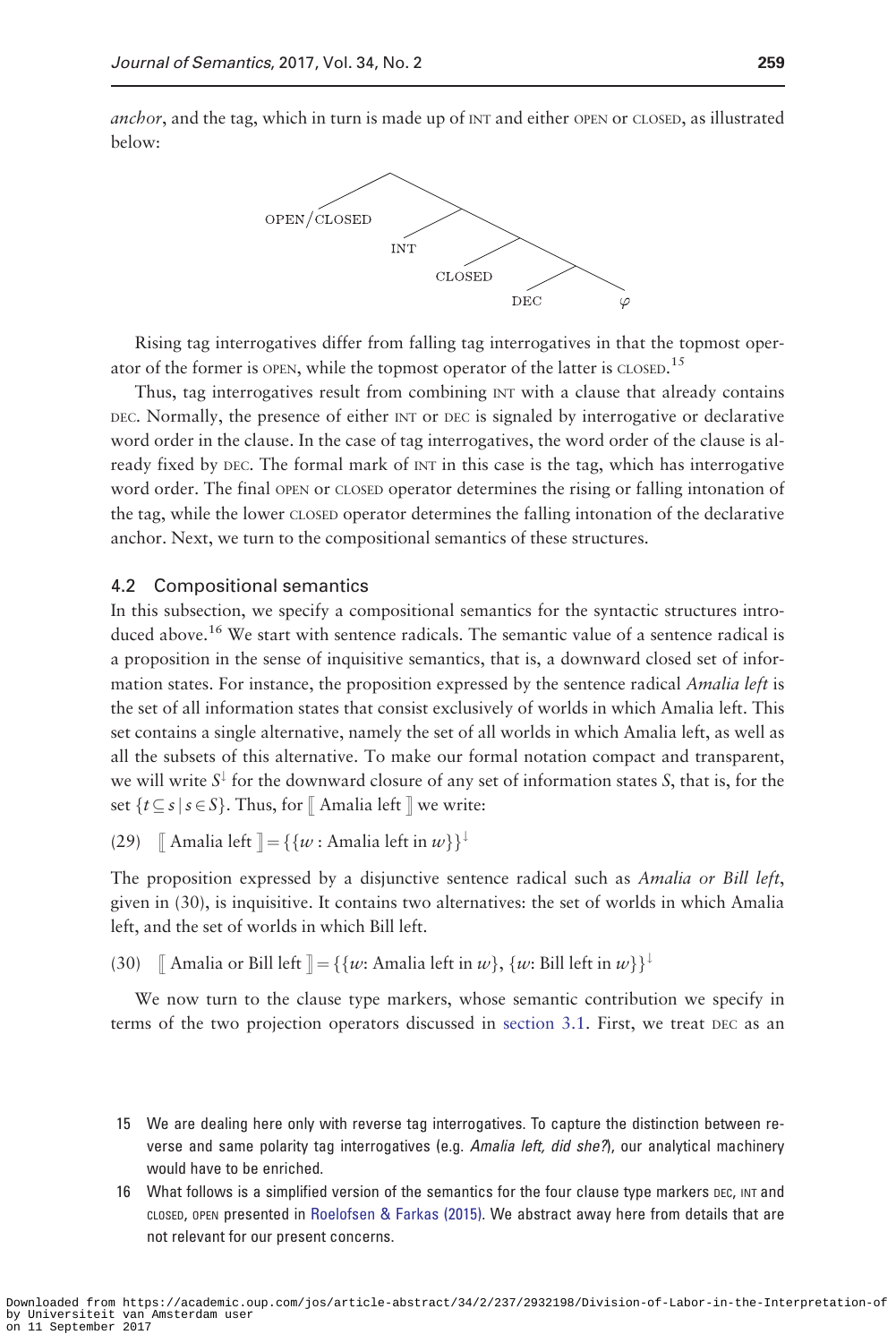*anchor*, and the tag, which in turn is made up of INT and either OPEN or CLOSED, as illustrated below:

OPEN/CLOSED
INT
CLOSED
DEC
$\varphi$

Rising tag interrogatives differ from falling tag interrogatives in that the topmost operator of the former is OPEN, while the topmost operator of the latter is CLOSED.[15]

Thus, tag interrogatives result from combining INT with a clause that already contains DEC. Normally, the presence of either INT or DEC is signaled by interrogative or declarative word order in the clause. In the case of tag interrogatives, the word order of the clause is already fixed by DEC. The formal mark of INT in this case is the tag, which has interrogative word order. The final OPEN or CLOSED operator determines the rising or falling intonation of the tag, while the lower CLOSED operator determines the falling intonation of the declarative anchor. Next, we turn to the compositional semantics of these structures.

## 4.2 Compositional semantics

In this subsection, we specify a compositional semantics for the syntactic structures introduced above.[16] We start with sentence radicals. The semantic value of a sentence radical is a proposition in the sense of inquisitive semantics, that is, a downward closed set of information states. For instance, the proposition expressed by the sentence radical *Amalia left* is the set of all information states that consist exclusively of worlds in which Amalia left. This set contains a single alternative, namely the set of all worlds in which Amalia left, as well as all the subsets of this alternative. To make our formal notation compact and transparent, we will write $S^{\downarrow}$ for the downward closure of any set of information states $S$, that is, for the set $\{t \subseteq s \mid s \in S\}$. Thus, for $[\![$ Amalia left $]\!]$ we write:

(29) $[\![\text{ Amalia left }]\!] = \{\{w : \text{Amalia left in } w\}\}^{\downarrow}$

The proposition expressed by a disjunctive sentence radical such as *Amalia or Bill left*, given in (30), is inquisitive. It contains two alternatives: the set of worlds in which Amalia left, and the set of worlds in which Bill left.

(30) $[\![\text{ Amalia or Bill left }]\!] = \{\{w\text{: Amalia left in } w\}, \{w\text{: Bill left in } w\}\}^{\downarrow}$

We now turn to the clause type markers, whose semantic contribution we specify in terms of the two projection operators discussed in section 3.1. First, we treat DEC as an

15 We are dealing here only with reverse tag interrogatives. To capture the distinction between reverse and same polarity tag interrogatives (e.g. *Amalia left, did she?*), our analytical machinery would have to be enriched.

16 What follows is a simplified version of the semantics for the four clause type markers DEC, INT and CLOSED, OPEN presented in Roelofsen & Farkas (2015). We abstract away here from details that are not relevant for our present concerns.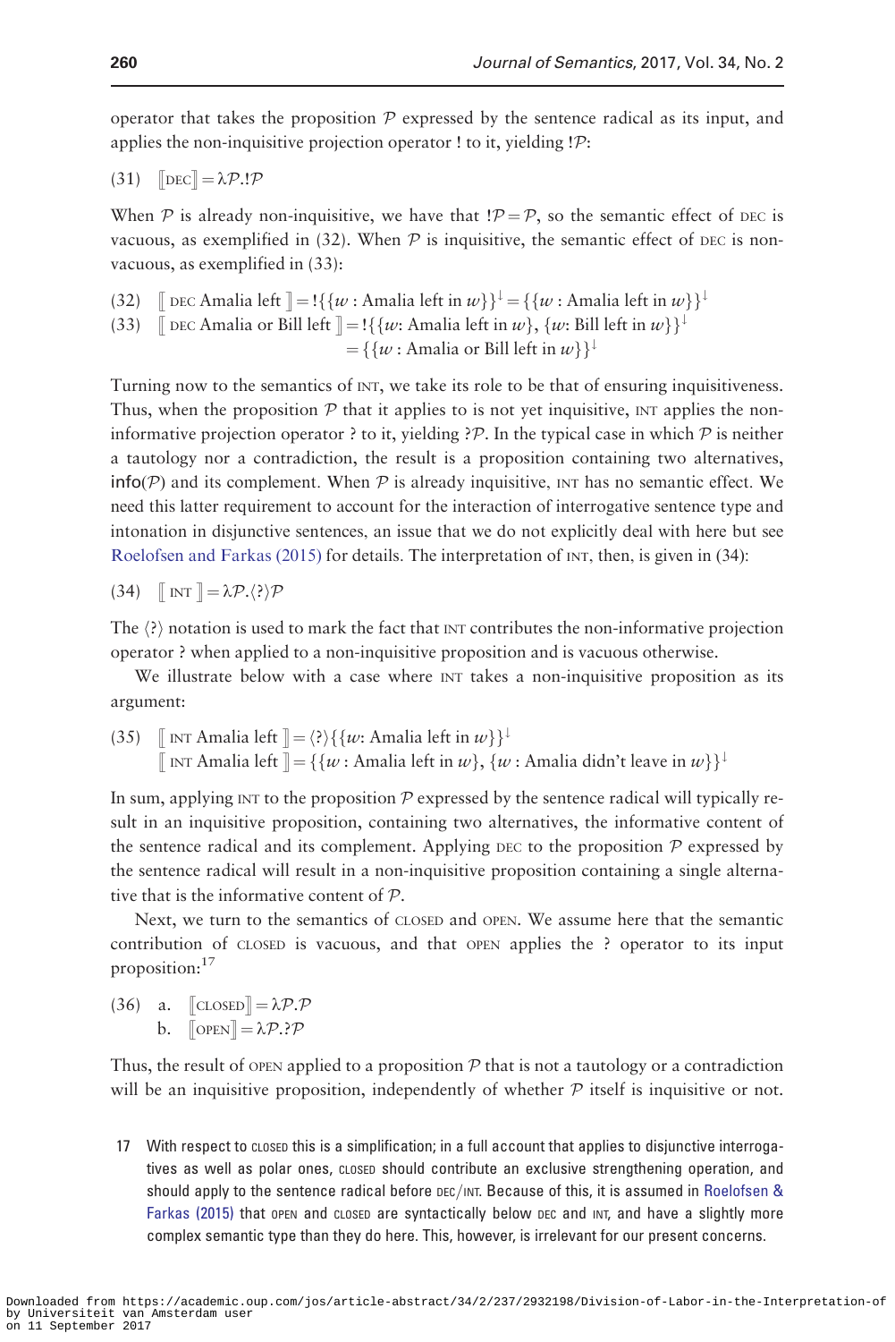operator that takes the proposition $\mathcal{P}$ expressed by the sentence radical as its input, and applies the non-inquisitive projection operator ! to it, yielding $!\mathcal{P}$:

(31) $[\![\text{DEC}]\!] = \lambda\mathcal{P}.!\mathcal{P}$

When $\mathcal{P}$ is already non-inquisitive, we have that $!\mathcal{P} = \mathcal{P}$, so the semantic effect of DEC is vacuous, as exemplified in (32). When $\mathcal{P}$ is inquisitive, the semantic effect of DEC is non-vacuous, as exemplified in (33):

(32) $[\![$ DEC Amalia left $]\!] = !\{\{w : \text{Amalia left in } w\}\}^{\downarrow} = \{\{w : \text{Amalia left in } w\}\}^{\downarrow}$

(33) $[\![$ DEC Amalia or Bill left $]\!] = !\{\{w\text{: Amalia left in } w\}, \{w\text{: Bill left in } w\}\}^{\downarrow}$
$= \{\{w : \text{Amalia or Bill left in } w\}\}^{\downarrow}$

Turning now to the semantics of INT, we take its role to be that of ensuring inquisitiveness. Thus, when the proposition $\mathcal{P}$ that it applies to is not yet inquisitive, INT applies the non-informative projection operator ? to it, yielding $?\mathcal{P}$. In the typical case in which $\mathcal{P}$ is neither a tautology nor a contradiction, the result is a proposition containing two alternatives, $\mathsf{info}(\mathcal{P})$ and its complement. When $\mathcal{P}$ is already inquisitive, INT has no semantic effect. We need this latter requirement to account for the interaction of interrogative sentence type and intonation in disjunctive sentences, an issue that we do not explicitly deal with here but see Roelofsen and Farkas (2015) for details. The interpretation of INT, then, is given in (34):

(34) $[\![$ INT $]\!] = \lambda\mathcal{P}.\langle ? \rangle\mathcal{P}$

The $\langle ? \rangle$ notation is used to mark the fact that INT contributes the non-informative projection operator ? when applied to a non-inquisitive proposition and is vacuous otherwise.

We illustrate below with a case where INT takes a non-inquisitive proposition as its argument:

(35) $[\![$ INT Amalia left $]\!] = \langle ? \rangle \{\{w\text{: Amalia left in } w\}\}^{\downarrow}$
$[\![$ INT Amalia left $]\!] = \{\{w : \text{Amalia left in } w\}, \{w : \text{Amalia didn't leave in } w\}\}^{\downarrow}$

In sum, applying INT to the proposition $\mathcal{P}$ expressed by the sentence radical will typically result in an inquisitive proposition, containing two alternatives, the informative content of the sentence radical and its complement. Applying DEC to the proposition $\mathcal{P}$ expressed by the sentence radical will result in a non-inquisitive proposition containing a single alternative that is the informative content of $\mathcal{P}$.

Next, we turn to the semantics of CLOSED and OPEN. We assume here that the semantic contribution of CLOSED is vacuous, and that OPEN applies the ? operator to its input proposition:[17]

(36) a. $[\![\text{CLOSED}]\!] = \lambda\mathcal{P}.\mathcal{P}$
b. $[\![\text{OPEN}]\!] = \lambda\mathcal{P}.?\mathcal{P}$

Thus, the result of OPEN applied to a proposition $\mathcal{P}$ that is not a tautology or a contradiction will be an inquisitive proposition, independently of whether $\mathcal{P}$ itself is inquisitive or not.

17 With respect to CLOSED this is a simplification; in a full account that applies to disjunctive interrogatives as well as polar ones, CLOSED should contribute an exclusive strengthening operation, and should apply to the sentence radical before DEC/INT. Because of this, it is assumed in Roelofsen & Farkas (2015) that OPEN and CLOSED are syntactically below DEC and INT, and have a slightly more complex semantic type than they do here. This, however, is irrelevant for our present concerns.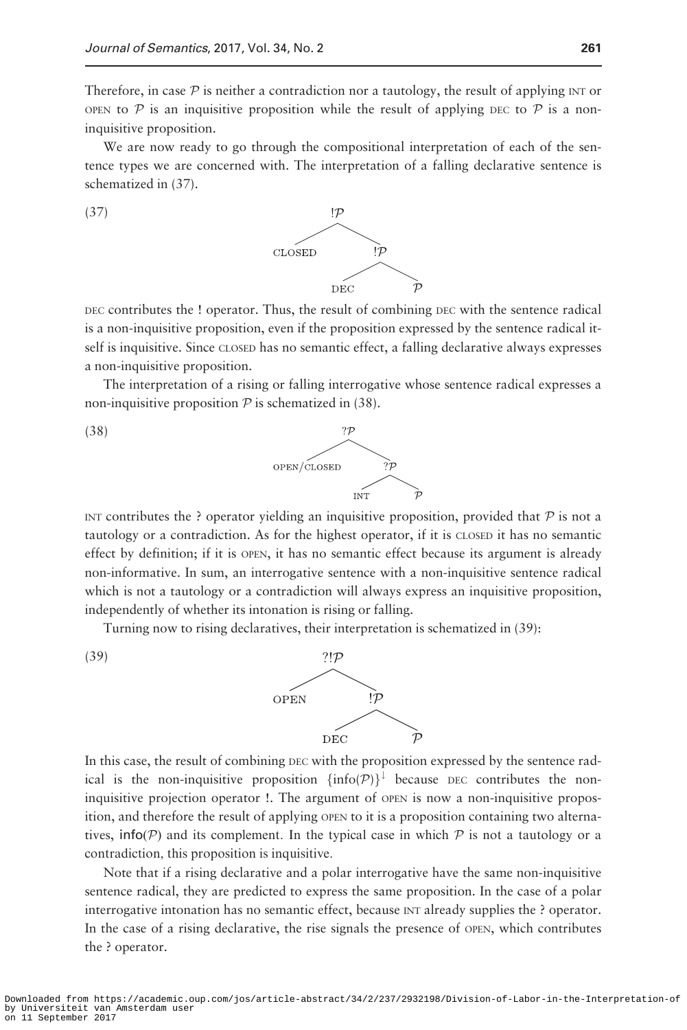Therefore, in case $\mathcal{P}$ is neither a contradiction nor a tautology, the result of applying INT or OPEN to $\mathcal{P}$ is an inquisitive proposition while the result of applying DEC to $\mathcal{P}$ is a non-inquisitive proposition.

We are now ready to go through the compositional interpretation of each of the sentence types we are concerned with. The interpretation of a falling declarative sentence is schematized in (37).

(37)

$!\mathcal{P}$

CLOSED $\quad !\mathcal{P}$

DEC $\quad \mathcal{P}$

DEC contributes the ! operator. Thus, the result of combining DEC with the sentence radical is a non-inquisitive proposition, even if the proposition expressed by the sentence radical itself is inquisitive. Since CLOSED has no semantic effect, a falling declarative always expresses a non-inquisitive proposition.

The interpretation of a rising or falling interrogative whose sentence radical expresses a non-inquisitive proposition $\mathcal{P}$ is schematized in (38).

(38)

$?\mathcal{P}$

OPEN/CLOSED $\quad ?\mathcal{P}$

INT $\quad \mathcal{P}$

INT contributes the ? operator yielding an inquisitive proposition, provided that $\mathcal{P}$ is not a tautology or a contradiction. As for the highest operator, if it is CLOSED it has no semantic effect by definition; if it is OPEN, it has no semantic effect because its argument is already non-informative. In sum, an interrogative sentence with a non-inquisitive sentence radical which is not a tautology or a contradiction will always express an inquisitive proposition, independently of whether its intonation is rising or falling.

Turning now to rising declaratives, their interpretation is schematized in (39):

(39)

$?!\mathcal{P}$

OPEN $\quad !\mathcal{P}$

DEC $\quad \mathcal{P}$

In this case, the result of combining DEC with the proposition expressed by the sentence radical is the non-inquisitive proposition $\{\text{info}(\mathcal{P})\}^{\downarrow}$ because DEC contributes the non-inquisitive projection operator !. The argument of OPEN is now a non-inquisitive proposition, and therefore the result of applying OPEN to it is a proposition containing two alternatives, $\text{info}(\mathcal{P})$ and its complement. In the typical case in which $\mathcal{P}$ is not a tautology or a contradiction, this proposition is inquisitive.

Note that if a rising declarative and a polar interrogative have the same non-inquisitive sentence radical, they are predicted to express the same proposition. In the case of a polar interrogative intonation has no semantic effect, because INT already supplies the ? operator. In the case of a rising declarative, the rise signals the presence of OPEN, which contributes the ? operator.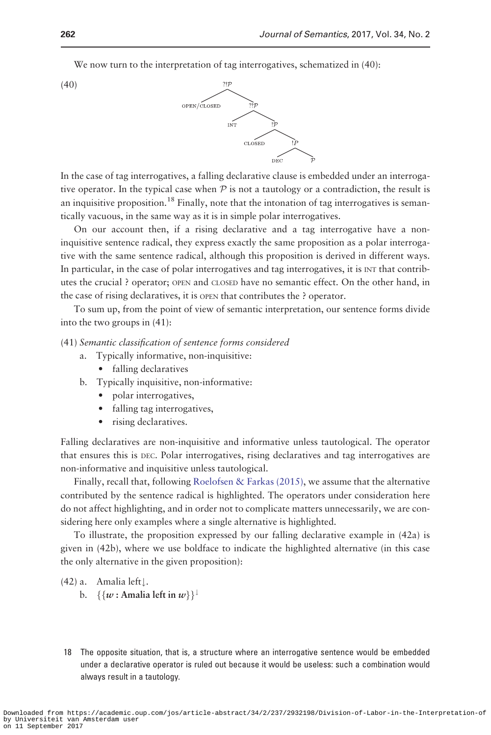We now turn to the interpretation of tag interrogatives, schematized in (40):

(40)

```
?!𝒫
├── OPEN/CLOSED
└── ?!𝒫
    ├── INT
    └── !𝒫
        ├── CLOSED
        └── !𝒫
            ├── DEC
            └── 𝒫
```

In the case of tag interrogatives, a falling declarative clause is embedded under an interrogative operator. In the typical case when $\mathcal{P}$ is not a tautology or a contradiction, the result is an inquisitive proposition.[18] Finally, note that the intonation of tag interrogatives is semantically vacuous, in the same way as it is in simple polar interrogatives.

On our account then, if a rising declarative and a tag interrogative have a non-inquisitive sentence radical, they express exactly the same proposition as a polar interrogative with the same sentence radical, although this proposition is derived in different ways. In particular, in the case of polar interrogatives and tag interrogatives, it is INT that contributes the crucial ? operator; OPEN and CLOSED have no semantic effect. On the other hand, in the case of rising declaratives, it is OPEN that contributes the ? operator.

To sum up, from the point of view of semantic interpretation, our sentence forms divide into the two groups in (41):

(41) *Semantic classification of sentence forms considered*

a. Typically informative, non-inquisitive:
- falling declaratives

b. Typically inquisitive, non-informative:
- polar interrogatives,
- falling tag interrogatives,
- rising declaratives.

Falling declaratives are non-inquisitive and informative unless tautological. The operator that ensures this is DEC. Polar interrogatives, rising declaratives and tag interrogatives are non-informative and inquisitive unless tautological.

Finally, recall that, following Roelofsen & Farkas (2015), we assume that the alternative contributed by the sentence radical is highlighted. The operators under consideration here do not affect highlighting, and in order not to complicate matters unnecessarily, we are considering here only examples where a single alternative is highlighted.

To illustrate, the proposition expressed by our falling declarative example in (42a) is given in (42b), where we use boldface to indicate the highlighted alternative (in this case the only alternative in the given proposition):

(42) a. Amalia left↓.

b. $\{\{\boldsymbol{w} : \textbf{Amalia left in } \boldsymbol{w}\}\}^{\downarrow}$

18 The opposite situation, that is, a structure where an interrogative sentence would be embedded under a declarative operator is ruled out because it would be useless: such a combination would always result in a tautology.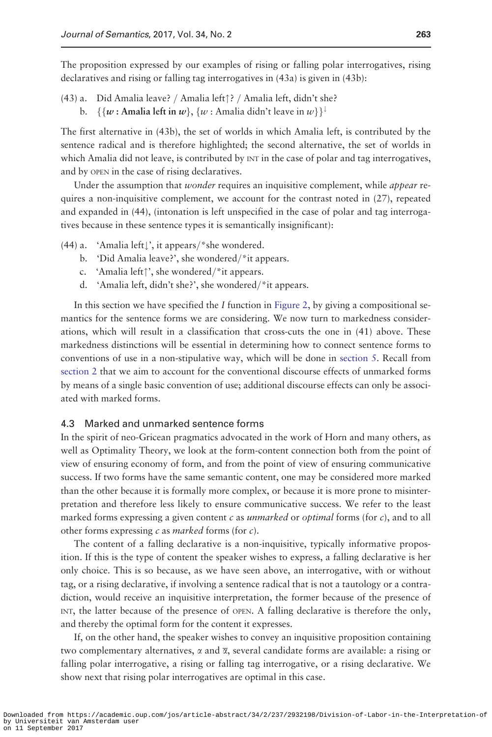The proposition expressed by our examples of rising or falling polar interrogatives, rising declaratives and rising or falling tag interrogatives in (43a) is given in (43b):

(43) a. Did Amalia leave? / Amalia left↑? / Amalia left, didn't she?

b. $\{\{\boldsymbol{w} : \textbf{Amalia left in } \boldsymbol{w}\}, \{w : \text{Amalia didn't leave in } w\}\}^{\downarrow}$

The first alternative in (43b), the set of worlds in which Amalia left, is contributed by the sentence radical and is therefore highlighted; the second alternative, the set of worlds in which Amalia did not leave, is contributed by INT in the case of polar and tag interrogatives, and by OPEN in the case of rising declaratives.

Under the assumption that *wonder* requires an inquisitive complement, while *appear* requires a non-inquisitive complement, we account for the contrast noted in (27), repeated and expanded in (44), (intonation is left unspecified in the case of polar and tag interrogatives because in these sentence types it is semantically insignificant):

(44) a. 'Amalia left↓', it appears/*she wondered.

b. 'Did Amalia leave?', she wondered/*it appears.

c. 'Amalia left↑', she wondered/*it appears.

d. 'Amalia left, didn't she?', she wondered/*it appears.

In this section we have specified the *I* function in Figure 2, by giving a compositional semantics for the sentence forms we are considering. We now turn to markedness considerations, which will result in a classification that cross-cuts the one in (41) above. These markedness distinctions will be essential in determining how to connect sentence forms to conventions of use in a non-stipulative way, which will be done in section 5. Recall from section 2 that we aim to account for the conventional discourse effects of unmarked forms by means of a single basic convention of use; additional discourse effects can only be associated with marked forms.

### 4.3 Marked and unmarked sentence forms

In the spirit of neo-Gricean pragmatics advocated in the work of Horn and many others, as well as Optimality Theory, we look at the form-content connection both from the point of view of ensuring economy of form, and from the point of view of ensuring communicative success. If two forms have the same semantic content, one may be considered more marked than the other because it is formally more complex, or because it is more prone to misinterpretation and therefore less likely to ensure communicative success. We refer to the least marked forms expressing a given content *c* as *unmarked* or *optimal* forms (for *c*), and to all other forms expressing *c* as *marked* forms (for *c*).

The content of a falling declarative is a non-inquisitive, typically informative proposition. If this is the type of content the speaker wishes to express, a falling declarative is her only choice. This is so because, as we have seen above, an interrogative, with or without tag, or a rising declarative, if involving a sentence radical that is not a tautology or a contradiction, would receive an inquisitive interpretation, the former because of the presence of INT, the latter because of the presence of OPEN. A falling declarative is therefore the only, and thereby the optimal form for the content it expresses.

If, on the other hand, the speaker wishes to convey an inquisitive proposition containing two complementary alternatives, $\alpha$ and $\overline{\alpha}$, several candidate forms are available: a rising or falling polar interrogative, a rising or falling tag interrogative, or a rising declarative. We show next that rising polar interrogatives are optimal in this case.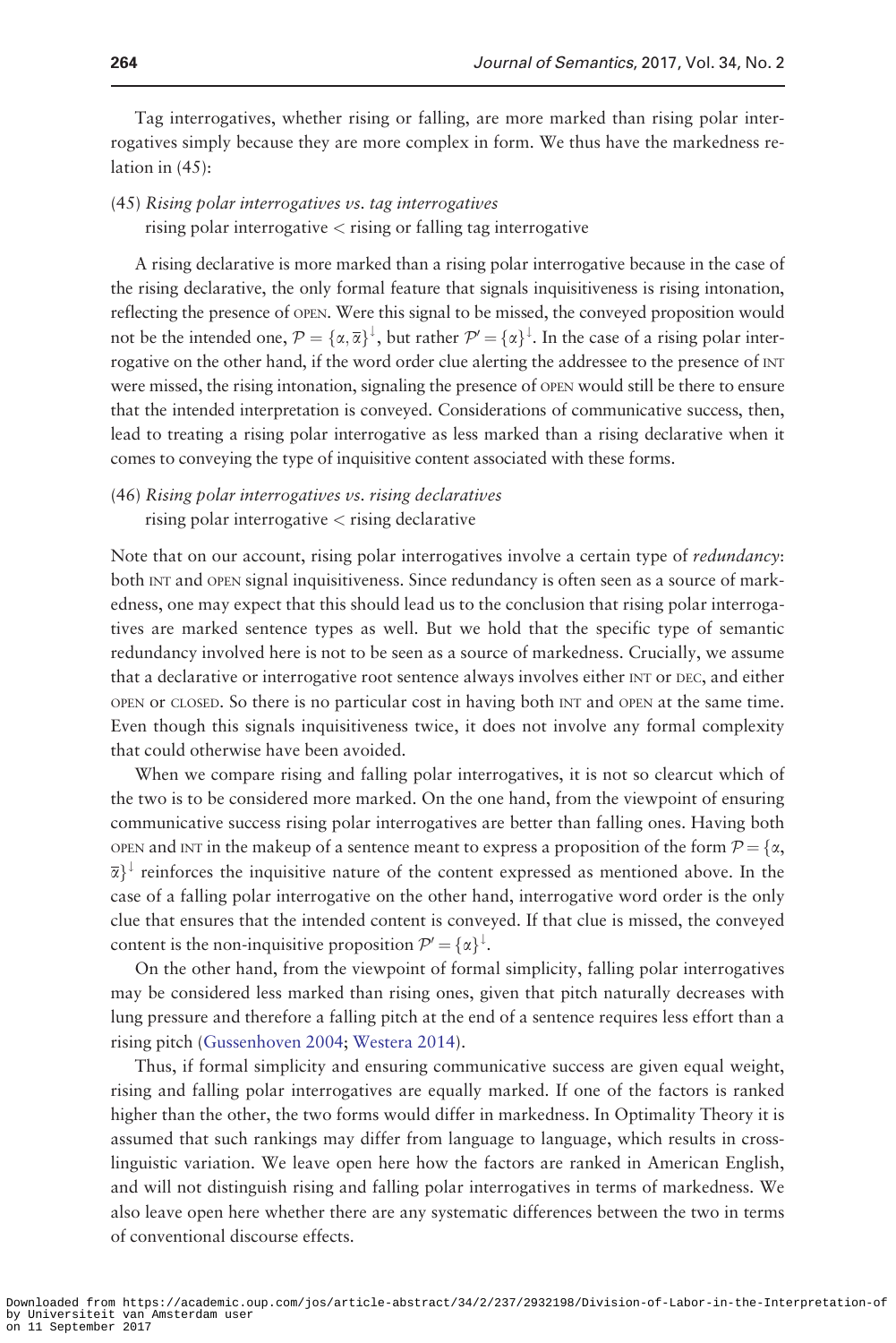Tag interrogatives, whether rising or falling, are more marked than rising polar interrogatives simply because they are more complex in form. We thus have the markedness relation in (45):

(45) *Rising polar interrogatives vs. tag interrogatives*
  rising polar interrogative < rising or falling tag interrogative

A rising declarative is more marked than a rising polar interrogative because in the case of the rising declarative, the only formal feature that signals inquisitiveness is rising intonation, reflecting the presence of OPEN. Were this signal to be missed, the conveyed proposition would not be the intended one, $\mathcal{P} = \{\alpha, \overline{\alpha}\}^{\downarrow}$, but rather $\mathcal{P}' = \{\alpha\}^{\downarrow}$. In the case of a rising polar interrogative on the other hand, if the word order clue alerting the addressee to the presence of INT were missed, the rising intonation, signaling the presence of OPEN would still be there to ensure that the intended interpretation is conveyed. Considerations of communicative success, then, lead to treating a rising polar interrogative as less marked than a rising declarative when it comes to conveying the type of inquisitive content associated with these forms.

(46) *Rising polar interrogatives vs. rising declaratives*
  rising polar interrogative < rising declarative

Note that on our account, rising polar interrogatives involve a certain type of *redundancy*: both INT and OPEN signal inquisitiveness. Since redundancy is often seen as a source of markedness, one may expect that this should lead us to the conclusion that rising polar interrogatives are marked sentence types as well. But we hold that the specific type of semantic redundancy involved here is not to be seen as a source of markedness. Crucially, we assume that a declarative or interrogative root sentence always involves either INT or DEC, and either OPEN or CLOSED. So there is no particular cost in having both INT and OPEN at the same time. Even though this signals inquisitiveness twice, it does not involve any formal complexity that could otherwise have been avoided.

When we compare rising and falling polar interrogatives, it is not so clearcut which of the two is to be considered more marked. On the one hand, from the viewpoint of ensuring communicative success rising polar interrogatives are better than falling ones. Having both OPEN and INT in the makeup of a sentence meant to express a proposition of the form $\mathcal{P} = \{\alpha, \overline{\alpha}\}^{\downarrow}$ reinforces the inquisitive nature of the content expressed as mentioned above. In the case of a falling polar interrogative on the other hand, interrogative word order is the only clue that ensures that the intended content is conveyed. If that clue is missed, the conveyed content is the non-inquisitive proposition $\mathcal{P}' = \{\alpha\}^{\downarrow}$.

On the other hand, from the viewpoint of formal simplicity, falling polar interrogatives may be considered less marked than rising ones, given that pitch naturally decreases with lung pressure and therefore a falling pitch at the end of a sentence requires less effort than a rising pitch (Gussenhoven 2004; Westera 2014).

Thus, if formal simplicity and ensuring communicative success are given equal weight, rising and falling polar interrogatives are equally marked. If one of the factors is ranked higher than the other, the two forms would differ in markedness. In Optimality Theory it is assumed that such rankings may differ from language to language, which results in cross-linguistic variation. We leave open here how the factors are ranked in American English, and will not distinguish rising and falling polar interrogatives in terms of markedness. We also leave open here whether there are any systematic differences between the two in terms of conventional discourse effects.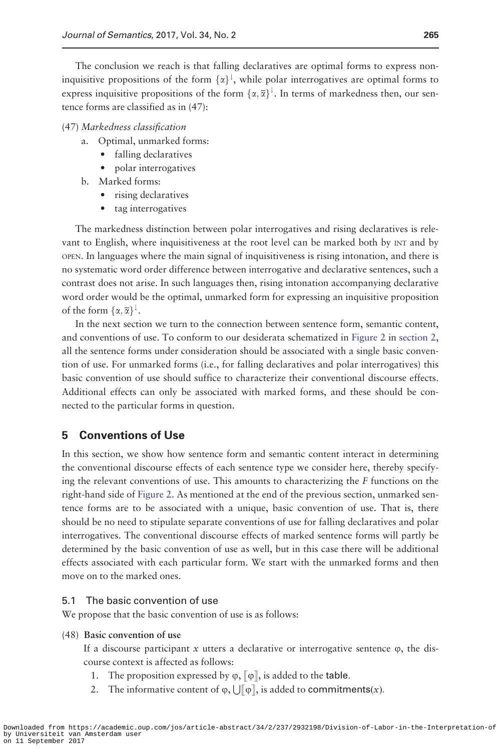The conclusion we reach is that falling declaratives are optimal forms to express non-inquisitive propositions of the form $\{\alpha\}^{\downarrow}$, while polar interrogatives are optimal forms to express inquisitive propositions of the form $\{\alpha, \overline{\alpha}\}^{\downarrow}$. In terms of markedness then, our sentence forms are classified as in (47):

(47) *Markedness classification*

a. Optimal, unmarked forms:
   - falling declaratives
   - polar interrogatives

b. Marked forms:
   - rising declaratives
   - tag interrogatives

The markedness distinction between polar interrogatives and rising declaratives is relevant to English, where inquisitiveness at the root level can be marked both by INT and by OPEN. In languages where the main signal of inquisitiveness is rising intonation, and there is no systematic word order difference between interrogative and declarative sentences, such a contrast does not arise. In such languages then, rising intonation accompanying declarative word order would be the optimal, unmarked form for expressing an inquisitive proposition of the form $\{\alpha, \overline{\alpha}\}^{\downarrow}$.

In the next section we turn to the connection between sentence form, semantic content, and conventions of use. To conform to our desiderata schematized in Figure 2 in section 2, all the sentence forms under consideration should be associated with a single basic convention of use. For unmarked forms (i.e., for falling declaratives and polar interrogatives) this basic convention of use should suffice to characterize their conventional discourse effects. Additional effects can only be associated with marked forms, and these should be connected to the particular forms in question.

## 5 Conventions of Use

In this section, we show how sentence form and semantic content interact in determining the conventional discourse effects of each sentence type we consider here, thereby specifying the relevant conventions of use. This amounts to characterizing the *F* functions on the right-hand side of Figure 2. As mentioned at the end of the previous section, unmarked sentence forms are to be associated with a unique, basic convention of use. That is, there should be no need to stipulate separate conventions of use for falling declaratives and polar interrogatives. The conventional discourse effects of marked sentence forms will partly be determined by the basic convention of use as well, but in this case there will be additional effects associated with each particular form. We start with the unmarked forms and then move on to the marked ones.

### 5.1 The basic convention of use

We propose that the basic convention of use is as follows:

(48) **Basic convention of use**

If a discourse participant $x$ utters a declarative or interrogative sentence $\varphi$, the discourse context is affected as follows:

1. The proposition expressed by $\varphi$, $[\![\varphi]\!]$, is added to the table.
2. The informative content of $\varphi$, $\bigcup[\![\varphi]\!]$, is added to commitments($x$).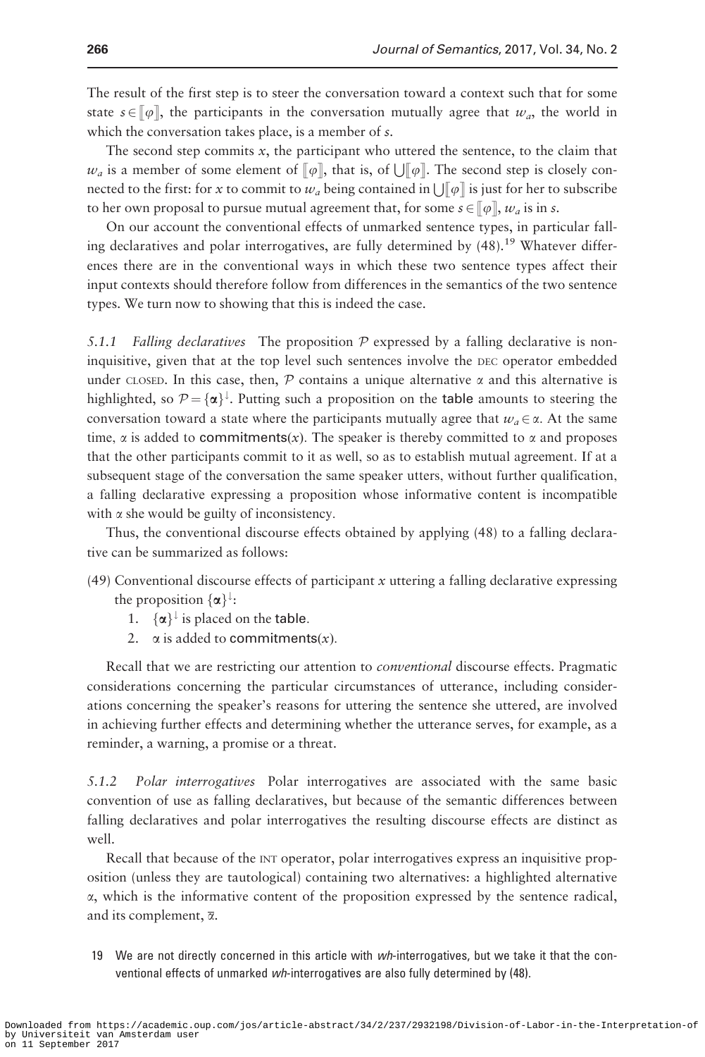The result of the first step is to steer the conversation toward a context such that for some state $s \in [\![\varphi]\!]$, the participants in the conversation mutually agree that $w_a$, the world in which the conversation takes place, is a member of $s$.

The second step commits $x$, the participant who uttered the sentence, to the claim that $w_a$ is a member of some element of $[\![\varphi]\!]$, that is, of $\bigcup[\![\varphi]\!]$. The second step is closely connected to the first: for $x$ to commit to $w_a$ being contained in $\bigcup[\![\varphi]\!]$ is just for her to subscribe to her own proposal to pursue mutual agreement that, for some $s \in [\![\varphi]\!]$, $w_a$ is in $s$.

On our account the conventional effects of unmarked sentence types, in particular falling declaratives and polar interrogatives, are fully determined by (48).[19] Whatever differences there are in the conventional ways in which these two sentence types affect their input contexts should therefore follow from differences in the semantics of the two sentence types. We turn now to showing that this is indeed the case.

### 5.1.1 *Falling declaratives*

The proposition $\mathcal{P}$ expressed by a falling declarative is non-inquisitive, given that at the top level such sentences involve the DEC operator embedded under CLOSED. In this case, then, $\mathcal{P}$ contains a unique alternative $\alpha$ and this alternative is highlighted, so $\mathcal{P} = \{\boldsymbol{\alpha}\}^{\downarrow}$. Putting such a proposition on the **table** amounts to steering the conversation toward a state where the participants mutually agree that $w_a \in \alpha$. At the same time, $\alpha$ is added to **commitments**($x$). The speaker is thereby committed to $\alpha$ and proposes that the other participants commit to it as well, so as to establish mutual agreement. If at a subsequent stage of the conversation the same speaker utters, without further qualification, a falling declarative expressing a proposition whose informative content is incompatible with $\alpha$ she would be guilty of inconsistency.

Thus, the conventional discourse effects obtained by applying (48) to a falling declarative can be summarized as follows:

(49) Conventional discourse effects of participant $x$ uttering a falling declarative expressing the proposition $\{\boldsymbol{\alpha}\}^{\downarrow}$:

1. $\{\boldsymbol{\alpha}\}^{\downarrow}$ is placed on the **table**.
2. $\alpha$ is added to **commitments**($x$).

Recall that we are restricting our attention to *conventional* discourse effects. Pragmatic considerations concerning the particular circumstances of utterance, including considerations concerning the speaker's reasons for uttering the sentence she uttered, are involved in achieving further effects and determining whether the utterance serves, for example, as a reminder, a warning, a promise or a threat.

### 5.1.2 *Polar interrogatives*

Polar interrogatives are associated with the same basic convention of use as falling declaratives, but because of the semantic differences between falling declaratives and polar interrogatives the resulting discourse effects are distinct as well.

Recall that because of the INT operator, polar interrogatives express an inquisitive proposition (unless they are tautological) containing two alternatives: a highlighted alternative $\alpha$, which is the informative content of the proposition expressed by the sentence radical, and its complement, $\overline{\alpha}$.

19 We are not directly concerned in this article with *wh*-interrogatives, but we take it that the conventional effects of unmarked *wh*-interrogatives are also fully determined by (48).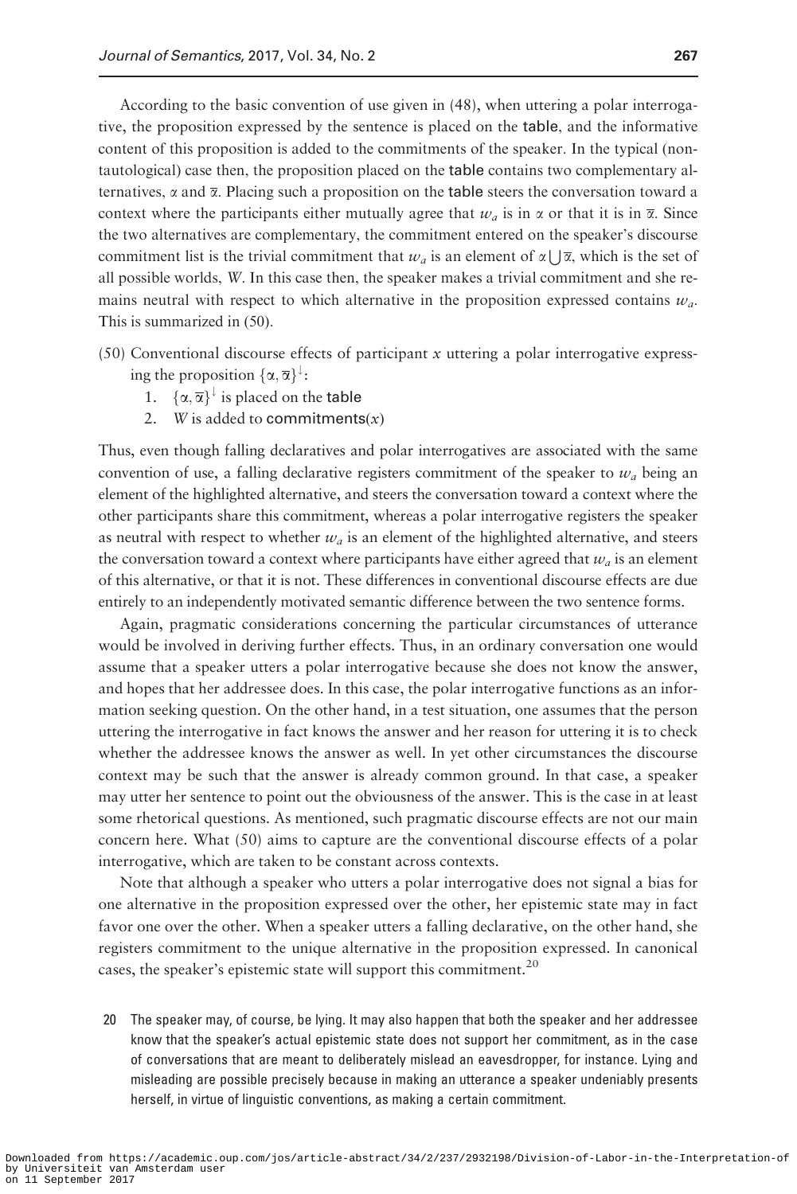According to the basic convention of use given in (48), when uttering a polar interrogative, the proposition expressed by the sentence is placed on the **table**, and the informative content of this proposition is added to the commitments of the speaker. In the typical (non-tautological) case then, the proposition placed on the **table** contains two complementary alternatives, $\alpha$ and $\overline{\alpha}$. Placing such a proposition on the **table** steers the conversation toward a context where the participants either mutually agree that $w_a$ is in $\alpha$ or that it is in $\overline{\alpha}$. Since the two alternatives are complementary, the commitment entered on the speaker's discourse commitment list is the trivial commitment that $w_a$ is an element of $\alpha \bigcup \overline{\alpha}$, which is the set of all possible worlds, $W$. In this case then, the speaker makes a trivial commitment and she remains neutral with respect to which alternative in the proposition expressed contains $w_a$. This is summarized in (50).

(50) Conventional discourse effects of participant $x$ uttering a polar interrogative expressing the proposition $\{\alpha, \overline{\alpha}\}^{\downarrow}$:

1. $\{\alpha, \overline{\alpha}\}^{\downarrow}$ is placed on the **table**
2. $W$ is added to **commitments**($x$)

Thus, even though falling declaratives and polar interrogatives are associated with the same convention of use, a falling declarative registers commitment of the speaker to $w_a$ being an element of the highlighted alternative, and steers the conversation toward a context where the other participants share this commitment, whereas a polar interrogative registers the speaker as neutral with respect to whether $w_a$ is an element of the highlighted alternative, and steers the conversation toward a context where participants have either agreed that $w_a$ is an element of this alternative, or that it is not. These differences in conventional discourse effects are due entirely to an independently motivated semantic difference between the two sentence forms.

Again, pragmatic considerations concerning the particular circumstances of utterance would be involved in deriving further effects. Thus, in an ordinary conversation one would assume that a speaker utters a polar interrogative because she does not know the answer, and hopes that her addressee does. In this case, the polar interrogative functions as an information seeking question. On the other hand, in a test situation, one assumes that the person uttering the interrogative in fact knows the answer and her reason for uttering it is to check whether the addressee knows the answer as well. In yet other circumstances the discourse context may be such that the answer is already common ground. In that case, a speaker may utter her sentence to point out the obviousness of the answer. This is the case in at least some rhetorical questions. As mentioned, such pragmatic discourse effects are not our main concern here. What (50) aims to capture are the conventional discourse effects of a polar interrogative, which are taken to be constant across contexts.

Note that although a speaker who utters a polar interrogative does not signal a bias for one alternative in the proposition expressed over the other, her epistemic state may in fact favor one over the other. When a speaker utters a falling declarative, on the other hand, she registers commitment to the unique alternative in the proposition expressed. In canonical cases, the speaker's epistemic state will support this commitment.[20]

20 The speaker may, of course, be lying. It may also happen that both the speaker and her addressee know that the speaker's actual epistemic state does not support her commitment, as in the case of conversations that are meant to deliberately mislead an eavesdropper, for instance. Lying and misleading are possible precisely because in making an utterance a speaker undeniably presents herself, in virtue of linguistic conventions, as making a certain commitment.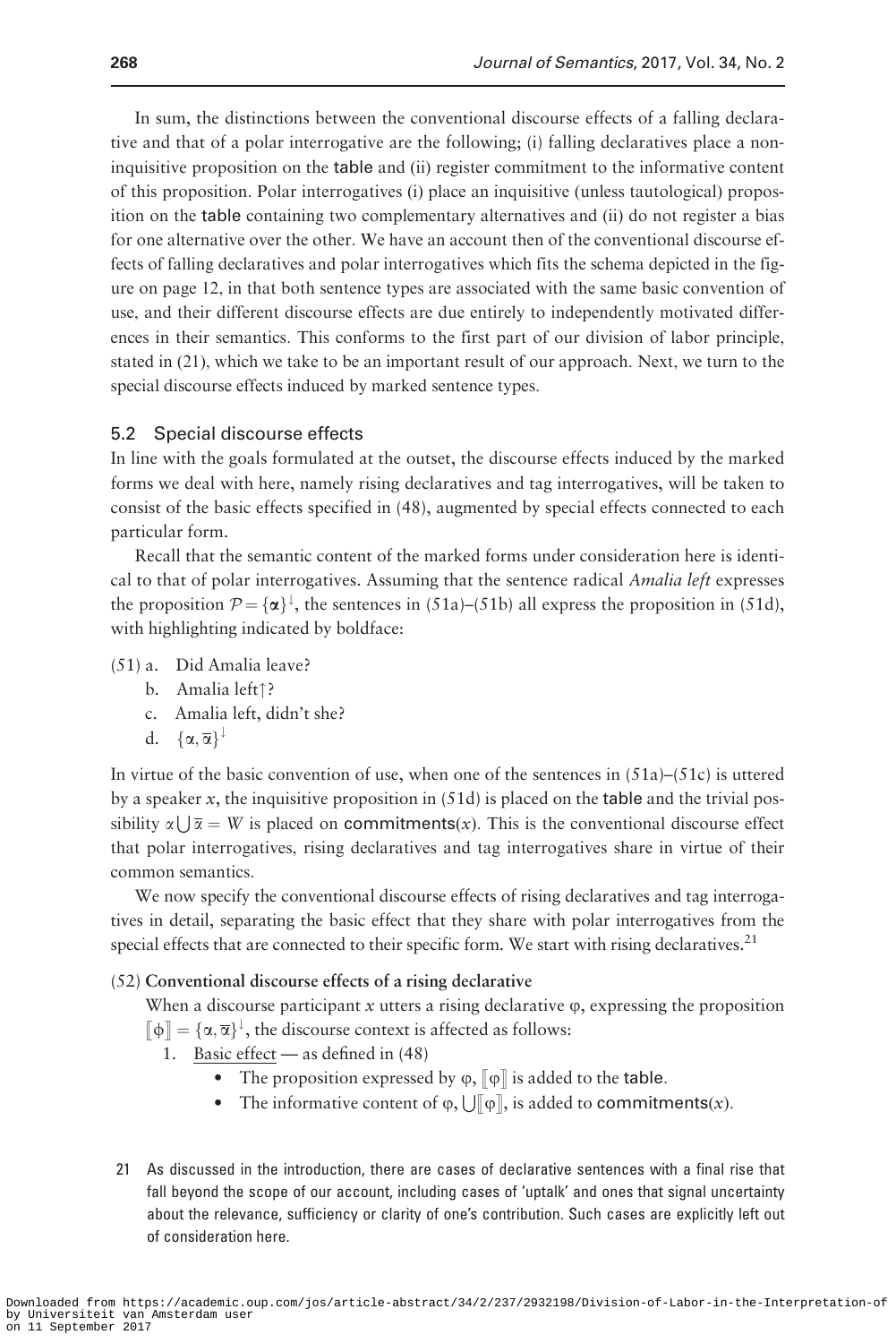In sum, the distinctions between the conventional discourse effects of a falling declarative and that of a polar interrogative are the following; (i) falling declaratives place a non-inquisitive proposition on the table and (ii) register commitment to the informative content of this proposition. Polar interrogatives (i) place an inquisitive (unless tautological) proposition on the table containing two complementary alternatives and (ii) do not register a bias for one alternative over the other. We have an account then of the conventional discourse effects of falling declaratives and polar interrogatives which fits the schema depicted in the figure on page 12, in that both sentence types are associated with the same basic convention of use, and their different discourse effects are due entirely to independently motivated differences in their semantics. This conforms to the first part of our division of labor principle, stated in (21), which we take to be an important result of our approach. Next, we turn to the special discourse effects induced by marked sentence types.

## 5.2 Special discourse effects

In line with the goals formulated at the outset, the discourse effects induced by the marked forms we deal with here, namely rising declaratives and tag interrogatives, will be taken to consist of the basic effects specified in (48), augmented by special effects connected to each particular form.

Recall that the semantic content of the marked forms under consideration here is identical to that of polar interrogatives. Assuming that the sentence radical *Amalia left* expresses the proposition $\mathcal{P} = \{\boldsymbol{\alpha}\}^{\downarrow}$, the sentences in (51a)–(51b) all express the proposition in (51d), with highlighting indicated by boldface:

(51) a. Did Amalia leave?
  b. Amalia left↑?
  c. Amalia left, didn't she?
  d. $\{\alpha, \overline{\alpha}\}^{\downarrow}$

In virtue of the basic convention of use, when one of the sentences in (51a)–(51c) is uttered by a speaker $x$, the inquisitive proposition in (51d) is placed on the table and the trivial possibility $\alpha \bigcup \overline{\alpha} = W$ is placed on commitments($x$). This is the conventional discourse effect that polar interrogatives, rising declaratives and tag interrogatives share in virtue of their common semantics.

We now specify the conventional discourse effects of rising declaratives and tag interrogatives in detail, separating the basic effect that they share with polar interrogatives from the special effects that are connected to their specific form. We start with rising declaratives.[21]

(52) **Conventional discourse effects of a rising declarative**

When a discourse participant $x$ utters a rising declarative $\varphi$, expressing the proposition $[\![\phi]\!] = \{\alpha, \overline{\alpha}\}^{\downarrow}$, the discourse context is affected as follows:

1. Basic effect — as defined in (48)
   - The proposition expressed by $\varphi$, $[\![\varphi]\!]$ is added to the table.
   - The informative content of $\varphi$, $\bigcup[\![\varphi]\!]$, is added to commitments($x$).

21 As discussed in the introduction, there are cases of declarative sentences with a final rise that fall beyond the scope of our account, including cases of 'uptalk' and ones that signal uncertainty about the relevance, sufficiency or clarity of one's contribution. Such cases are explicitly left out of consideration here.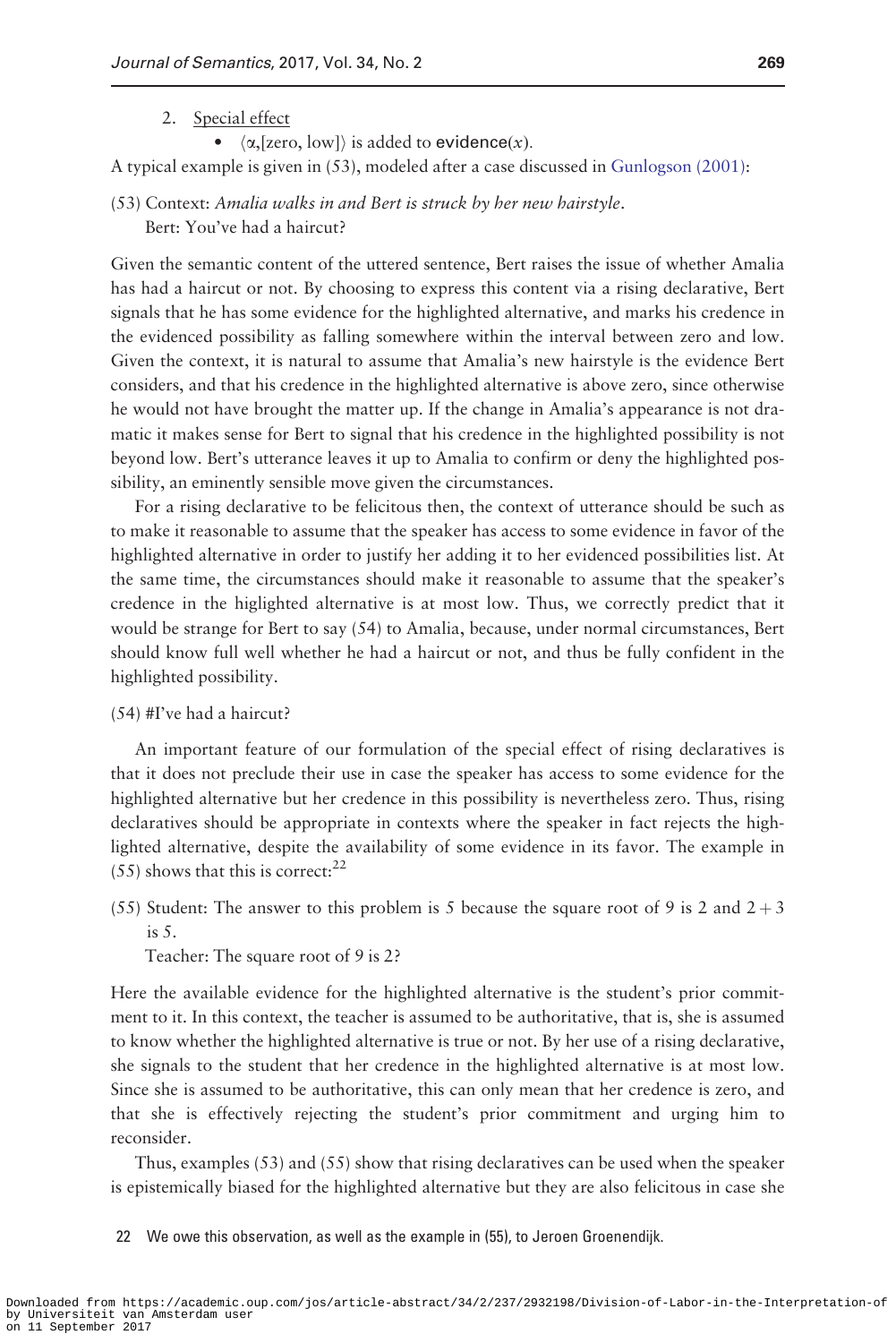2. Special effect
   - $\langle \alpha, [\text{zero, low}] \rangle$ is added to $\textsf{evidence}(x)$.

A typical example is given in (53), modeled after a case discussed in Gunlogson (2001):

(53) Context: *Amalia walks in and Bert is struck by her new hairstyle.*
Bert: You've had a haircut?

Given the semantic content of the uttered sentence, Bert raises the issue of whether Amalia has had a haircut or not. By choosing to express this content via a rising declarative, Bert signals that he has some evidence for the highlighted alternative, and marks his credence in the evidenced possibility as falling somewhere within the interval between zero and low. Given the context, it is natural to assume that Amalia's new hairstyle is the evidence Bert considers, and that his credence in the highlighted alternative is above zero, since otherwise he would not have brought the matter up. If the change in Amalia's appearance is not dramatic it makes sense for Bert to signal that his credence in the highlighted possibility is not beyond low. Bert's utterance leaves it up to Amalia to confirm or deny the highlighted possibility, an eminently sensible move given the circumstances.

For a rising declarative to be felicitous then, the context of utterance should be such as to make it reasonable to assume that the speaker has access to some evidence in favor of the highlighted alternative in order to justify her adding it to her evidenced possibilities list. At the same time, the circumstances should make it reasonable to assume that the speaker's credence in the higlighted alternative is at most low. Thus, we correctly predict that it would be strange for Bert to say (54) to Amalia, because, under normal circumstances, Bert should know full well whether he had a haircut or not, and thus be fully confident in the highlighted possibility.

(54) #I've had a haircut?

An important feature of our formulation of the special effect of rising declaratives is that it does not preclude their use in case the speaker has access to some evidence for the highlighted alternative but her credence in this possibility is nevertheless zero. Thus, rising declaratives should be appropriate in contexts where the speaker in fact rejects the highlighted alternative, despite the availability of some evidence in its favor. The example in (55) shows that this is correct:[22]

(55) Student: The answer to this problem is 5 because the square root of 9 is 2 and $2 + 3$ is 5.
Teacher: The square root of 9 is 2?

Here the available evidence for the highlighted alternative is the student's prior commitment to it. In this context, the teacher is assumed to be authoritative, that is, she is assumed to know whether the highlighted alternative is true or not. By her use of a rising declarative, she signals to the student that her credence in the highlighted alternative is at most low. Since she is assumed to be authoritative, this can only mean that her credence is zero, and that she is effectively rejecting the student's prior commitment and urging him to reconsider.

Thus, examples (53) and (55) show that rising declaratives can be used when the speaker is epistemically biased for the highlighted alternative but they are also felicitous in case she

22 We owe this observation, as well as the example in (55), to Jeroen Groenendijk.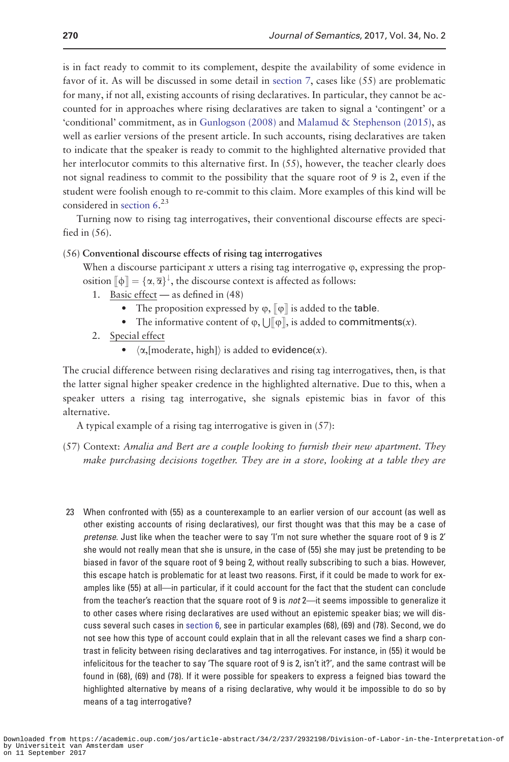is in fact ready to commit to its complement, despite the availability of some evidence in favor of it. As will be discussed in some detail in section 7, cases like (55) are problematic for many, if not all, existing accounts of rising declaratives. In particular, they cannot be accounted for in approaches where rising declaratives are taken to signal a 'contingent' or a 'conditional' commitment, as in Gunlogson (2008) and Malamud & Stephenson (2015), as well as earlier versions of the present article. In such accounts, rising declaratives are taken to indicate that the speaker is ready to commit to the highlighted alternative provided that her interlocutor commits to this alternative first. In (55), however, the teacher clearly does not signal readiness to commit to the possibility that the square root of 9 is 2, even if the student were foolish enough to re-commit to this claim. More examples of this kind will be considered in section 6.[23]

Turning now to rising tag interrogatives, their conventional discourse effects are specified in (56).

(56) **Conventional discourse effects of rising tag interrogatives**

When a discourse participant $x$ utters a rising tag interrogative $\varphi$, expressing the proposition $[\![\phi]\!] = \{\alpha, \overline{\alpha}\}^{\downarrow}$, the discourse context is affected as follows:

1. Basic effect — as defined in (48)
   - The proposition expressed by $\varphi$, $[\![\varphi]\!]$ is added to the table.
   - The informative content of $\varphi$, $\bigcup[\![\varphi]\!]$, is added to commitments($x$).
2. Special effect
   - $\langle\alpha$,[moderate, high]$\rangle$ is added to evidence($x$).

The crucial difference between rising declaratives and rising tag interrogatives, then, is that the latter signal higher speaker credence in the highlighted alternative. Due to this, when a speaker utters a rising tag interrogative, she signals epistemic bias in favor of this alternative.

A typical example of a rising tag interrogative is given in (57):

(57) Context: *Amalia and Bert are a couple looking to furnish their new apartment. They make purchasing decisions together. They are in a store, looking at a table they are*

[23] When confronted with (55) as a counterexample to an earlier version of our account (as well as other existing accounts of rising declaratives), our first thought was that this may be a case of *pretense*. Just like when the teacher were to say 'I'm not sure whether the square root of 9 is 2' she would not really mean that she is unsure, in the case of (55) she may just be pretending to be biased in favor of the square root of 9 being 2, without really subscribing to such a bias. However, this escape hatch is problematic for at least two reasons. First, if it could be made to work for examples like (55) at all—in particular, if it could account for the fact that the student can conclude from the teacher's reaction that the square root of 9 is *not* 2—it seems impossible to generalize it to other cases where rising declaratives are used without an epistemic speaker bias; we will discuss several such cases in section 6, see in particular examples (68), (69) and (78). Second, we do not see how this type of account could explain that in all the relevant cases we find a sharp contrast in felicity between rising declaratives and tag interrogatives. For instance, in (55) it would be infelicitous for the teacher to say 'The square root of 9 is 2, isn't it?', and the same contrast will be found in (68), (69) and (78). If it were possible for speakers to express a feigned bias toward the highlighted alternative by means of a rising declarative, why would it be impossible to do so by means of a tag interrogative?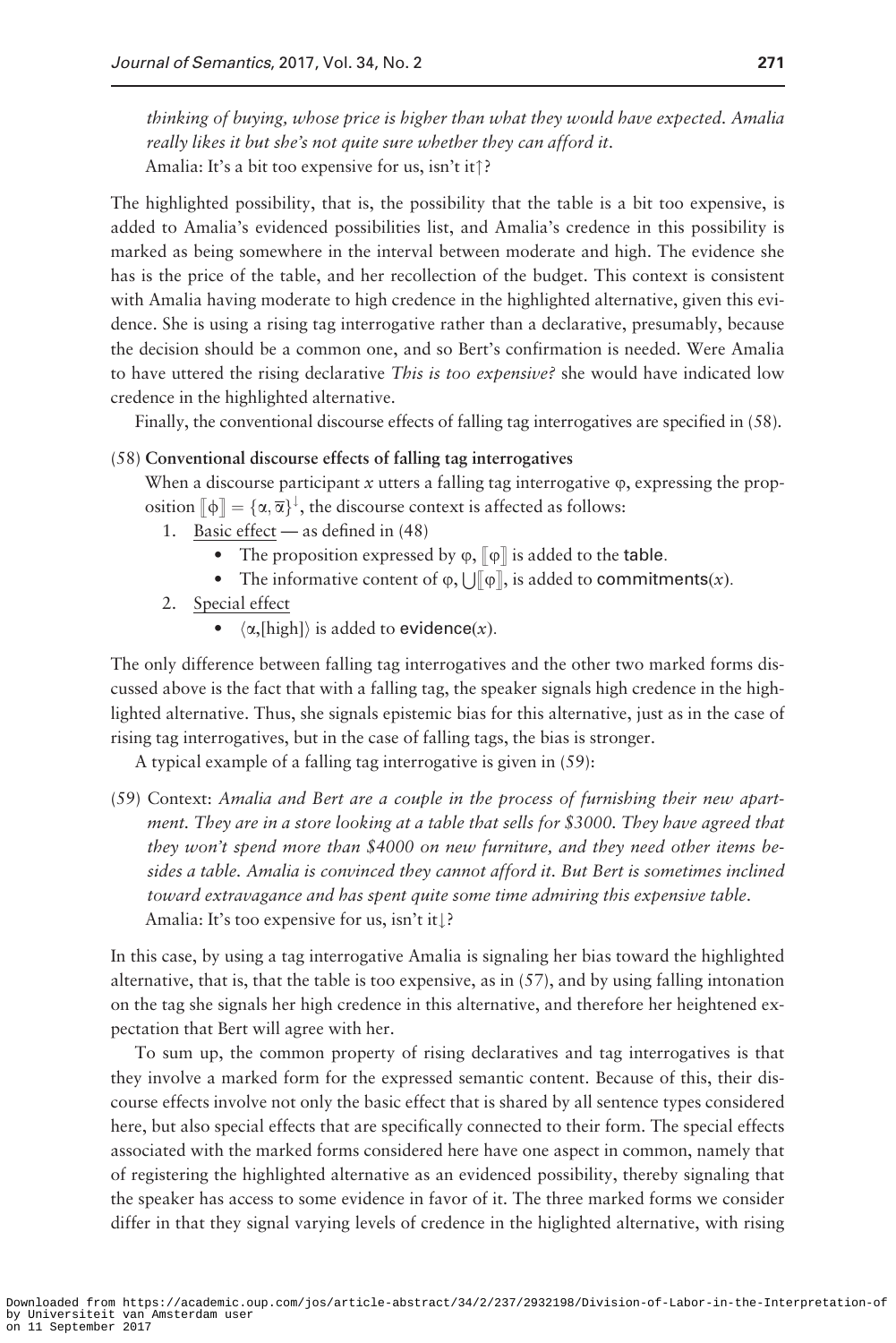*thinking of buying, whose price is higher than what they would have expected. Amalia really likes it but she's not quite sure whether they can afford it.*
Amalia: It's a bit too expensive for us, isn't it↑?

The highlighted possibility, that is, the possibility that the table is a bit too expensive, is added to Amalia's evidenced possibilities list, and Amalia's credence in this possibility is marked as being somewhere in the interval between moderate and high. The evidence she has is the price of the table, and her recollection of the budget. This context is consistent with Amalia having moderate to high credence in the highlighted alternative, given this evidence. She is using a rising tag interrogative rather than a declarative, presumably, because the decision should be a common one, and so Bert's confirmation is needed. Were Amalia to have uttered the rising declarative *This is too expensive?* she would have indicated low credence in the highlighted alternative.

Finally, the conventional discourse effects of falling tag interrogatives are specified in (58).

(58) **Conventional discourse effects of falling tag interrogatives**

When a discourse participant $x$ utters a falling tag interrogative $\varphi$, expressing the proposition $[\![\phi]\!] = \{\alpha, \overline{\alpha}\}^{\downarrow}$, the discourse context is affected as follows:

1. Basic effect — as defined in (48)
   - The proposition expressed by $\varphi$, $[\![\varphi]\!]$ is added to the table.
   - The informative content of $\varphi$, $\bigcup[\![\varphi]\!]$, is added to commitments($x$).
2. Special effect
   - $\langle\alpha,[\text{high}]\rangle$ is added to evidence($x$).

The only difference between falling tag interrogatives and the other two marked forms discussed above is the fact that with a falling tag, the speaker signals high credence in the highlighted alternative. Thus, she signals epistemic bias for this alternative, just as in the case of rising tag interrogatives, but in the case of falling tags, the bias is stronger.

A typical example of a falling tag interrogative is given in (59):

(59) Context: *Amalia and Bert are a couple in the process of furnishing their new apartment. They are in a store looking at a table that sells for \$3000. They have agreed that they won't spend more than \$4000 on new furniture, and they need other items besides a table. Amalia is convinced they cannot afford it. But Bert is sometimes inclined toward extravagance and has spent quite some time admiring this expensive table.*
Amalia: It's too expensive for us, isn't it↓?

In this case, by using a tag interrogative Amalia is signaling her bias toward the highlighted alternative, that is, that the table is too expensive, as in (57), and by using falling intonation on the tag she signals her high credence in this alternative, and therefore her heightened expectation that Bert will agree with her.

To sum up, the common property of rising declaratives and tag interrogatives is that they involve a marked form for the expressed semantic content. Because of this, their discourse effects involve not only the basic effect that is shared by all sentence types considered here, but also special effects that are specifically connected to their form. The special effects associated with the marked forms considered here have one aspect in common, namely that of registering the highlighted alternative as an evidenced possibility, thereby signaling that the speaker has access to some evidence in favor of it. The three marked forms we consider differ in that they signal varying levels of credence in the higlighted alternative, with rising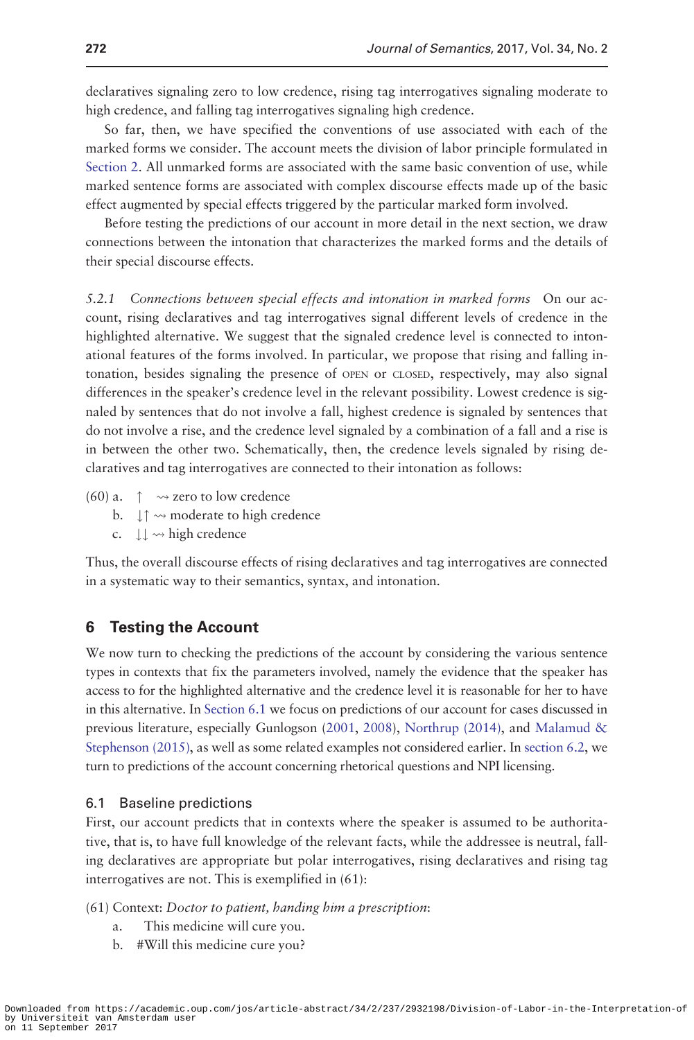declaratives signaling zero to low credence, rising tag interrogatives signaling moderate to high credence, and falling tag interrogatives signaling high credence.

So far, then, we have specified the conventions of use associated with each of the marked forms we consider. The account meets the division of labor principle formulated in Section 2. All unmarked forms are associated with the same basic convention of use, while marked sentence forms are associated with complex discourse effects made up of the basic effect augmented by special effects triggered by the particular marked form involved.

Before testing the predictions of our account in more detail in the next section, we draw connections between the intonation that characterizes the marked forms and the details of their special discourse effects.

*5.2.1 Connections between special effects and intonation in marked forms* On our account, rising declaratives and tag interrogatives signal different levels of credence in the highlighted alternative. We suggest that the signaled credence level is connected to intonational features of the forms involved. In particular, we propose that rising and falling intonation, besides signaling the presence of OPEN or CLOSED, respectively, may also signal differences in the speaker's credence level in the relevant possibility. Lowest credence is signaled by sentences that do not involve a fall, highest credence is signaled by sentences that do not involve a rise, and the credence level signaled by a combination of a fall and a rise is in between the other two. Schematically, then, the credence levels signaled by rising declaratives and tag interrogatives are connected to their intonation as follows:

(60) a. $\uparrow$ $\rightsquigarrow$ zero to low credence
   b. $\downarrow\uparrow$ $\rightsquigarrow$ moderate to high credence
   c. $\downarrow\downarrow$ $\rightsquigarrow$ high credence

Thus, the overall discourse effects of rising declaratives and tag interrogatives are connected in a systematic way to their semantics, syntax, and intonation.

## 6 Testing the Account

We now turn to checking the predictions of the account by considering the various sentence types in contexts that fix the parameters involved, namely the evidence that the speaker has access to for the highlighted alternative and the credence level it is reasonable for her to have in this alternative. In Section 6.1 we focus on predictions of our account for cases discussed in previous literature, especially Gunlogson (2001, 2008), Northrup (2014), and Malamud & Stephenson (2015), as well as some related examples not considered earlier. In section 6.2, we turn to predictions of the account concerning rhetorical questions and NPI licensing.

### 6.1 Baseline predictions

First, our account predicts that in contexts where the speaker is assumed to be authoritative, that is, to have full knowledge of the relevant facts, while the addressee is neutral, falling declaratives are appropriate but polar interrogatives, rising declaratives and rising tag interrogatives are not. This is exemplified in (61):

(61) Context: *Doctor to patient, handing him a prescription*:
   a. This medicine will cure you.
   b. #Will this medicine cure you?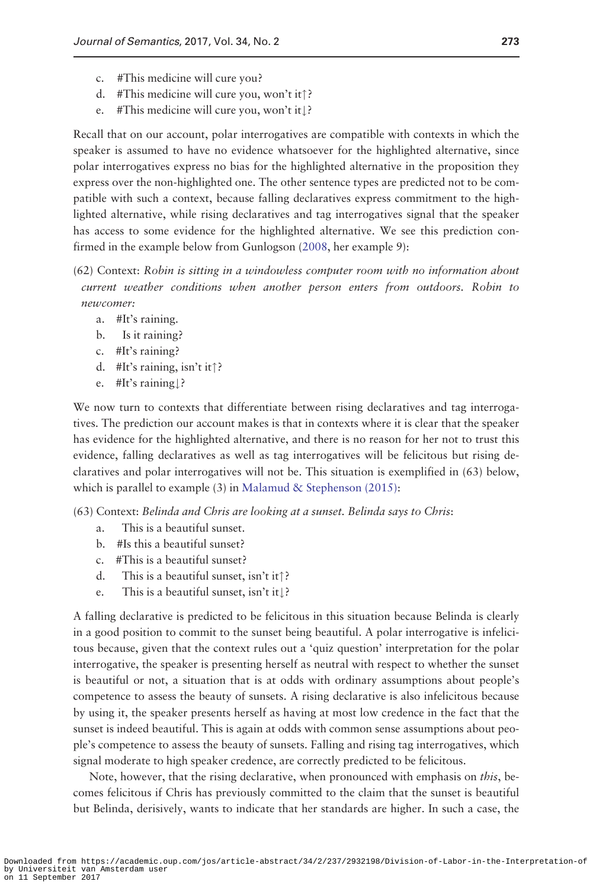c. #This medicine will cure you?
d. #This medicine will cure you, won't it↑?
e. #This medicine will cure you, won't it↓?

Recall that on our account, polar interrogatives are compatible with contexts in which the speaker is assumed to have no evidence whatsoever for the highlighted alternative, since polar interrogatives express no bias for the highlighted alternative in the proposition they express over the non-highlighted one. The other sentence types are predicted not to be compatible with such a context, because falling declaratives express commitment to the highlighted alternative, while rising declaratives and tag interrogatives signal that the speaker has access to some evidence for the highlighted alternative. We see this prediction confirmed in the example below from Gunlogson (2008, her example 9):

(62) Context: *Robin is sitting in a windowless computer room with no information about current weather conditions when another person enters from outdoors. Robin to newcomer:*
  a. #It's raining.
  b. Is it raining?
  c. #It's raining?
  d. #It's raining, isn't it↑?
  e. #It's raining↓?

We now turn to contexts that differentiate between rising declaratives and tag interrogatives. The prediction our account makes is that in contexts where it is clear that the speaker has evidence for the highlighted alternative, and there is no reason for her not to trust this evidence, falling declaratives as well as tag interrogatives will be felicitous but rising declaratives and polar interrogatives will not be. This situation is exemplified in (63) below, which is parallel to example (3) in Malamud & Stephenson (2015):

(63) Context: *Belinda and Chris are looking at a sunset. Belinda says to Chris*:
  a. This is a beautiful sunset.
  b. #Is this a beautiful sunset?
  c. #This is a beautiful sunset?
  d. This is a beautiful sunset, isn't it↑?
  e. This is a beautiful sunset, isn't it↓?

A falling declarative is predicted to be felicitous in this situation because Belinda is clearly in a good position to commit to the sunset being beautiful. A polar interrogative is infelicitous because, given that the context rules out a 'quiz question' interpretation for the polar interrogative, the speaker is presenting herself as neutral with respect to whether the sunset is beautiful or not, a situation that is at odds with ordinary assumptions about people's competence to assess the beauty of sunsets. A rising declarative is also infelicitous because by using it, the speaker presents herself as having at most low credence in the fact that the sunset is indeed beautiful. This is again at odds with common sense assumptions about people's competence to assess the beauty of sunsets. Falling and rising tag interrogatives, which signal moderate to high speaker credence, are correctly predicted to be felicitous.

Note, however, that the rising declarative, when pronounced with emphasis on *this*, becomes felicitous if Chris has previously committed to the claim that the sunset is beautiful but Belinda, derisively, wants to indicate that her standards are higher. In such a case, the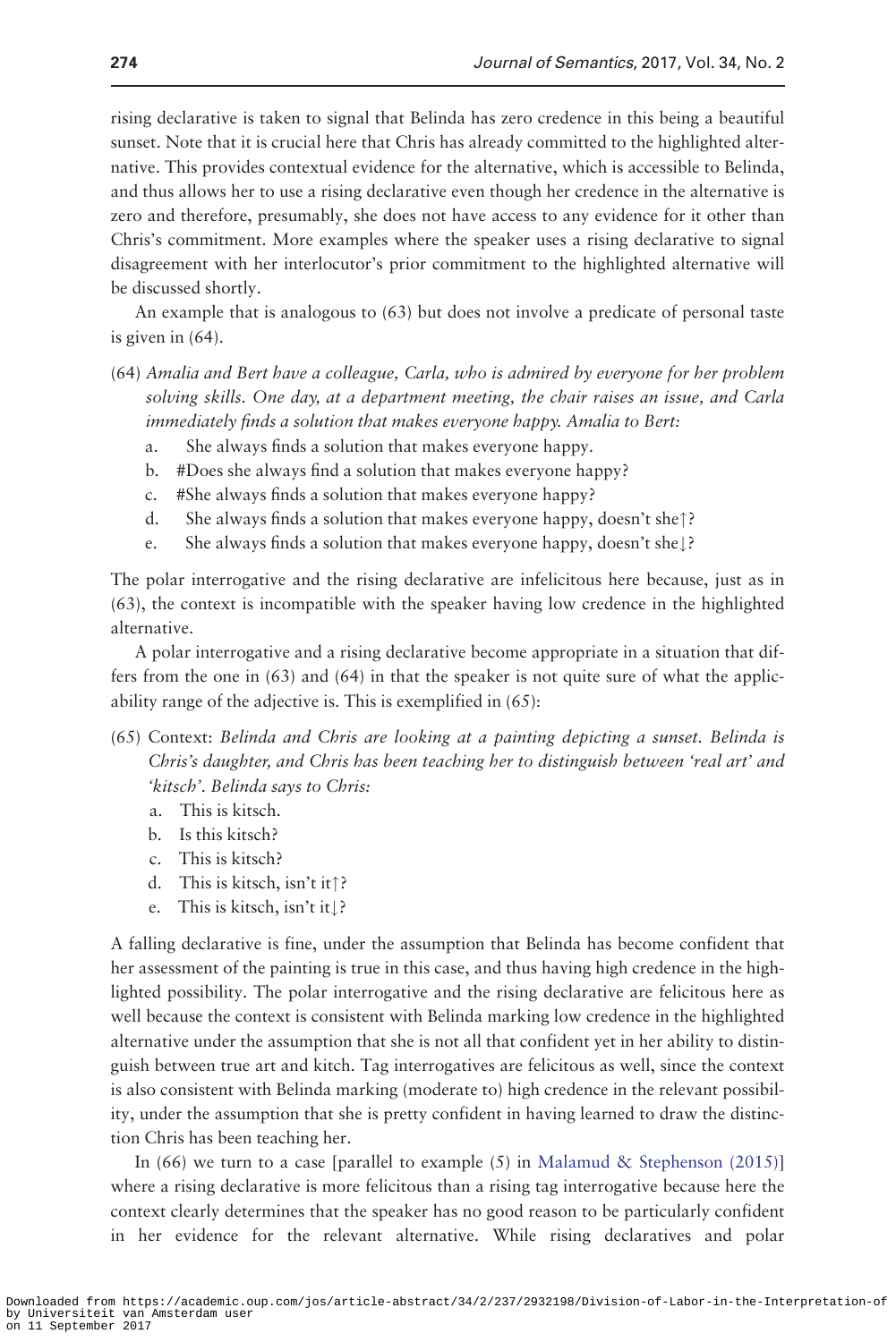rising declarative is taken to signal that Belinda has zero credence in this being a beautiful sunset. Note that it is crucial here that Chris has already committed to the highlighted alternative. This provides contextual evidence for the alternative, which is accessible to Belinda, and thus allows her to use a rising declarative even though her credence in the alternative is zero and therefore, presumably, she does not have access to any evidence for it other than Chris's commitment. More examples where the speaker uses a rising declarative to signal disagreement with her interlocutor's prior commitment to the highlighted alternative will be discussed shortly.

An example that is analogous to (63) but does not involve a predicate of personal taste is given in (64).

(64) *Amalia and Bert have a colleague, Carla, who is admired by everyone for her problem solving skills. One day, at a department meeting, the chair raises an issue, and Carla immediately finds a solution that makes everyone happy. Amalia to Bert:*
   a. She always finds a solution that makes everyone happy.
   b. #Does she always find a solution that makes everyone happy?
   c. #She always finds a solution that makes everyone happy?
   d. She always finds a solution that makes everyone happy, doesn't she↑?
   e. She always finds a solution that makes everyone happy, doesn't she↓?

The polar interrogative and the rising declarative are infelicitous here because, just as in (63), the context is incompatible with the speaker having low credence in the highlighted alternative.

A polar interrogative and a rising declarative become appropriate in a situation that differs from the one in (63) and (64) in that the speaker is not quite sure of what the applicability range of the adjective is. This is exemplified in (65):

(65) Context: *Belinda and Chris are looking at a painting depicting a sunset. Belinda is Chris's daughter, and Chris has been teaching her to distinguish between 'real art' and 'kitsch'. Belinda says to Chris:*
   a. This is kitsch.
   b. Is this kitsch?
   c. This is kitsch?
   d. This is kitsch, isn't it↑?
   e. This is kitsch, isn't it↓?

A falling declarative is fine, under the assumption that Belinda has become confident that her assessment of the painting is true in this case, and thus having high credence in the highlighted possibility. The polar interrogative and the rising declarative are felicitous here as well because the context is consistent with Belinda marking low credence in the highlighted alternative under the assumption that she is not all that confident yet in her ability to distinguish between true art and kitch. Tag interrogatives are felicitous as well, since the context is also consistent with Belinda marking (moderate to) high credence in the relevant possibility, under the assumption that she is pretty confident in having learned to draw the distinction Chris has been teaching her.

In (66) we turn to a case [parallel to example (5) in Malamud & Stephenson (2015)] where a rising declarative is more felicitous than a rising tag interrogative because here the context clearly determines that the speaker has no good reason to be particularly confident in her evidence for the relevant alternative. While rising declaratives and polar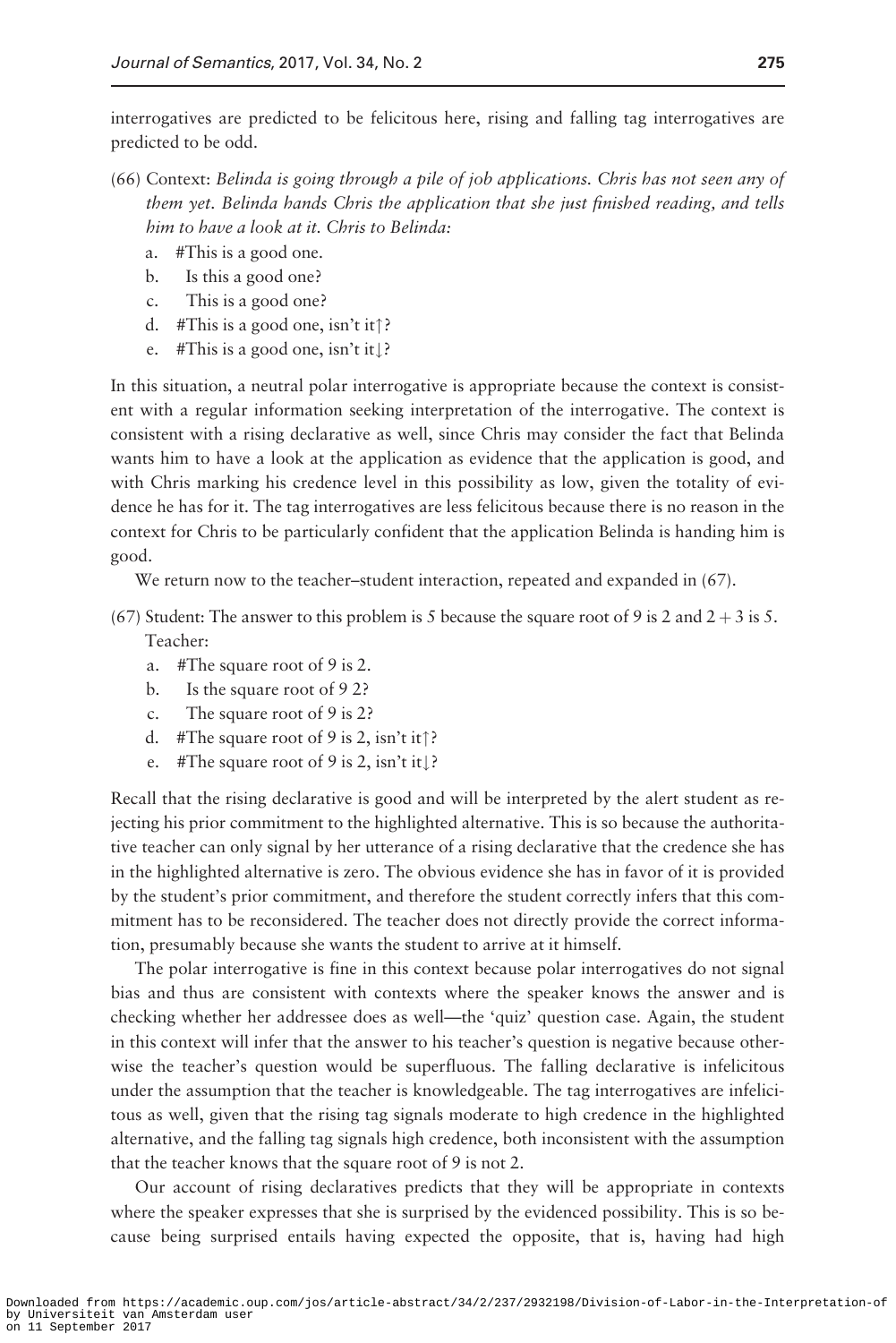interrogatives are predicted to be felicitous here, rising and falling tag interrogatives are predicted to be odd.

(66) Context: *Belinda is going through a pile of job applications. Chris has not seen any of them yet. Belinda hands Chris the application that she just finished reading, and tells him to have a look at it. Chris to Belinda:*

   a. #This is a good one.
   b. Is this a good one?
   c. This is a good one?
   d. #This is a good one, isn't it↑?
   e. #This is a good one, isn't it↓?

In this situation, a neutral polar interrogative is appropriate because the context is consistent with a regular information seeking interpretation of the interrogative. The context is consistent with a rising declarative as well, since Chris may consider the fact that Belinda wants him to have a look at the application as evidence that the application is good, and with Chris marking his credence level in this possibility as low, given the totality of evidence he has for it. The tag interrogatives are less felicitous because there is no reason in the context for Chris to be particularly confident that the application Belinda is handing him is good.

We return now to the teacher–student interaction, repeated and expanded in (67).

(67) Student: The answer to this problem is 5 because the square root of 9 is 2 and 2 + 3 is 5.
   Teacher:

   a. #The square root of 9 is 2.
   b. Is the square root of 9 2?
   c. The square root of 9 is 2?
   d. #The square root of 9 is 2, isn't it↑?
   e. #The square root of 9 is 2, isn't it↓?

Recall that the rising declarative is good and will be interpreted by the alert student as rejecting his prior commitment to the highlighted alternative. This is so because the authoritative teacher can only signal by her utterance of a rising declarative that the credence she has in the highlighted alternative is zero. The obvious evidence she has in favor of it is provided by the student's prior commitment, and therefore the student correctly infers that this commitment has to be reconsidered. The teacher does not directly provide the correct information, presumably because she wants the student to arrive at it himself.

The polar interrogative is fine in this context because polar interrogatives do not signal bias and thus are consistent with contexts where the speaker knows the answer and is checking whether her addressee does as well—the 'quiz' question case. Again, the student in this context will infer that the answer to his teacher's question is negative because otherwise the teacher's question would be superfluous. The falling declarative is infelicitous under the assumption that the teacher is knowledgeable. The tag interrogatives are infelicitous as well, given that the rising tag signals moderate to high credence in the highlighted alternative, and the falling tag signals high credence, both inconsistent with the assumption that the teacher knows that the square root of 9 is not 2.

Our account of rising declaratives predicts that they will be appropriate in contexts where the speaker expresses that she is surprised by the evidenced possibility. This is so because being surprised entails having expected the opposite, that is, having had high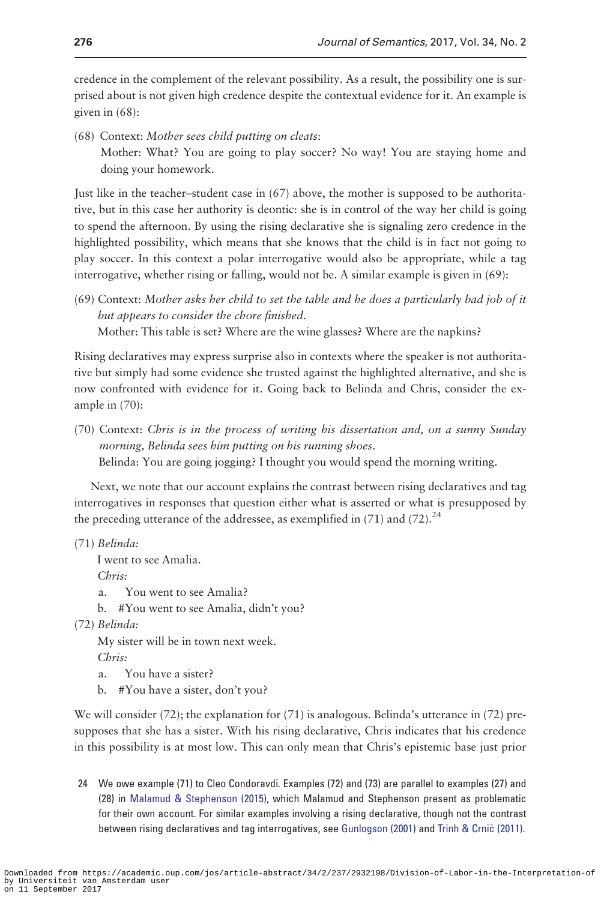credence in the complement of the relevant possibility. As a result, the possibility one is surprised about is not given high credence despite the contextual evidence for it. An example is given in (68):

(68) Context: *Mother sees child putting on cleats*:
Mother: What? You are going to play soccer? No way! You are staying home and doing your homework.

Just like in the teacher–student case in (67) above, the mother is supposed to be authoritative, but in this case her authority is deontic: she is in control of the way her child is going to spend the afternoon. By using the rising declarative she is signaling zero credence in the highlighted possibility, which means that she knows that the child is in fact not going to play soccer. In this context a polar interrogative would also be appropriate, while a tag interrogative, whether rising or falling, would not be. A similar example is given in (69):

(69) Context: *Mother asks her child to set the table and he does a particularly bad job of it but appears to consider the chore finished*.
Mother: This table is set? Where are the wine glasses? Where are the napkins?

Rising declaratives may express surprise also in contexts where the speaker is not authoritative but simply had some evidence she trusted against the highlighted alternative, and she is now confronted with evidence for it. Going back to Belinda and Chris, consider the example in (70):

(70) Context: *Chris is in the process of writing his dissertation and, on a sunny Sunday morning, Belinda sees him putting on his running shoes*.
Belinda: You are going jogging? I thought you would spend the morning writing.

Next, we note that our account explains the contrast between rising declaratives and tag interrogatives in responses that question either what is asserted or what is presupposed by the preceding utterance of the addressee, as exemplified in (71) and (72).[24]

(71) *Belinda:*
I went to see Amalia.
*Chris:*
a. You went to see Amalia?
b. #You went to see Amalia, didn't you?

(72) *Belinda:*
My sister will be in town next week.
*Chris:*
a. You have a sister?
b. #You have a sister, don't you?

We will consider (72); the explanation for (71) is analogous. Belinda's utterance in (72) presupposes that she has a sister. With his rising declarative, Chris indicates that his credence in this possibility is at most low. This can only mean that Chris's epistemic base just prior

24 We owe example (71) to Cleo Condoravdi. Examples (72) and (73) are parallel to examples (27) and (28) in Malamud & Stephenson (2015), which Malamud and Stephenson present as problematic for their own account. For similar examples involving a rising declarative, though not the contrast between rising declaratives and tag interrogatives, see Gunlogson (2001) and Trinh & Crnič (2011).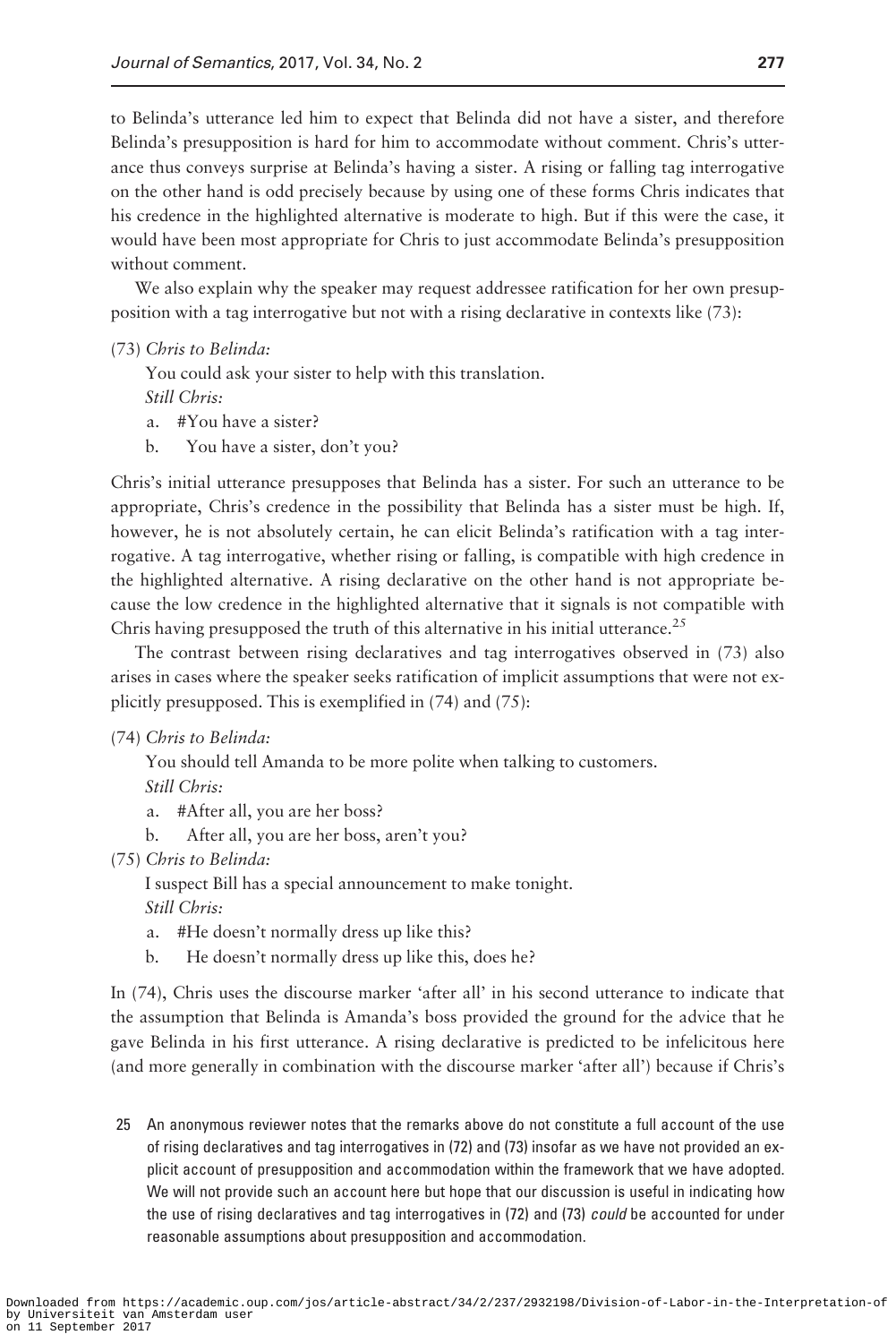to Belinda's utterance led him to expect that Belinda did not have a sister, and therefore Belinda's presupposition is hard for him to accommodate without comment. Chris's utterance thus conveys surprise at Belinda's having a sister. A rising or falling tag interrogative on the other hand is odd precisely because by using one of these forms Chris indicates that his credence in the highlighted alternative is moderate to high. But if this were the case, it would have been most appropriate for Chris to just accommodate Belinda's presupposition without comment.

We also explain why the speaker may request addressee ratification for her own presupposition with a tag interrogative but not with a rising declarative in contexts like (73):

(73) *Chris to Belinda:*
  You could ask your sister to help with this translation.
  *Still Chris:*
  a. #You have a sister?
  b. You have a sister, don't you?

Chris's initial utterance presupposes that Belinda has a sister. For such an utterance to be appropriate, Chris's credence in the possibility that Belinda has a sister must be high. If, however, he is not absolutely certain, he can elicit Belinda's ratification with a tag interrogative. A tag interrogative, whether rising or falling, is compatible with high credence in the highlighted alternative. A rising declarative on the other hand is not appropriate because the low credence in the highlighted alternative that it signals is not compatible with Chris having presupposed the truth of this alternative in his initial utterance.[25]

The contrast between rising declaratives and tag interrogatives observed in (73) also arises in cases where the speaker seeks ratification of implicit assumptions that were not explicitly presupposed. This is exemplified in (74) and (75):

(74) *Chris to Belinda:*
  You should tell Amanda to be more polite when talking to customers.
  *Still Chris:*
  a. #After all, you are her boss?
  b. After all, you are her boss, aren't you?

(75) *Chris to Belinda:*
  I suspect Bill has a special announcement to make tonight.
  *Still Chris:*
  a. #He doesn't normally dress up like this?
  b. He doesn't normally dress up like this, does he?

In (74), Chris uses the discourse marker 'after all' in his second utterance to indicate that the assumption that Belinda is Amanda's boss provided the ground for the advice that he gave Belinda in his first utterance. A rising declarative is predicted to be infelicitous here (and more generally in combination with the discourse marker 'after all') because if Chris's

25 An anonymous reviewer notes that the remarks above do not constitute a full account of the use of rising declaratives and tag interrogatives in (72) and (73) insofar as we have not provided an explicit account of presupposition and accommodation within the framework that we have adopted. We will not provide such an account here but hope that our discussion is useful in indicating how the use of rising declaratives and tag interrogatives in (72) and (73) *could* be accounted for under reasonable assumptions about presupposition and accommodation.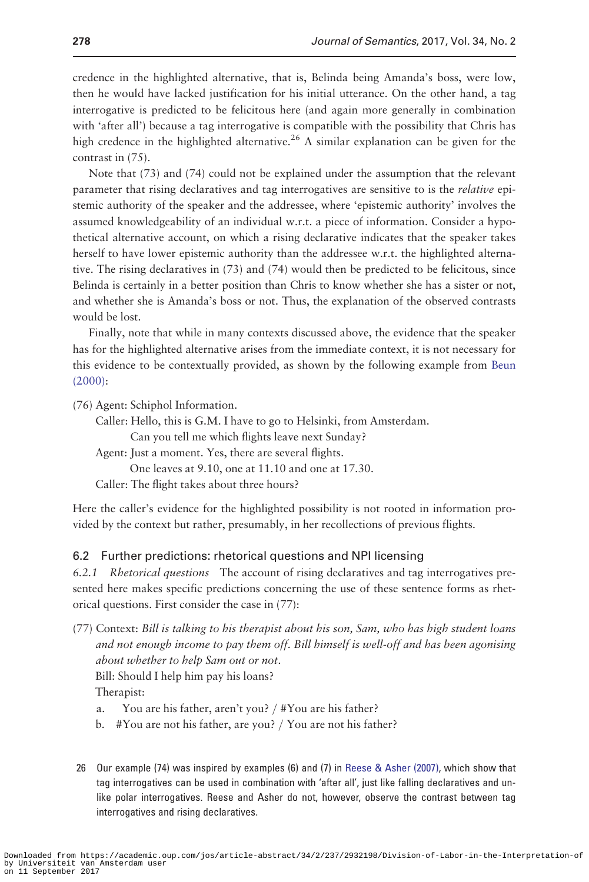credence in the highlighted alternative, that is, Belinda being Amanda's boss, were low, then he would have lacked justification for his initial utterance. On the other hand, a tag interrogative is predicted to be felicitous here (and again more generally in combination with 'after all') because a tag interrogative is compatible with the possibility that Chris has high credence in the highlighted alternative.[26] A similar explanation can be given for the contrast in (75).

Note that (73) and (74) could not be explained under the assumption that the relevant parameter that rising declaratives and tag interrogatives are sensitive to is the *relative* epistemic authority of the speaker and the addressee, where 'epistemic authority' involves the assumed knowledgeability of an individual w.r.t. a piece of information. Consider a hypothetical alternative account, on which a rising declarative indicates that the speaker takes herself to have lower epistemic authority than the addressee w.r.t. the highlighted alternative. The rising declaratives in (73) and (74) would then be predicted to be felicitous, since Belinda is certainly in a better position than Chris to know whether she has a sister or not, and whether she is Amanda's boss or not. Thus, the explanation of the observed contrasts would be lost.

Finally, note that while in many contexts discussed above, the evidence that the speaker has for the highlighted alternative arises from the immediate context, it is not necessary for this evidence to be contextually provided, as shown by the following example from Beun (2000):

(76) Agent: Schiphol Information.
  Caller: Hello, this is G.M. I have to go to Helsinki, from Amsterdam.
    Can you tell me which flights leave next Sunday?
  Agent: Just a moment. Yes, there are several flights.
    One leaves at 9.10, one at 11.10 and one at 17.30.
  Caller: The flight takes about three hours?

Here the caller's evidence for the highlighted possibility is not rooted in information provided by the context but rather, presumably, in her recollections of previous flights.

## 6.2 Further predictions: rhetorical questions and NPI licensing

*6.2.1 Rhetorical questions* The account of rising declaratives and tag interrogatives presented here makes specific predictions concerning the use of these sentence forms as rhetorical questions. First consider the case in (77):

(77) Context: *Bill is talking to his therapist about his son, Sam, who has high student loans and not enough income to pay them off. Bill himself is well-off and has been agonising about whether to help Sam out or not.*
  Bill: Should I help him pay his loans?
  Therapist:
  a. You are his father, aren't you? / #You are his father?
  b. #You are not his father, are you? / You are not his father?

26 Our example (74) was inspired by examples (6) and (7) in Reese & Asher (2007), which show that tag interrogatives can be used in combination with 'after all', just like falling declaratives and unlike polar interrogatives. Reese and Asher do not, however, observe the contrast between tag interrogatives and rising declaratives.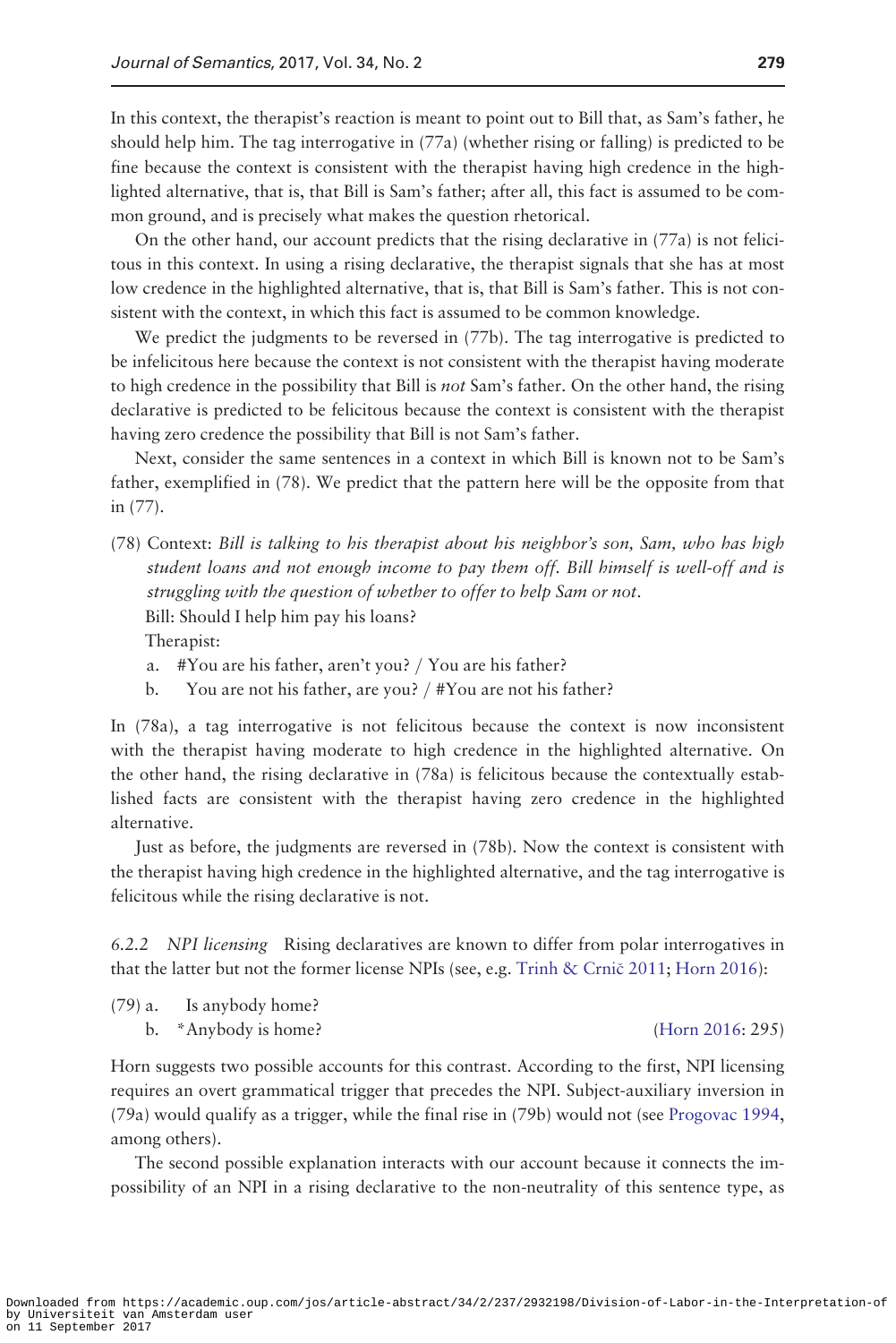In this context, the therapist's reaction is meant to point out to Bill that, as Sam's father, he should help him. The tag interrogative in (77a) (whether rising or falling) is predicted to be fine because the context is consistent with the therapist having high credence in the highlighted alternative, that is, that Bill is Sam's father; after all, this fact is assumed to be common ground, and is precisely what makes the question rhetorical.

On the other hand, our account predicts that the rising declarative in (77a) is not felicitous in this context. In using a rising declarative, the therapist signals that she has at most low credence in the highlighted alternative, that is, that Bill is Sam's father. This is not consistent with the context, in which this fact is assumed to be common knowledge.

We predict the judgments to be reversed in (77b). The tag interrogative is predicted to be infelicitous here because the context is not consistent with the therapist having moderate to high credence in the possibility that Bill is *not* Sam's father. On the other hand, the rising declarative is predicted to be felicitous because the context is consistent with the therapist having zero credence the possibility that Bill is not Sam's father.

Next, consider the same sentences in a context in which Bill is known not to be Sam's father, exemplified in (78). We predict that the pattern here will be the opposite from that in (77).

(78) Context: *Bill is talking to his therapist about his neighbor's son, Sam, who has high student loans and not enough income to pay them off. Bill himself is well-off and is struggling with the question of whether to offer to help Sam or not.*

Bill: Should I help him pay his loans?

Therapist:

a. #You are his father, aren't you? / You are his father?

b. You are not his father, are you? / #You are not his father?

In (78a), a tag interrogative is not felicitous because the context is now inconsistent with the therapist having moderate to high credence in the highlighted alternative. On the other hand, the rising declarative in (78a) is felicitous because the contextually established facts are consistent with the therapist having zero credence in the highlighted alternative.

Just as before, the judgments are reversed in (78b). Now the context is consistent with the therapist having high credence in the highlighted alternative, and the tag interrogative is felicitous while the rising declarative is not.

*6.2.2 NPI licensing* Rising declaratives are known to differ from polar interrogatives in that the latter but not the former license NPIs (see, e.g. Trinh & Crnič 2011; Horn 2016):

(79) a. Is anybody home?

b. *Anybody is home? (Horn 2016: 295)

Horn suggests two possible accounts for this contrast. According to the first, NPI licensing requires an overt grammatical trigger that precedes the NPI. Subject-auxiliary inversion in (79a) would qualify as a trigger, while the final rise in (79b) would not (see Progovac 1994, among others).

The second possible explanation interacts with our account because it connects the impossibility of an NPI in a rising declarative to the non-neutrality of this sentence type, as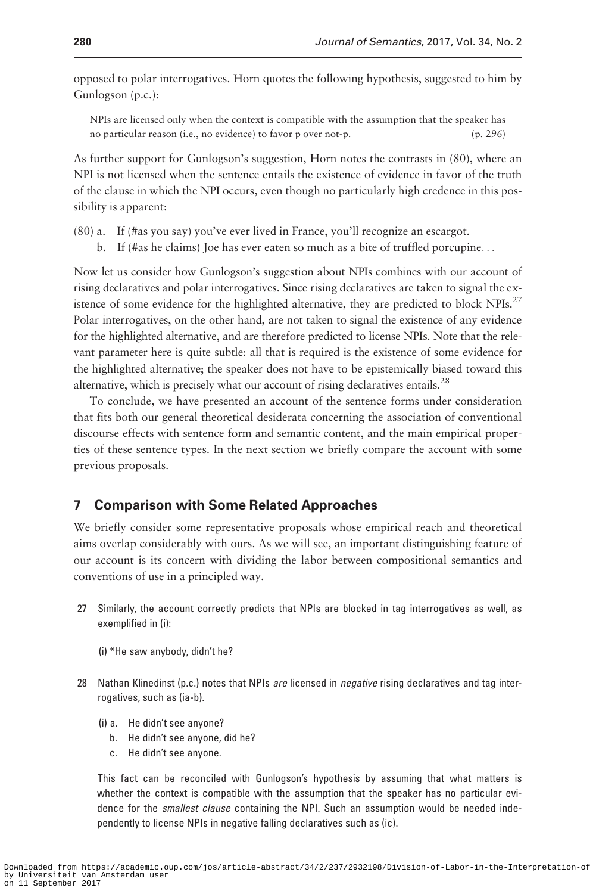opposed to polar interrogatives. Horn quotes the following hypothesis, suggested to him by Gunlogson (p.c.):

> NPIs are licensed only when the context is compatible with the assumption that the speaker has no particular reason (i.e., no evidence) to favor p over not-p. (p. 296)

As further support for Gunlogson's suggestion, Horn notes the contrasts in (80), where an NPI is not licensed when the sentence entails the existence of evidence in favor of the truth of the clause in which the NPI occurs, even though no particularly high credence in this possibility is apparent:

(80) a. If (#as you say) you've ever lived in France, you'll recognize an escargot.
b. If (#as he claims) Joe has ever eaten so much as a bite of truffled porcupine...

Now let us consider how Gunlogson's suggestion about NPIs combines with our account of rising declaratives and polar interrogatives. Since rising declaratives are taken to signal the existence of some evidence for the highlighted alternative, they are predicted to block NPIs.[27] Polar interrogatives, on the other hand, are not taken to signal the existence of any evidence for the highlighted alternative, and are therefore predicted to license NPIs. Note that the relevant parameter here is quite subtle: all that is required is the existence of some evidence for the highlighted alternative; the speaker does not have to be epistemically biased toward this alternative, which is precisely what our account of rising declaratives entails.[28]

To conclude, we have presented an account of the sentence forms under consideration that fits both our general theoretical desiderata concerning the association of conventional discourse effects with sentence form and semantic content, and the main empirical properties of these sentence types. In the next section we briefly compare the account with some previous proposals.

## 7 Comparison with Some Related Approaches

We briefly consider some representative proposals whose empirical reach and theoretical aims overlap considerably with ours. As we will see, an important distinguishing feature of our account is its concern with dividing the labor between compositional semantics and conventions of use in a principled way.

27 Similarly, the account correctly predicts that NPIs are blocked in tag interrogatives as well, as exemplified in (i):

(i) *He saw anybody, didn't he?

28 Nathan Klinedinst (p.c.) notes that NPIs *are* licensed in *negative* rising declaratives and tag interrogatives, such as (ia-b).

(i) a. He didn't see anyone?
b. He didn't see anyone, did he?
c. He didn't see anyone.

This fact can be reconciled with Gunlogson's hypothesis by assuming that what matters is whether the context is compatible with the assumption that the speaker has no particular evidence for the *smallest clause* containing the NPI. Such an assumption would be needed independently to license NPIs in negative falling declaratives such as (ic).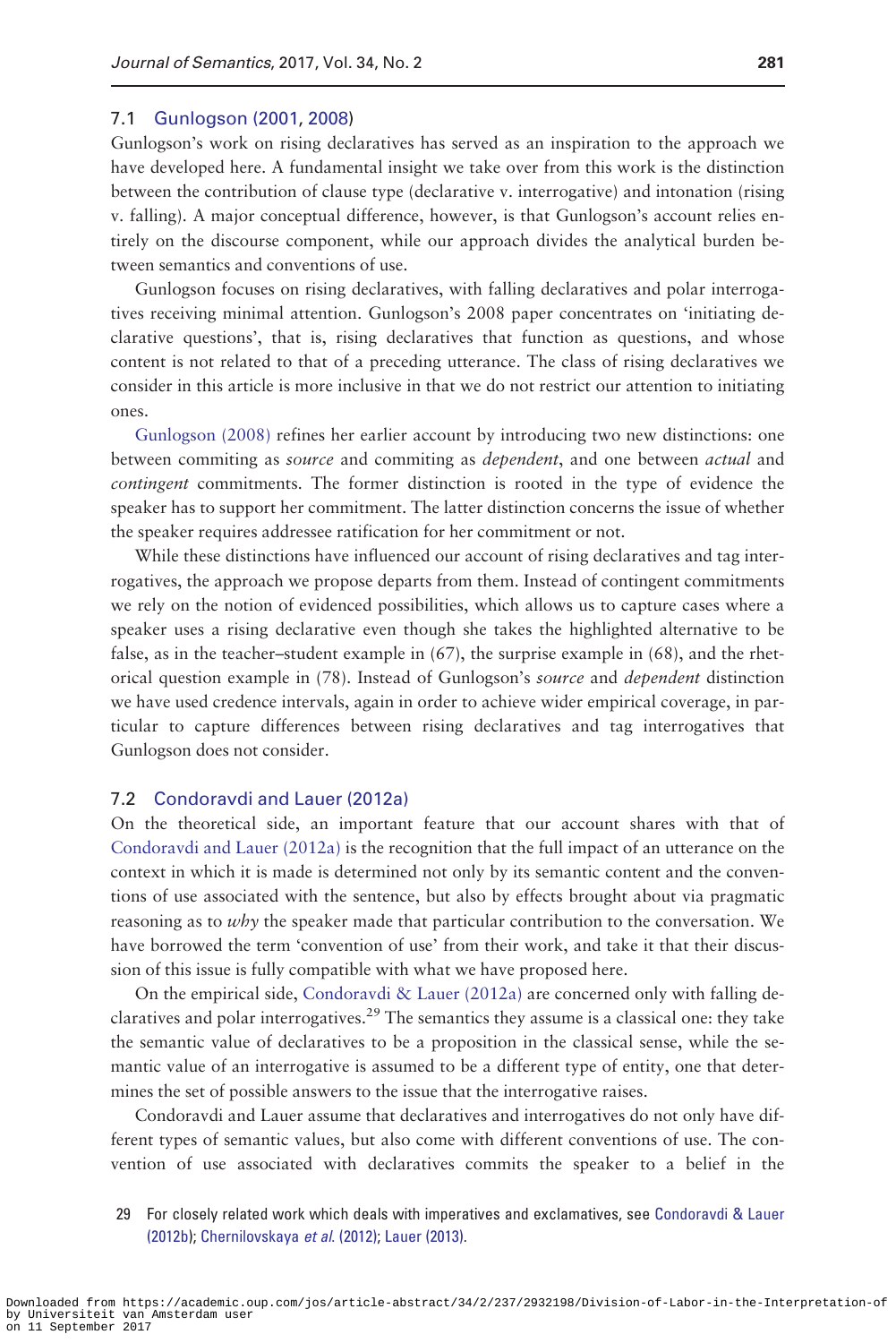### 7.1 Gunlogson (2001, 2008)

Gunlogson's work on rising declaratives has served as an inspiration to the approach we have developed here. A fundamental insight we take over from this work is the distinction between the contribution of clause type (declarative v. interrogative) and intonation (rising v. falling). A major conceptual difference, however, is that Gunlogson's account relies entirely on the discourse component, while our approach divides the analytical burden between semantics and conventions of use.

Gunlogson focuses on rising declaratives, with falling declaratives and polar interrogatives receiving minimal attention. Gunlogson's 2008 paper concentrates on 'initiating declarative questions', that is, rising declaratives that function as questions, and whose content is not related to that of a preceding utterance. The class of rising declaratives we consider in this article is more inclusive in that we do not restrict our attention to initiating ones.

Gunlogson (2008) refines her earlier account by introducing two new distinctions: one between commiting as *source* and commiting as *dependent*, and one between *actual* and *contingent* commitments. The former distinction is rooted in the type of evidence the speaker has to support her commitment. The latter distinction concerns the issue of whether the speaker requires addressee ratification for her commitment or not.

While these distinctions have influenced our account of rising declaratives and tag interrogatives, the approach we propose departs from them. Instead of contingent commitments we rely on the notion of evidenced possibilities, which allows us to capture cases where a speaker uses a rising declarative even though she takes the highlighted alternative to be false, as in the teacher–student example in (67), the surprise example in (68), and the rhetorical question example in (78). Instead of Gunlogson's *source* and *dependent* distinction we have used credence intervals, again in order to achieve wider empirical coverage, in particular to capture differences between rising declaratives and tag interrogatives that Gunlogson does not consider.

### 7.2 Condoravdi and Lauer (2012a)

On the theoretical side, an important feature that our account shares with that of Condoravdi and Lauer (2012a) is the recognition that the full impact of an utterance on the context in which it is made is determined not only by its semantic content and the conventions of use associated with the sentence, but also by effects brought about via pragmatic reasoning as to *why* the speaker made that particular contribution to the conversation. We have borrowed the term 'convention of use' from their work, and take it that their discussion of this issue is fully compatible with what we have proposed here.

On the empirical side, Condoravdi & Lauer (2012a) are concerned only with falling declaratives and polar interrogatives.[29] The semantics they assume is a classical one: they take the semantic value of declaratives to be a proposition in the classical sense, while the semantic value of an interrogative is assumed to be a different type of entity, one that determines the set of possible answers to the issue that the interrogative raises.

Condoravdi and Lauer assume that declaratives and interrogatives do not only have different types of semantic values, but also come with different conventions of use. The convention of use associated with declaratives commits the speaker to a belief in the

29 For closely related work which deals with imperatives and exclamatives, see Condoravdi & Lauer (2012b); Chernilovskaya *et al.* (2012); Lauer (2013).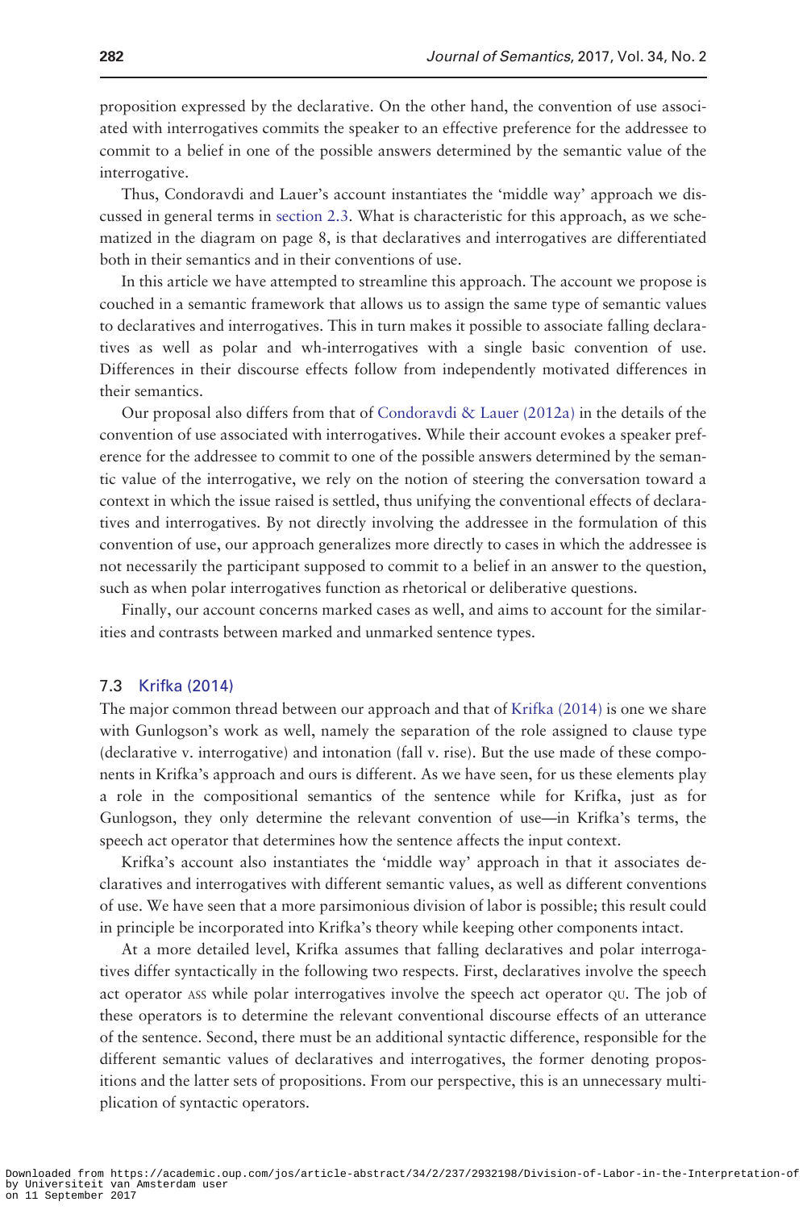proposition expressed by the declarative. On the other hand, the convention of use associated with interrogatives commits the speaker to an effective preference for the addressee to commit to a belief in one of the possible answers determined by the semantic value of the interrogative.

Thus, Condoravdi and Lauer's account instantiates the 'middle way' approach we discussed in general terms in section 2.3. What is characteristic for this approach, as we schematized in the diagram on page 8, is that declaratives and interrogatives are differentiated both in their semantics and in their conventions of use.

In this article we have attempted to streamline this approach. The account we propose is couched in a semantic framework that allows us to assign the same type of semantic values to declaratives and interrogatives. This in turn makes it possible to associate falling declaratives as well as polar and wh-interrogatives with a single basic convention of use. Differences in their discourse effects follow from independently motivated differences in their semantics.

Our proposal also differs from that of Condoravdi & Lauer (2012a) in the details of the convention of use associated with interrogatives. While their account evokes a speaker preference for the addressee to commit to one of the possible answers determined by the semantic value of the interrogative, we rely on the notion of steering the conversation toward a context in which the issue raised is settled, thus unifying the conventional effects of declaratives and interrogatives. By not directly involving the addressee in the formulation of this convention of use, our approach generalizes more directly to cases in which the addressee is not necessarily the participant supposed to commit to a belief in an answer to the question, such as when polar interrogatives function as rhetorical or deliberative questions.

Finally, our account concerns marked cases as well, and aims to account for the similarities and contrasts between marked and unmarked sentence types.

### 7.3 Krifka (2014)

The major common thread between our approach and that of Krifka (2014) is one we share with Gunlogson's work as well, namely the separation of the role assigned to clause type (declarative v. interrogative) and intonation (fall v. rise). But the use made of these components in Krifka's approach and ours is different. As we have seen, for us these elements play a role in the compositional semantics of the sentence while for Krifka, just as for Gunlogson, they only determine the relevant convention of use—in Krifka's terms, the speech act operator that determines how the sentence affects the input context.

Krifka's account also instantiates the 'middle way' approach in that it associates declaratives and interrogatives with different semantic values, as well as different conventions of use. We have seen that a more parsimonious division of labor is possible; this result could in principle be incorporated into Krifka's theory while keeping other components intact.

At a more detailed level, Krifka assumes that falling declaratives and polar interrogatives differ syntactically in the following two respects. First, declaratives involve the speech act operator ASS while polar interrogatives involve the speech act operator QU. The job of these operators is to determine the relevant conventional discourse effects of an utterance of the sentence. Second, there must be an additional syntactic difference, responsible for the different semantic values of declaratives and interrogatives, the former denoting propositions and the latter sets of propositions. From our perspective, this is an unnecessary multiplication of syntactic operators.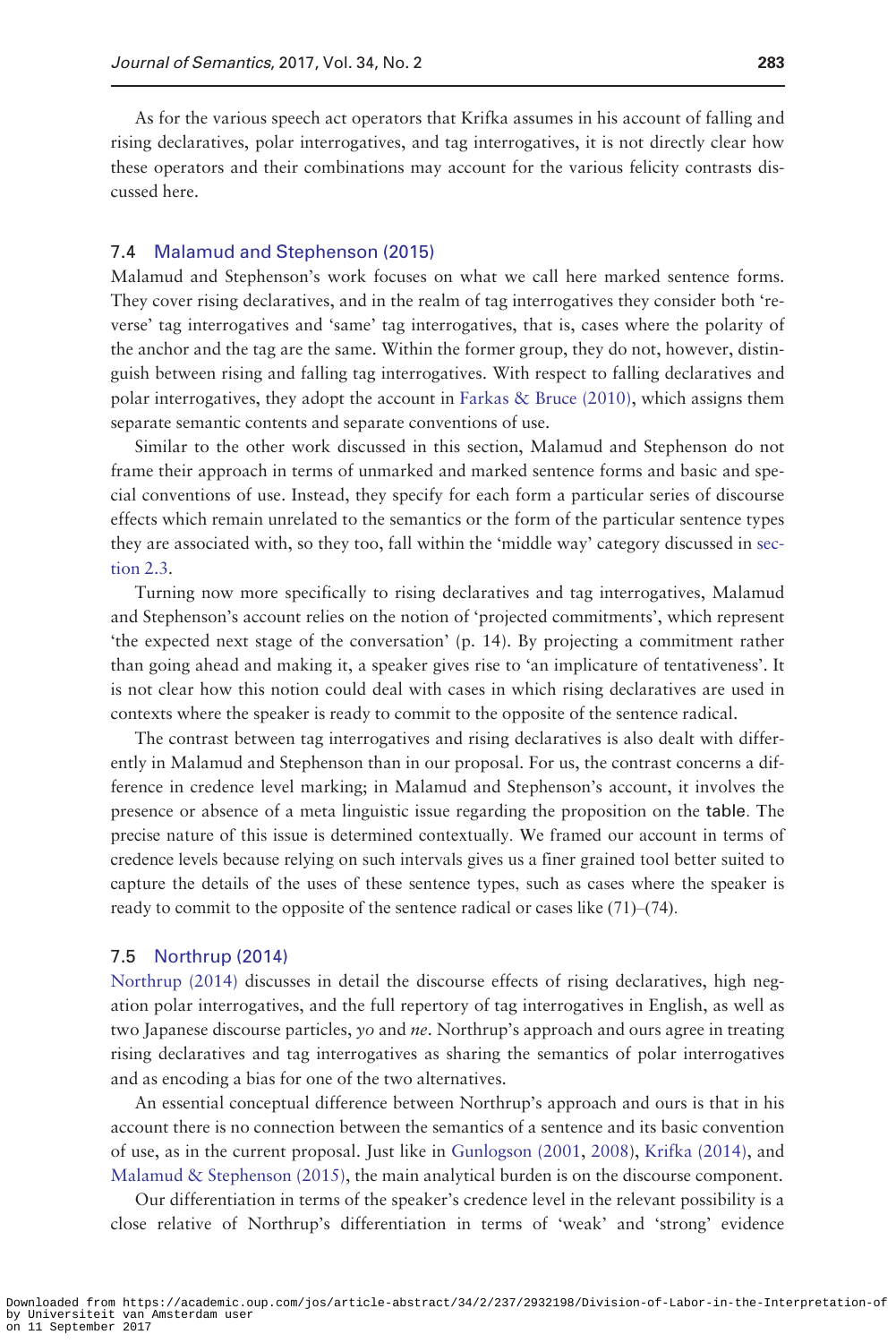As for the various speech act operators that Krifka assumes in his account of falling and rising declaratives, polar interrogatives, and tag interrogatives, it is not directly clear how these operators and their combinations may account for the various felicity contrasts discussed here.

### 7.4 Malamud and Stephenson (2015)

Malamud and Stephenson's work focuses on what we call here marked sentence forms. They cover rising declaratives, and in the realm of tag interrogatives they consider both 'reverse' tag interrogatives and 'same' tag interrogatives, that is, cases where the polarity of the anchor and the tag are the same. Within the former group, they do not, however, distinguish between rising and falling tag interrogatives. With respect to falling declaratives and polar interrogatives, they adopt the account in Farkas & Bruce (2010), which assigns them separate semantic contents and separate conventions of use.

Similar to the other work discussed in this section, Malamud and Stephenson do not frame their approach in terms of unmarked and marked sentence forms and basic and special conventions of use. Instead, they specify for each form a particular series of discourse effects which remain unrelated to the semantics or the form of the particular sentence types they are associated with, so they too, fall within the 'middle way' category discussed in section 2.3.

Turning now more specifically to rising declaratives and tag interrogatives, Malamud and Stephenson's account relies on the notion of 'projected commitments', which represent 'the expected next stage of the conversation' (p. 14). By projecting a commitment rather than going ahead and making it, a speaker gives rise to 'an implicature of tentativeness'. It is not clear how this notion could deal with cases in which rising declaratives are used in contexts where the speaker is ready to commit to the opposite of the sentence radical.

The contrast between tag interrogatives and rising declaratives is also dealt with differently in Malamud and Stephenson than in our proposal. For us, the contrast concerns a difference in credence level marking; in Malamud and Stephenson's account, it involves the presence or absence of a meta linguistic issue regarding the proposition on the table. The precise nature of this issue is determined contextually. We framed our account in terms of credence levels because relying on such intervals gives us a finer grained tool better suited to capture the details of the uses of these sentence types, such as cases where the speaker is ready to commit to the opposite of the sentence radical or cases like (71)–(74).

### 7.5 Northrup (2014)

Northrup (2014) discusses in detail the discourse effects of rising declaratives, high negation polar interrogatives, and the full repertory of tag interrogatives in English, as well as two Japanese discourse particles, *yo* and *ne*. Northrup's approach and ours agree in treating rising declaratives and tag interrogatives as sharing the semantics of polar interrogatives and as encoding a bias for one of the two alternatives.

An essential conceptual difference between Northrup's approach and ours is that in his account there is no connection between the semantics of a sentence and its basic convention of use, as in the current proposal. Just like in Gunlogson (2001, 2008), Krifka (2014), and Malamud & Stephenson (2015), the main analytical burden is on the discourse component.

Our differentiation in terms of the speaker's credence level in the relevant possibility is a close relative of Northrup's differentiation in terms of 'weak' and 'strong' evidence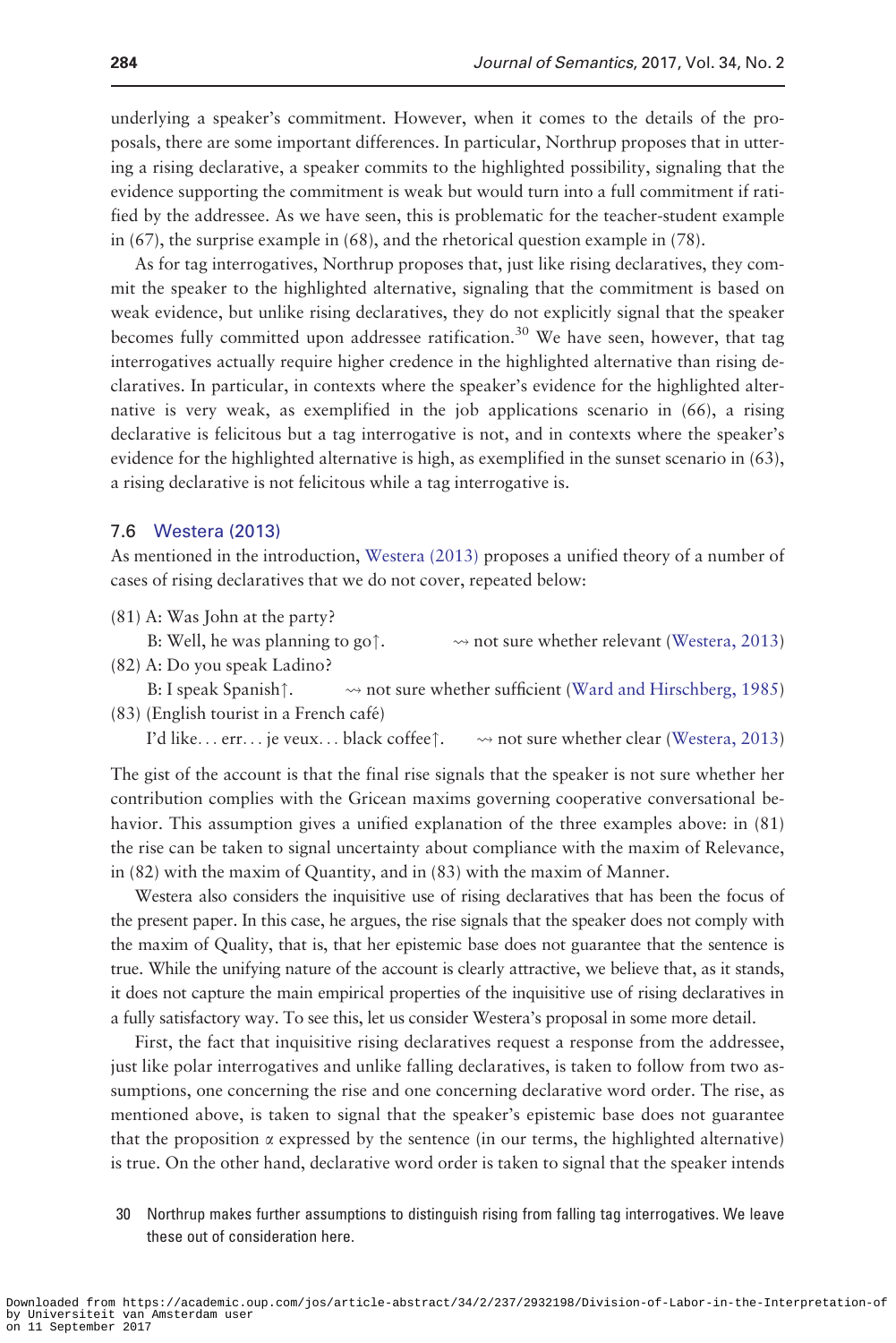underlying a speaker's commitment. However, when it comes to the details of the proposals, there are some important differences. In particular, Northrup proposes that in uttering a rising declarative, a speaker commits to the highlighted possibility, signaling that the evidence supporting the commitment is weak but would turn into a full commitment if ratified by the addressee. As we have seen, this is problematic for the teacher-student example in (67), the surprise example in (68), and the rhetorical question example in (78).

As for tag interrogatives, Northrup proposes that, just like rising declaratives, they commit the speaker to the highlighted alternative, signaling that the commitment is based on weak evidence, but unlike rising declaratives, they do not explicitly signal that the speaker becomes fully committed upon addressee ratification.[30] We have seen, however, that tag interrogatives actually require higher credence in the highlighted alternative than rising declaratives. In particular, in contexts where the speaker's evidence for the highlighted alternative is very weak, as exemplified in the job applications scenario in (66), a rising declarative is felicitous but a tag interrogative is not, and in contexts where the speaker's evidence for the highlighted alternative is high, as exemplified in the sunset scenario in (63), a rising declarative is not felicitous while a tag interrogative is.

### 7.6 Westera (2013)

As mentioned in the introduction, Westera (2013) proposes a unified theory of a number of cases of rising declaratives that we do not cover, repeated below:

(81) A: Was John at the party?
    B: Well, he was planning to go↑. ⇝ not sure whether relevant (Westera, 2013)

(82) A: Do you speak Ladino?
    B: I speak Spanish↑. ⇝ not sure whether sufficient (Ward and Hirschberg, 1985)

(83) (English tourist in a French café)
    I'd like… err… je veux… black coffee↑. ⇝ not sure whether clear (Westera, 2013)

The gist of the account is that the final rise signals that the speaker is not sure whether her contribution complies with the Gricean maxims governing cooperative conversational behavior. This assumption gives a unified explanation of the three examples above: in (81) the rise can be taken to signal uncertainty about compliance with the maxim of Relevance, in (82) with the maxim of Quantity, and in (83) with the maxim of Manner.

Westera also considers the inquisitive use of rising declaratives that has been the focus of the present paper. In this case, he argues, the rise signals that the speaker does not comply with the maxim of Quality, that is, that her epistemic base does not guarantee that the sentence is true. While the unifying nature of the account is clearly attractive, we believe that, as it stands, it does not capture the main empirical properties of the inquisitive use of rising declaratives in a fully satisfactory way. To see this, let us consider Westera's proposal in some more detail.

First, the fact that inquisitive rising declaratives request a response from the addressee, just like polar interrogatives and unlike falling declaratives, is taken to follow from two assumptions, one concerning the rise and one concerning declarative word order. The rise, as mentioned above, is taken to signal that the speaker's epistemic base does not guarantee that the proposition $\alpha$ expressed by the sentence (in our terms, the highlighted alternative) is true. On the other hand, declarative word order is taken to signal that the speaker intends

30 Northrup makes further assumptions to distinguish rising from falling tag interrogatives. We leave these out of consideration here.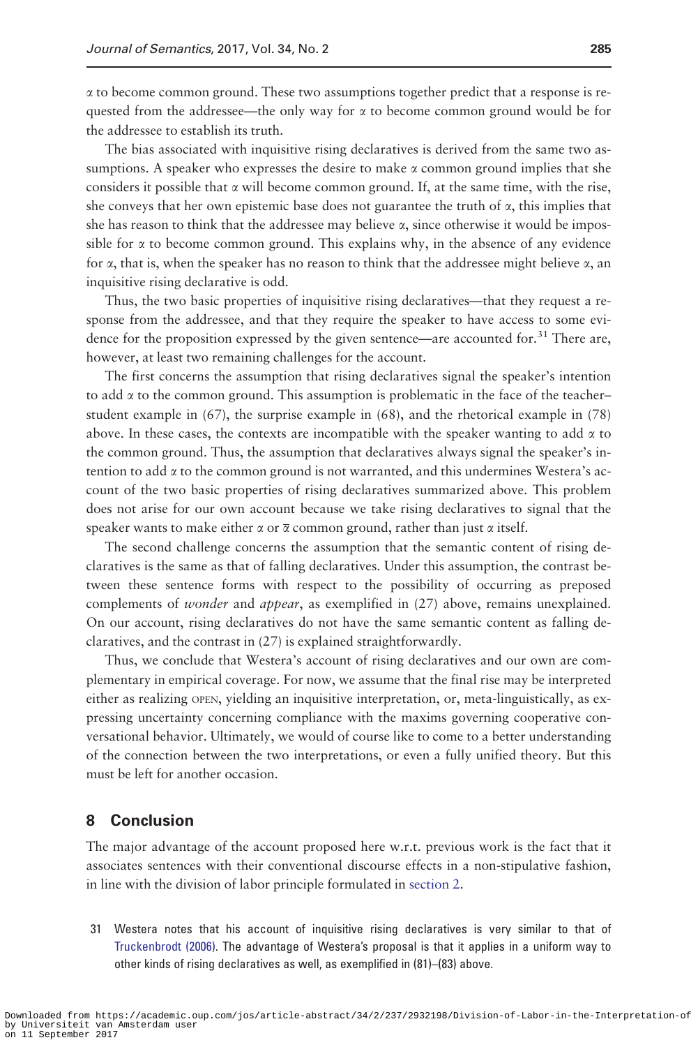$\alpha$ to become common ground. These two assumptions together predict that a response is requested from the addressee—the only way for $\alpha$ to become common ground would be for the addressee to establish its truth.

The bias associated with inquisitive rising declaratives is derived from the same two assumptions. A speaker who expresses the desire to make $\alpha$ common ground implies that she considers it possible that $\alpha$ will become common ground. If, at the same time, with the rise, she conveys that her own epistemic base does not guarantee the truth of $\alpha$, this implies that she has reason to think that the addressee may believe $\alpha$, since otherwise it would be impossible for $\alpha$ to become common ground. This explains why, in the absence of any evidence for $\alpha$, that is, when the speaker has no reason to think that the addressee might believe $\alpha$, an inquisitive rising declarative is odd.

Thus, the two basic properties of inquisitive rising declaratives—that they request a response from the addressee, and that they require the speaker to have access to some evidence for the proposition expressed by the given sentence—are accounted for.[31] There are, however, at least two remaining challenges for the account.

The first concerns the assumption that rising declaratives signal the speaker's intention to add $\alpha$ to the common ground. This assumption is problematic in the face of the teacher–student example in (67), the surprise example in (68), and the rhetorical example in (78) above. In these cases, the contexts are incompatible with the speaker wanting to add $\alpha$ to the common ground. Thus, the assumption that declaratives always signal the speaker's intention to add $\alpha$ to the common ground is not warranted, and this undermines Westera's account of the two basic properties of rising declaratives summarized above. This problem does not arise for our own account because we take rising declaratives to signal that the speaker wants to make either $\alpha$ or $\overline{\alpha}$ common ground, rather than just $\alpha$ itself.

The second challenge concerns the assumption that the semantic content of rising declaratives is the same as that of falling declaratives. Under this assumption, the contrast between these sentence forms with respect to the possibility of occurring as preposed complements of *wonder* and *appear*, as exemplified in (27) above, remains unexplained. On our account, rising declaratives do not have the same semantic content as falling declaratives, and the contrast in (27) is explained straightforwardly.

Thus, we conclude that Westera's account of rising declaratives and our own are complementary in empirical coverage. For now, we assume that the final rise may be interpreted either as realizing OPEN, yielding an inquisitive interpretation, or, meta-linguistically, as expressing uncertainty concerning compliance with the maxims governing cooperative conversational behavior. Ultimately, we would of course like to come to a better understanding of the connection between the two interpretations, or even a fully unified theory. But this must be left for another occasion.

## 8 Conclusion

The major advantage of the account proposed here w.r.t. previous work is the fact that it associates sentences with their conventional discourse effects in a non-stipulative fashion, in line with the division of labor principle formulated in section 2.

31 Westera notes that his account of inquisitive rising declaratives is very similar to that of Truckenbrodt (2006). The advantage of Westera's proposal is that it applies in a uniform way to other kinds of rising declaratives as well, as exemplified in (81)–(83) above.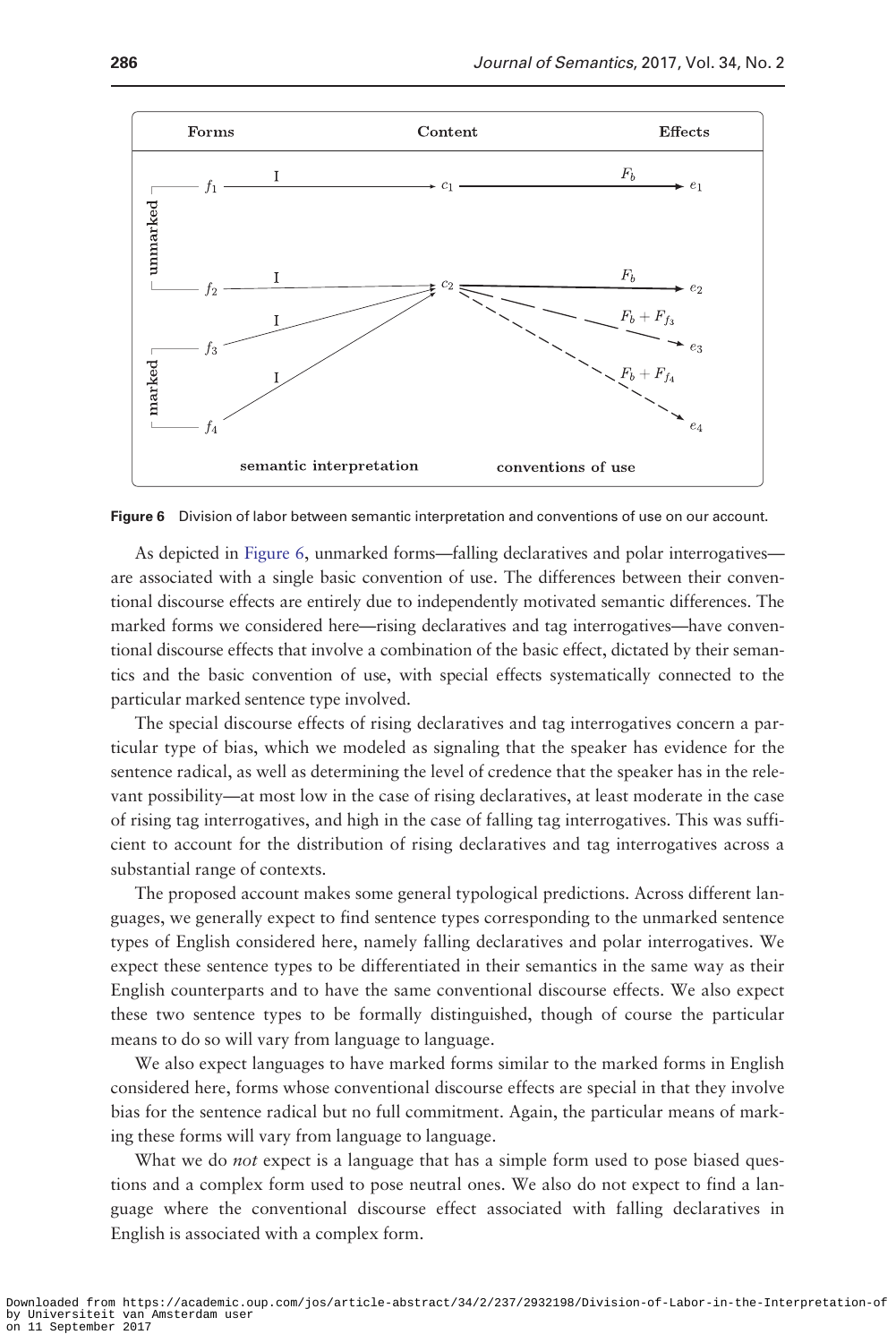Forms

Content

Effects

unmarked

marked

$f_1$

$f_2$

$f_3$

$f_4$

I

I

I

I

$c_1$

$c_2$

$F_b$

$F_b$

$F_b + F_{f_3}$

$F_b + F_{f_4}$

$e_1$

$e_2$

$e_3$

$e_4$

semantic interpretation

conventions of use

**Figure 6** Division of labor between semantic interpretation and conventions of use on our account.

As depicted in Figure 6, unmarked forms—falling declaratives and polar interrogatives—are associated with a single basic convention of use. The differences between their conventional discourse effects are entirely due to independently motivated semantic differences. The marked forms we considered here—rising declaratives and tag interrogatives—have conventional discourse effects that involve a combination of the basic effect, dictated by their semantics and the basic convention of use, with special effects systematically connected to the particular marked sentence type involved.

The special discourse effects of rising declaratives and tag interrogatives concern a particular type of bias, which we modeled as signaling that the speaker has evidence for the sentence radical, as well as determining the level of credence that the speaker has in the relevant possibility—at most low in the case of rising declaratives, at least moderate in the case of rising tag interrogatives, and high in the case of falling tag interrogatives. This was sufficient to account for the distribution of rising declaratives and tag interrogatives across a substantial range of contexts.

The proposed account makes some general typological predictions. Across different languages, we generally expect to find sentence types corresponding to the unmarked sentence types of English considered here, namely falling declaratives and polar interrogatives. We expect these sentence types to be differentiated in their semantics in the same way as their English counterparts and to have the same conventional discourse effects. We also expect these two sentence types to be formally distinguished, though of course the particular means to do so will vary from language to language.

We also expect languages to have marked forms similar to the marked forms in English considered here, forms whose conventional discourse effects are special in that they involve bias for the sentence radical but no full commitment. Again, the particular means of marking these forms will vary from language to language.

What we do *not* expect is a language that has a simple form used to pose biased questions and a complex form used to pose neutral ones. We also do not expect to find a language where the conventional discourse effect associated with falling declaratives in English is associated with a complex form.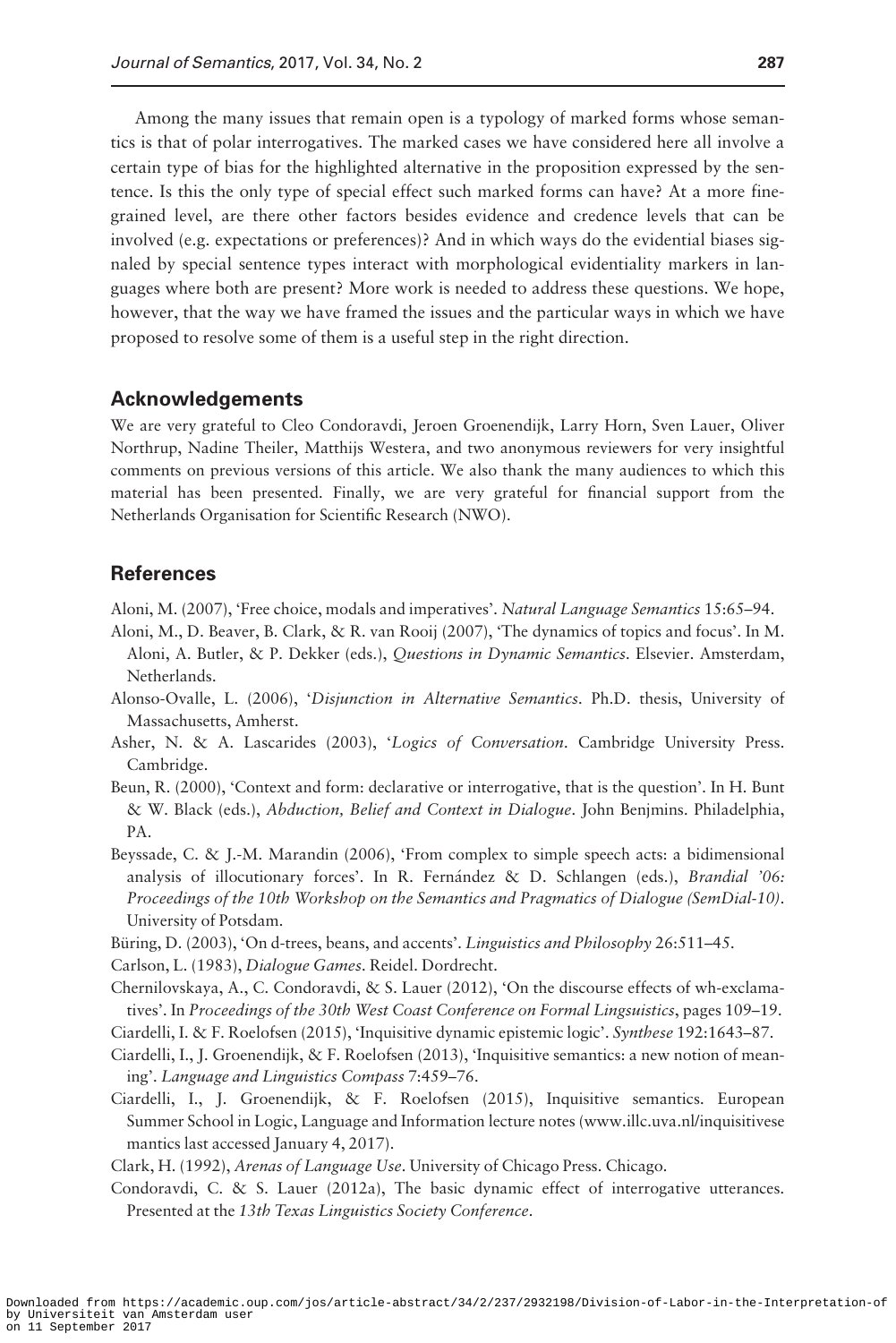Among the many issues that remain open is a typology of marked forms whose semantics is that of polar interrogatives. The marked cases we have considered here all involve a certain type of bias for the highlighted alternative in the proposition expressed by the sentence. Is this the only type of special effect such marked forms can have? At a more fine-grained level, are there other factors besides evidence and credence levels that can be involved (e.g. expectations or preferences)? And in which ways do the evidential biases signaled by special sentence types interact with morphological evidentiality markers in languages where both are present? More work is needed to address these questions. We hope, however, that the way we have framed the issues and the particular ways in which we have proposed to resolve some of them is a useful step in the right direction.

## Acknowledgements

We are very grateful to Cleo Condoravdi, Jeroen Groenendijk, Larry Horn, Sven Lauer, Oliver Northrup, Nadine Theiler, Matthijs Westera, and two anonymous reviewers for very insightful comments on previous versions of this article. We also thank the many audiences to which this material has been presented. Finally, we are very grateful for financial support from the Netherlands Organisation for Scientific Research (NWO).

## References

Aloni, M. (2007), 'Free choice, modals and imperatives'. *Natural Language Semantics* 15:65–94.

Aloni, M., D. Beaver, B. Clark, & R. van Rooij (2007), 'The dynamics of topics and focus'. In M. Aloni, A. Butler, & P. Dekker (eds.), *Questions in Dynamic Semantics*. Elsevier. Amsterdam, Netherlands.

Alonso-Ovalle, L. (2006), '*Disjunction in Alternative Semantics*. Ph.D. thesis, University of Massachusetts, Amherst.

Asher, N. & A. Lascarides (2003), '*Logics of Conversation*. Cambridge University Press. Cambridge.

Beun, R. (2000), 'Context and form: declarative or interrogative, that is the question'. In H. Bunt & W. Black (eds.), *Abduction, Belief and Context in Dialogue*. John Benjmins. Philadelphia, PA.

Beyssade, C. & J.-M. Marandin (2006), 'From complex to simple speech acts: a bidimensional analysis of illocutionary forces'. In R. Fernández & D. Schlangen (eds.), *Brandial '06: Proceedings of the 10th Workshop on the Semantics and Pragmatics of Dialogue (SemDial-10)*. University of Potsdam.

Büring, D. (2003), 'On d-trees, beans, and accents'. *Linguistics and Philosophy* 26:511–45.

Carlson, L. (1983), *Dialogue Games*. Reidel. Dordrecht.

Chernilovskaya, A., C. Condoravdi, & S. Lauer (2012), 'On the discourse effects of wh-exclamatives'. In *Proceedings of the 30th West Coast Conference on Formal Lingsuistics*, pages 109–19.

Ciardelli, I. & F. Roelofsen (2015), 'Inquisitive dynamic epistemic logic'. *Synthese* 192:1643–87.

Ciardelli, I., J. Groenendijk, & F. Roelofsen (2013), 'Inquisitive semantics: a new notion of meaning'. *Language and Linguistics Compass* 7:459–76.

Ciardelli, I., J. Groenendijk, & F. Roelofsen (2015), Inquisitive semantics. European Summer School in Logic, Language and Information lecture notes (www.illc.uva.nl/inquisitivesemantics last accessed January 4, 2017).

Clark, H. (1992), *Arenas of Language Use*. University of Chicago Press. Chicago.

Condoravdi, C. & S. Lauer (2012a), The basic dynamic effect of interrogative utterances. Presented at the *13th Texas Linguistics Society Conference*.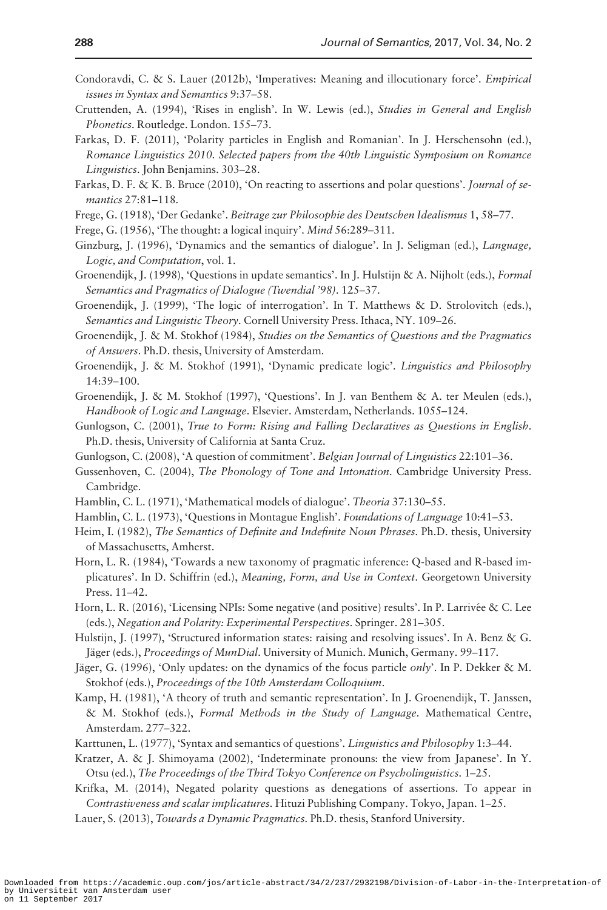Condoravdi, C. & S. Lauer (2012b), 'Imperatives: Meaning and illocutionary force'. *Empirical issues in Syntax and Semantics* 9:37–58.

Cruttenden, A. (1994), 'Rises in english'. In W. Lewis (ed.), *Studies in General and English Phonetics*. Routledge. London. 155–73.

Farkas, D. F. (2011), 'Polarity particles in English and Romanian'. In J. Herschensohn (ed.), *Romance Linguistics 2010. Selected papers from the 40th Linguistic Symposium on Romance Linguistics*. John Benjamins. 303–28.

Farkas, D. F. & K. B. Bruce (2010), 'On reacting to assertions and polar questions'. *Journal of semantics* 27:81–118.

Frege, G. (1918), 'Der Gedanke'. *Beitrage zur Philosophie des Deutschen Idealismus* 1, 58–77.

Frege, G. (1956), 'The thought: a logical inquiry'. *Mind* 56:289–311.

Ginzburg, J. (1996), 'Dynamics and the semantics of dialogue'. In J. Seligman (ed.), *Language, Logic, and Computation*, vol. 1.

Groenendijk, J. (1998), 'Questions in update semantics'. In J. Hulstijn & A. Nijholt (eds.), *Formal Semantics and Pragmatics of Dialogue (Twendial '98)*. 125–37.

Groenendijk, J. (1999), 'The logic of interrogation'. In T. Matthews & D. Strolovitch (eds.), *Semantics and Linguistic Theory*. Cornell University Press. Ithaca, NY. 109–26.

Groenendijk, J. & M. Stokhof (1984), *Studies on the Semantics of Questions and the Pragmatics of Answers*. Ph.D. thesis, University of Amsterdam.

Groenendijk, J. & M. Stokhof (1991), 'Dynamic predicate logic'. *Linguistics and Philosophy* 14:39–100.

Groenendijk, J. & M. Stokhof (1997), 'Questions'. In J. van Benthem & A. ter Meulen (eds.), *Handbook of Logic and Language*. Elsevier. Amsterdam, Netherlands. 1055–124.

Gunlogson, C. (2001), *True to Form: Rising and Falling Declaratives as Questions in English*. Ph.D. thesis, University of California at Santa Cruz.

Gunlogson, C. (2008), 'A question of commitment'. *Belgian Journal of Linguistics* 22:101–36.

Gussenhoven, C. (2004), *The Phonology of Tone and Intonation*. Cambridge University Press. Cambridge.

Hamblin, C. L. (1971), 'Mathematical models of dialogue'. *Theoria* 37:130–55.

Hamblin, C. L. (1973), 'Questions in Montague English'. *Foundations of Language* 10:41–53.

Heim, I. (1982), *The Semantics of Definite and Indefinite Noun Phrases*. Ph.D. thesis, University of Massachusetts, Amherst.

Horn, L. R. (1984), 'Towards a new taxonomy of pragmatic inference: Q-based and R-based implicatures'. In D. Schiffrin (ed.), *Meaning, Form, and Use in Context*. Georgetown University Press. 11–42.

Horn, L. R. (2016), 'Licensing NPIs: Some negative (and positive) results'. In P. Larrivée & C. Lee (eds.), *Negation and Polarity: Experimental Perspectives*. Springer. 281–305.

Hulstijn, J. (1997), 'Structured information states: raising and resolving issues'. In A. Benz & G. Jäger (eds.), *Proceedings of MunDial*. University of Munich. Munich, Germany. 99–117.

Jäger, G. (1996), 'Only updates: on the dynamics of the focus particle *only*'. In P. Dekker & M. Stokhof (eds.), *Proceedings of the 10th Amsterdam Colloquium*.

Kamp, H. (1981), 'A theory of truth and semantic representation'. In J. Groenendijk, T. Janssen, & M. Stokhof (eds.), *Formal Methods in the Study of Language*. Mathematical Centre, Amsterdam. 277–322.

Karttunen, L. (1977), 'Syntax and semantics of questions'. *Linguistics and Philosophy* 1:3–44.

Kratzer, A. & J. Shimoyama (2002), 'Indeterminate pronouns: the view from Japanese'. In Y. Otsu (ed.), *The Proceedings of the Third Tokyo Conference on Psycholinguistics*. 1–25.

Krifka, M. (2014), Negated polarity questions as denegations of assertions. To appear in *Contrastiveness and scalar implicatures*. Hituzi Publishing Company. Tokyo, Japan. 1–25.

Lauer, S. (2013), *Towards a Dynamic Pragmatics*. Ph.D. thesis, Stanford University.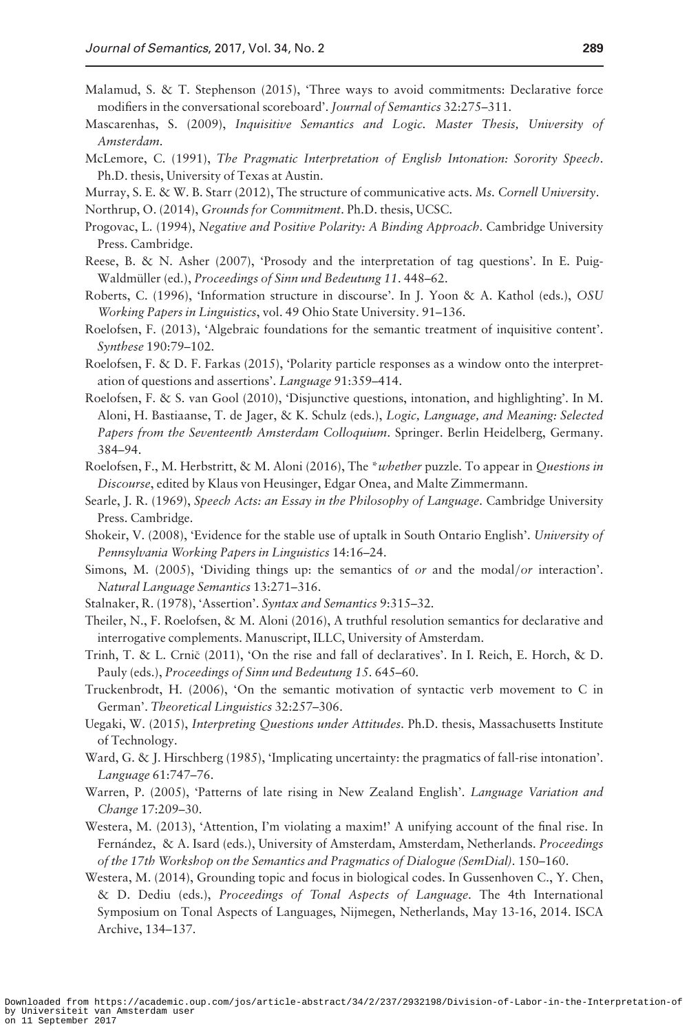Malamud, S. & T. Stephenson (2015), 'Three ways to avoid commitments: Declarative force modifiers in the conversational scoreboard'. *Journal of Semantics* 32:275–311.

Mascarenhas, S. (2009), *Inquisitive Semantics and Logic. Master Thesis, University of Amsterdam.*

McLemore, C. (1991), *The Pragmatic Interpretation of English Intonation: Sorority Speech*. Ph.D. thesis, University of Texas at Austin.

Murray, S. E. & W. B. Starr (2012), The structure of communicative acts. *Ms. Cornell University*.

Northrup, O. (2014), *Grounds for Commitment*. Ph.D. thesis, UCSC.

Progovac, L. (1994), *Negative and Positive Polarity: A Binding Approach*. Cambridge University Press. Cambridge.

Reese, B. & N. Asher (2007), 'Prosody and the interpretation of tag questions'. In E. Puig-Waldmüller (ed.), *Proceedings of Sinn und Bedeutung 11*. 448–62.

Roberts, C. (1996), 'Information structure in discourse'. In J. Yoon & A. Kathol (eds.), *OSU Working Papers in Linguistics*, vol. 49 Ohio State University. 91–136.

Roelofsen, F. (2013), 'Algebraic foundations for the semantic treatment of inquisitive content'. *Synthese* 190:79–102.

Roelofsen, F. & D. F. Farkas (2015), 'Polarity particle responses as a window onto the interpretation of questions and assertions'. *Language* 91:359–414.

Roelofsen, F. & S. van Gool (2010), 'Disjunctive questions, intonation, and highlighting'. In M. Aloni, H. Bastiaanse, T. de Jager, & K. Schulz (eds.), *Logic, Language, and Meaning: Selected Papers from the Seventeenth Amsterdam Colloquium*. Springer. Berlin Heidelberg, Germany. 384–94.

Roelofsen, F., M. Herbstritt, & M. Aloni (2016), The *\*whether* puzzle. To appear in *Questions in Discourse*, edited by Klaus von Heusinger, Edgar Onea, and Malte Zimmermann.

Searle, J. R. (1969), *Speech Acts: an Essay in the Philosophy of Language*. Cambridge University Press. Cambridge.

Shokeir, V. (2008), 'Evidence for the stable use of uptalk in South Ontario English'. *University of Pennsylvania Working Papers in Linguistics* 14:16–24.

Simons, M. (2005), 'Dividing things up: the semantics of *or* and the modal/*or* interaction'. *Natural Language Semantics* 13:271–316.

Stalnaker, R. (1978), 'Assertion'. *Syntax and Semantics* 9:315–32.

Theiler, N., F. Roelofsen, & M. Aloni (2016), A truthful resolution semantics for declarative and interrogative complements. Manuscript, ILLC, University of Amsterdam.

Trinh, T. & L. Crnič (2011), 'On the rise and fall of declaratives'. In I. Reich, E. Horch, & D. Pauly (eds.), *Proceedings of Sinn und Bedeutung 15*. 645–60.

Truckenbrodt, H. (2006), 'On the semantic motivation of syntactic verb movement to C in German'. *Theoretical Linguistics* 32:257–306.

Uegaki, W. (2015), *Interpreting Questions under Attitudes*. Ph.D. thesis, Massachusetts Institute of Technology.

Ward, G. & J. Hirschberg (1985), 'Implicating uncertainty: the pragmatics of fall-rise intonation'. *Language* 61:747–76.

Warren, P. (2005), 'Patterns of late rising in New Zealand English'. *Language Variation and Change* 17:209–30.

Westera, M. (2013), 'Attention, I'm violating a maxim!' A unifying account of the final rise. In Fernández, & A. Isard (eds.), University of Amsterdam, Amsterdam, Netherlands. *Proceedings of the 17th Workshop on the Semantics and Pragmatics of Dialogue (SemDial)*. 150–160.

Westera, M. (2014), Grounding topic and focus in biological codes. In Gussenhoven C., Y. Chen, & D. Dediu (eds.), *Proceedings of Tonal Aspects of Language*. The 4th International Symposium on Tonal Aspects of Languages, Nijmegen, Netherlands, May 13-16, 2014. ISCA Archive, 134–137.